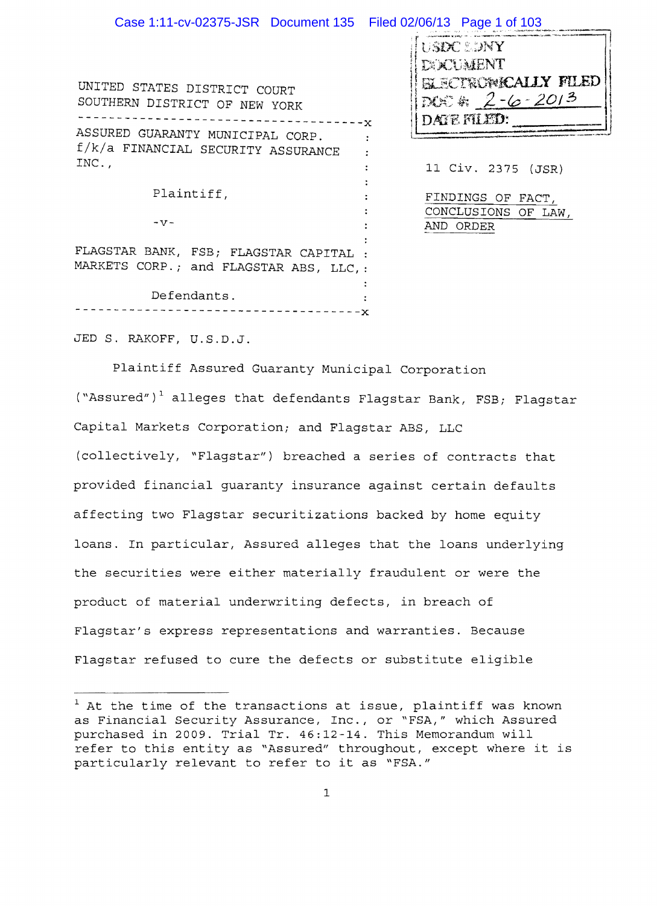UNITED STATES DISTRICT COURT
SOUTHERN DISTRICT OF NEW YORK

USDC SDNY
DOCUMENT
ELECTRONICALLY FILED
DOC #: 2-6-2013
DATE FILED: ____________

---

ASSURED GUARANTY MUNICIPAL CORP. f/k/a FINANCIAL SECURITY ASSURANCE INC.,

Plaintiff,

-v-

FLAGSTAR BANK, FSB; FLAGSTAR CAPITAL MARKETS CORP.; and FLAGSTAR ABS, LLC,

Defendants.

---

11 Civ. 2375 (JSR)

FINDINGS OF FACT, CONCLUSIONS OF LAW, AND ORDER

JED S. RAKOFF, U.S.D.J.

Plaintiff Assured Guaranty Municipal Corporation ("Assured")[1] alleges that defendants Flagstar Bank, FSB; Flagstar Capital Markets Corporation; and Flagstar ABS, LLC (collectively, "Flagstar") breached a series of contracts that provided financial guaranty insurance against certain defaults affecting two Flagstar securitizations backed by home equity loans. In particular, Assured alleges that the loans underlying the securities were either materially fraudulent or were the product of material underwriting defects, in breach of Flagstar's express representations and warranties. Because Flagstar refused to cure the defects or substitute eligible

---

[1] At the time of the transactions at issue, plaintiff was known as Financial Security Assurance, Inc., or "FSA," which Assured purchased in 2009. Trial Tr. 46:12-14. This Memorandum will refer to this entity as "Assured" throughout, except where it is particularly relevant to refer to it as "FSA."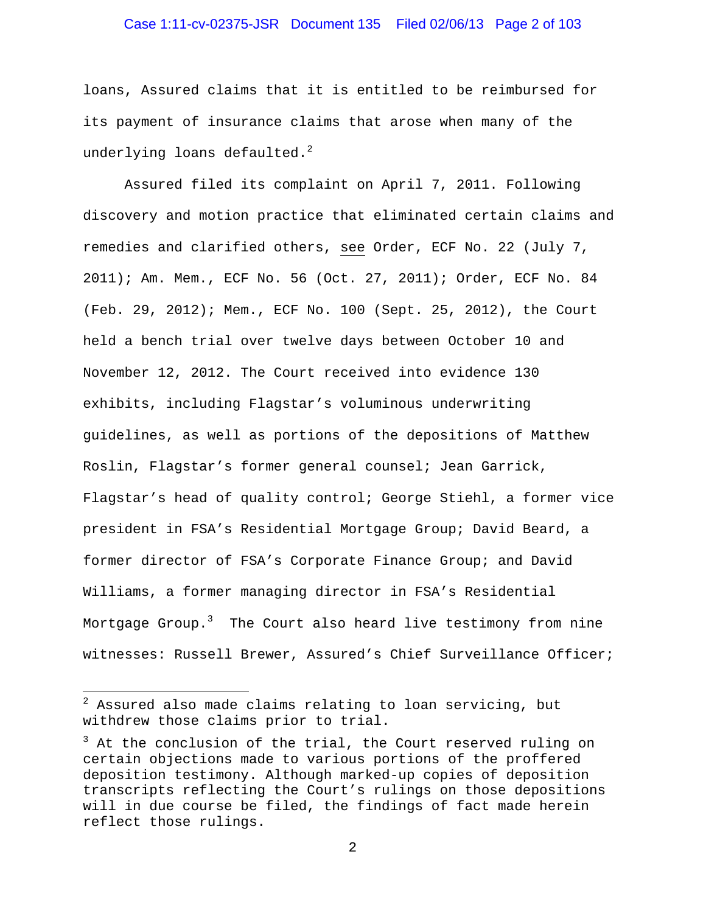loans, Assured claims that it is entitled to be reimbursed for its payment of insurance claims that arose when many of the underlying loans defaulted.[2]

Assured filed its complaint on April 7, 2011. Following discovery and motion practice that eliminated certain claims and remedies and clarified others, see Order, ECF No. 22 (July 7, 2011); Am. Mem., ECF No. 56 (Oct. 27, 2011); Order, ECF No. 84 (Feb. 29, 2012); Mem., ECF No. 100 (Sept. 25, 2012), the Court held a bench trial over twelve days between October 10 and November 12, 2012. The Court received into evidence 130 exhibits, including Flagstar's voluminous underwriting guidelines, as well as portions of the depositions of Matthew Roslin, Flagstar's former general counsel; Jean Garrick, Flagstar's head of quality control; George Stiehl, a former vice president in FSA's Residential Mortgage Group; David Beard, a former director of FSA's Corporate Finance Group; and David Williams, a former managing director in FSA's Residential Mortgage Group.[3] The Court also heard live testimony from nine witnesses: Russell Brewer, Assured's Chief Surveillance Officer;

---

[2] Assured also made claims relating to loan servicing, but withdrew those claims prior to trial.

[3] At the conclusion of the trial, the Court reserved ruling on certain objections made to various portions of the proffered deposition testimony. Although marked-up copies of deposition transcripts reflecting the Court's rulings on those depositions will in due course be filed, the findings of fact made herein reflect those rulings.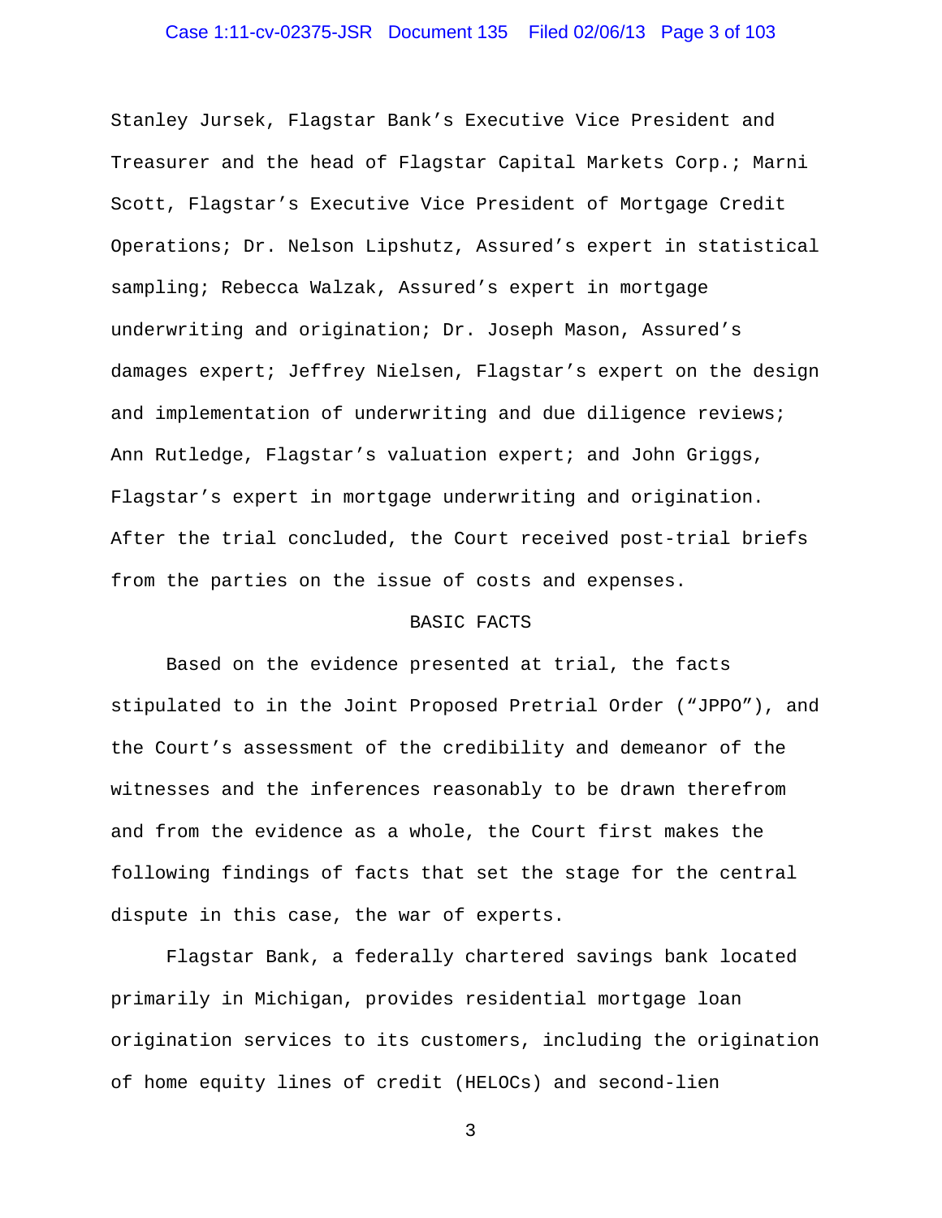Stanley Jursek, Flagstar Bank's Executive Vice President and Treasurer and the head of Flagstar Capital Markets Corp.; Marni Scott, Flagstar's Executive Vice President of Mortgage Credit Operations; Dr. Nelson Lipshutz, Assured's expert in statistical sampling; Rebecca Walzak, Assured's expert in mortgage underwriting and origination; Dr. Joseph Mason, Assured's damages expert; Jeffrey Nielsen, Flagstar's expert on the design and implementation of underwriting and due diligence reviews; Ann Rutledge, Flagstar's valuation expert; and John Griggs, Flagstar's expert in mortgage underwriting and origination. After the trial concluded, the Court received post-trial briefs from the parties on the issue of costs and expenses.

## BASIC FACTS

Based on the evidence presented at trial, the facts stipulated to in the Joint Proposed Pretrial Order ("JPPO"), and the Court's assessment of the credibility and demeanor of the witnesses and the inferences reasonably to be drawn therefrom and from the evidence as a whole, the Court first makes the following findings of facts that set the stage for the central dispute in this case, the war of experts.

Flagstar Bank, a federally chartered savings bank located primarily in Michigan, provides residential mortgage loan origination services to its customers, including the origination of home equity lines of credit (HELOCs) and second-lien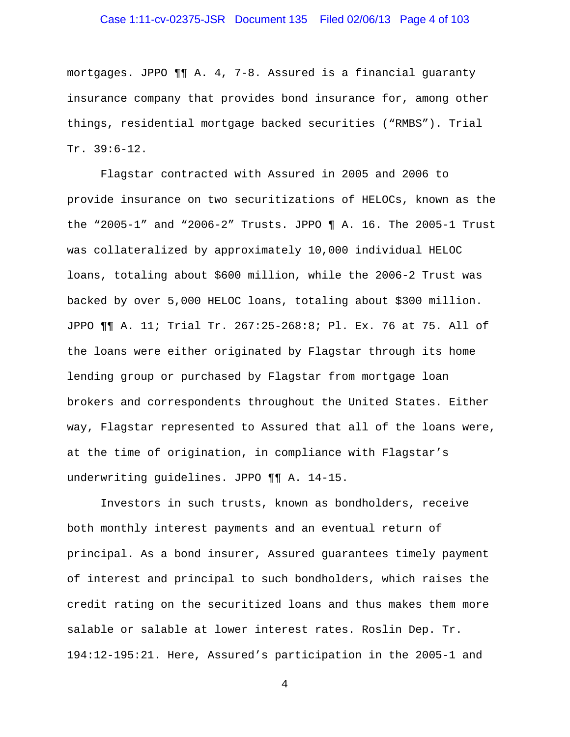mortgages. JPPO ¶¶ A. 4, 7-8. Assured is a financial guaranty insurance company that provides bond insurance for, among other things, residential mortgage backed securities ("RMBS"). Trial Tr. 39:6-12.

Flagstar contracted with Assured in 2005 and 2006 to provide insurance on two securitizations of HELOCs, known as the the "2005-1" and "2006-2" Trusts. JPPO ¶ A. 16. The 2005-1 Trust was collateralized by approximately 10,000 individual HELOC loans, totaling about $600 million, while the 2006-2 Trust was backed by over 5,000 HELOC loans, totaling about $300 million. JPPO ¶¶ A. 11; Trial Tr. 267:25-268:8; Pl. Ex. 76 at 75. All of the loans were either originated by Flagstar through its home lending group or purchased by Flagstar from mortgage loan brokers and correspondents throughout the United States. Either way, Flagstar represented to Assured that all of the loans were, at the time of origination, in compliance with Flagstar's underwriting guidelines. JPPO ¶¶ A. 14-15.

Investors in such trusts, known as bondholders, receive both monthly interest payments and an eventual return of principal. As a bond insurer, Assured guarantees timely payment of interest and principal to such bondholders, which raises the credit rating on the securitized loans and thus makes them more salable or salable at lower interest rates. Roslin Dep. Tr. 194:12-195:21. Here, Assured's participation in the 2005-1 and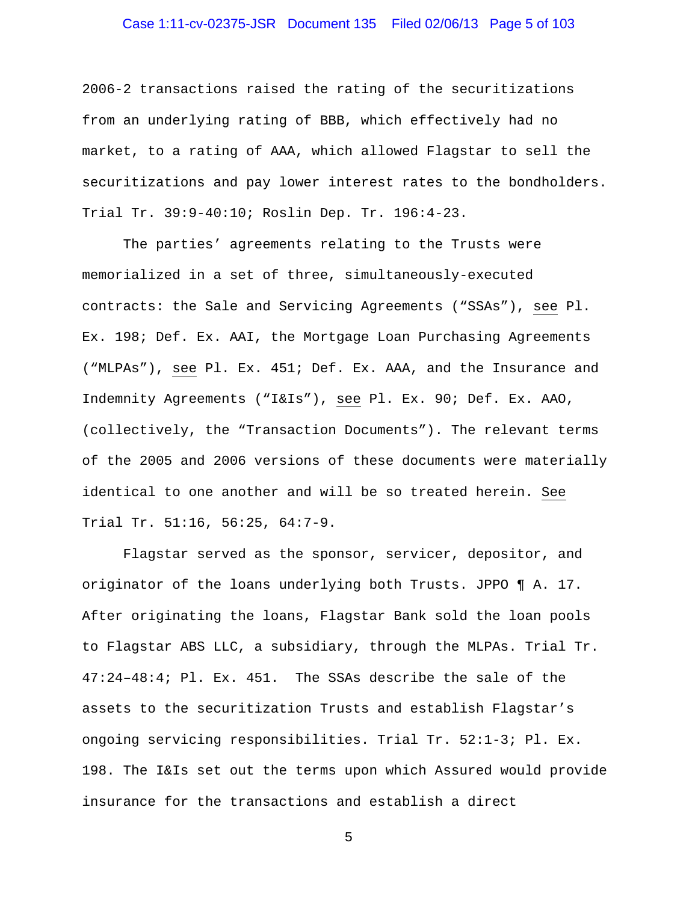2006-2 transactions raised the rating of the securitizations from an underlying rating of BBB, which effectively had no market, to a rating of AAA, which allowed Flagstar to sell the securitizations and pay lower interest rates to the bondholders. Trial Tr. 39:9-40:10; Roslin Dep. Tr. 196:4-23.

The parties' agreements relating to the Trusts were memorialized in a set of three, simultaneously-executed contracts: the Sale and Servicing Agreements ("SSAs"), see Pl. Ex. 198; Def. Ex. AAI, the Mortgage Loan Purchasing Agreements ("MLPAs"), see Pl. Ex. 451; Def. Ex. AAA, and the Insurance and Indemnity Agreements ("I&Is"), see Pl. Ex. 90; Def. Ex. AAO, (collectively, the "Transaction Documents"). The relevant terms of the 2005 and 2006 versions of these documents were materially identical to one another and will be so treated herein. See Trial Tr. 51:16, 56:25, 64:7-9.

Flagstar served as the sponsor, servicer, depositor, and originator of the loans underlying both Trusts. JPPO ¶ A. 17. After originating the loans, Flagstar Bank sold the loan pools to Flagstar ABS LLC, a subsidiary, through the MLPAs. Trial Tr. 47:24–48:4; Pl. Ex. 451. The SSAs describe the sale of the assets to the securitization Trusts and establish Flagstar's ongoing servicing responsibilities. Trial Tr. 52:1-3; Pl. Ex. 198. The I&Is set out the terms upon which Assured would provide insurance for the transactions and establish a direct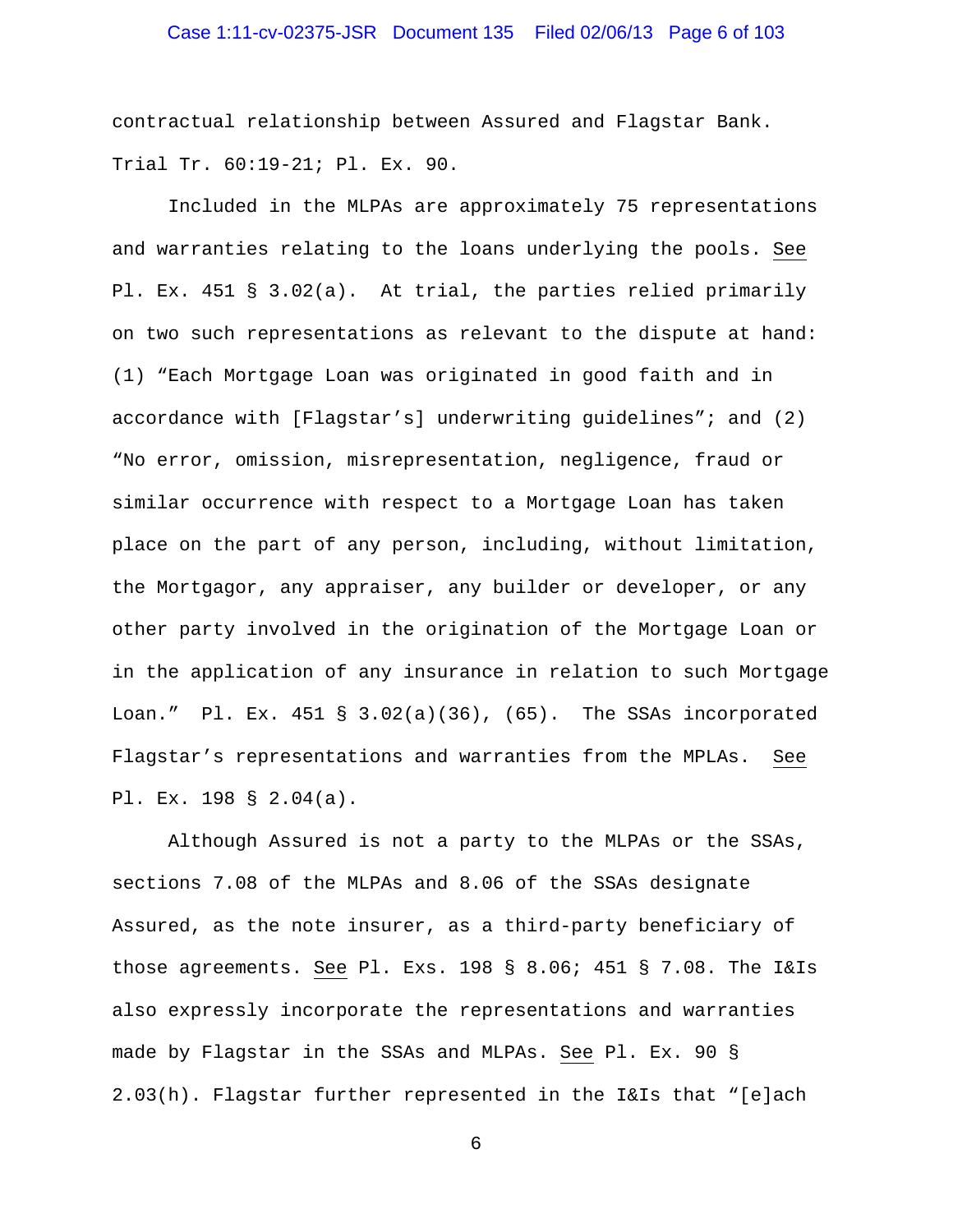contractual relationship between Assured and Flagstar Bank. Trial Tr. 60:19-21; Pl. Ex. 90.

Included in the MLPAs are approximately 75 representations and warranties relating to the loans underlying the pools. See Pl. Ex. 451 § 3.02(a). At trial, the parties relied primarily on two such representations as relevant to the dispute at hand: (1) "Each Mortgage Loan was originated in good faith and in accordance with [Flagstar's] underwriting guidelines"; and (2) "No error, omission, misrepresentation, negligence, fraud or similar occurrence with respect to a Mortgage Loan has taken place on the part of any person, including, without limitation, the Mortgagor, any appraiser, any builder or developer, or any other party involved in the origination of the Mortgage Loan or in the application of any insurance in relation to such Mortgage Loan." Pl. Ex. 451 § 3.02(a)(36), (65). The SSAs incorporated Flagstar's representations and warranties from the MPLAs. See Pl. Ex. 198 § 2.04(a).

Although Assured is not a party to the MLPAs or the SSAs, sections 7.08 of the MLPAs and 8.06 of the SSAs designate Assured, as the note insurer, as a third-party beneficiary of those agreements. See Pl. Exs. 198 § 8.06; 451 § 7.08. The I&Is also expressly incorporate the representations and warranties made by Flagstar in the SSAs and MLPAs. See Pl. Ex. 90 § 2.03(h). Flagstar further represented in the I&Is that "[e]ach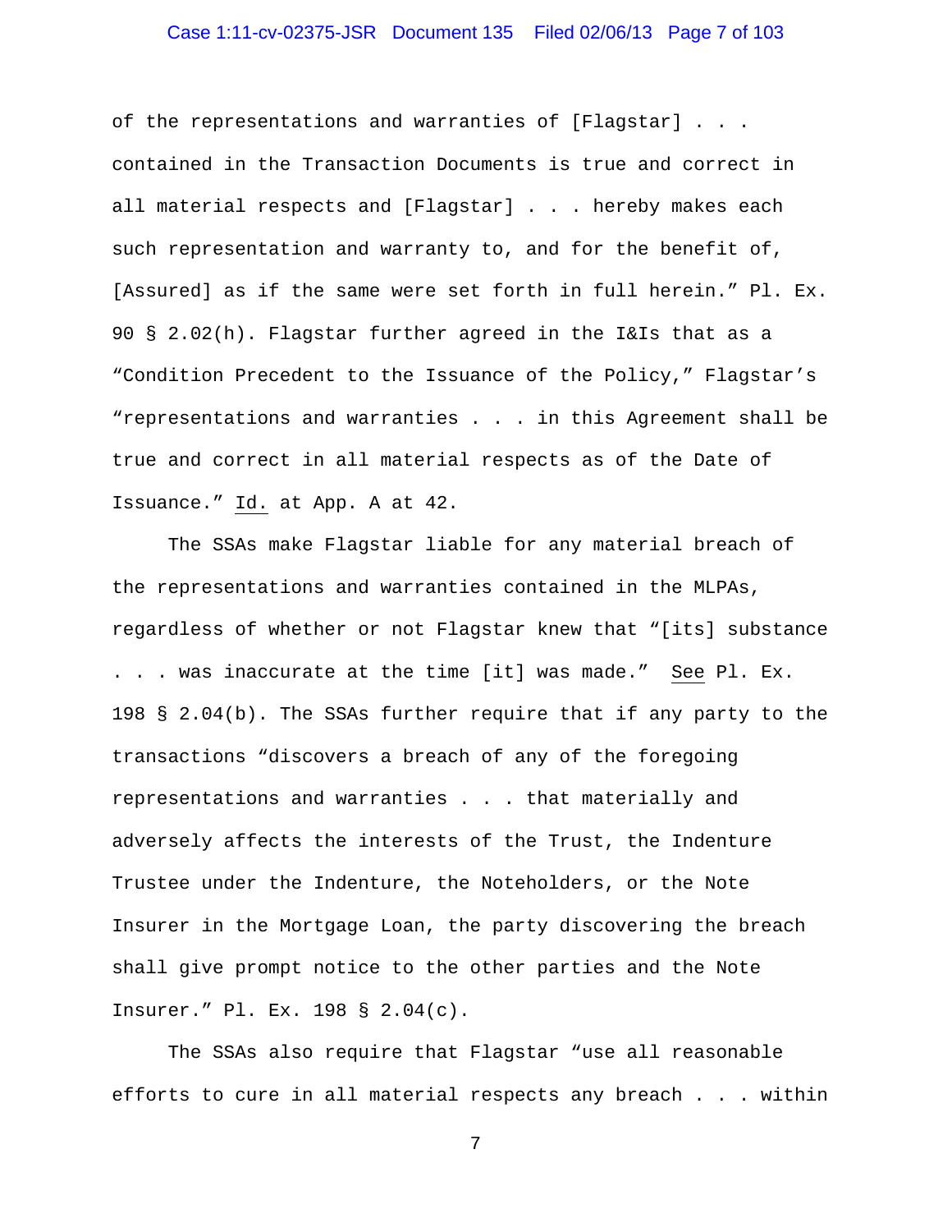of the representations and warranties of [Flagstar] . . . contained in the Transaction Documents is true and correct in all material respects and [Flagstar] . . . hereby makes each such representation and warranty to, and for the benefit of, [Assured] as if the same were set forth in full herein." Pl. Ex. 90 § 2.02(h). Flagstar further agreed in the I&Is that as a "Condition Precedent to the Issuance of the Policy," Flagstar's "representations and warranties . . . in this Agreement shall be true and correct in all material respects as of the Date of Issuance." Id. at App. A at 42.

The SSAs make Flagstar liable for any material breach of the representations and warranties contained in the MLPAs, regardless of whether or not Flagstar knew that "[its] substance . . . was inaccurate at the time [it] was made." See Pl. Ex. 198 § 2.04(b). The SSAs further require that if any party to the transactions "discovers a breach of any of the foregoing representations and warranties . . . that materially and adversely affects the interests of the Trust, the Indenture Trustee under the Indenture, the Noteholders, or the Note Insurer in the Mortgage Loan, the party discovering the breach shall give prompt notice to the other parties and the Note Insurer." Pl. Ex. 198 § 2.04(c).

The SSAs also require that Flagstar "use all reasonable efforts to cure in all material respects any breach . . . within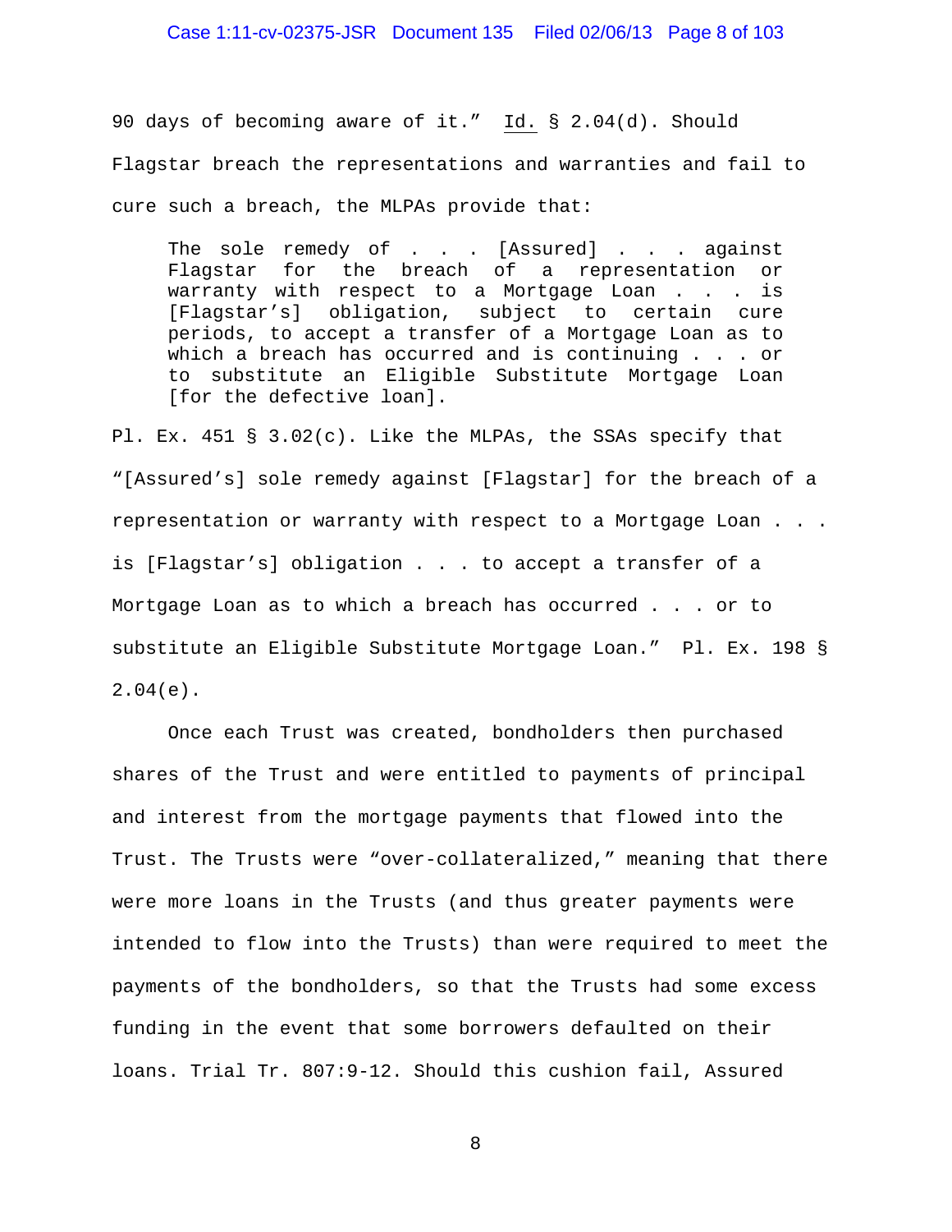90 days of becoming aware of it." Id. § 2.04(d). Should Flagstar breach the representations and warranties and fail to cure such a breach, the MLPAs provide that:

> The sole remedy of . . . [Assured] . . . against Flagstar for the breach of a representation or warranty with respect to a Mortgage Loan . . . is [Flagstar's] obligation, subject to certain cure periods, to accept a transfer of a Mortgage Loan as to which a breach has occurred and is continuing . . . or to substitute an Eligible Substitute Mortgage Loan [for the defective loan].

Pl. Ex. 451 § 3.02(c). Like the MLPAs, the SSAs specify that "[Assured's] sole remedy against [Flagstar] for the breach of a representation or warranty with respect to a Mortgage Loan . . . is [Flagstar's] obligation . . . to accept a transfer of a Mortgage Loan as to which a breach has occurred . . . or to substitute an Eligible Substitute Mortgage Loan." Pl. Ex. 198 § 2.04(e).

Once each Trust was created, bondholders then purchased shares of the Trust and were entitled to payments of principal and interest from the mortgage payments that flowed into the Trust. The Trusts were "over-collateralized," meaning that there were more loans in the Trusts (and thus greater payments were intended to flow into the Trusts) than were required to meet the payments of the bondholders, so that the Trusts had some excess funding in the event that some borrowers defaulted on their loans. Trial Tr. 807:9-12. Should this cushion fail, Assured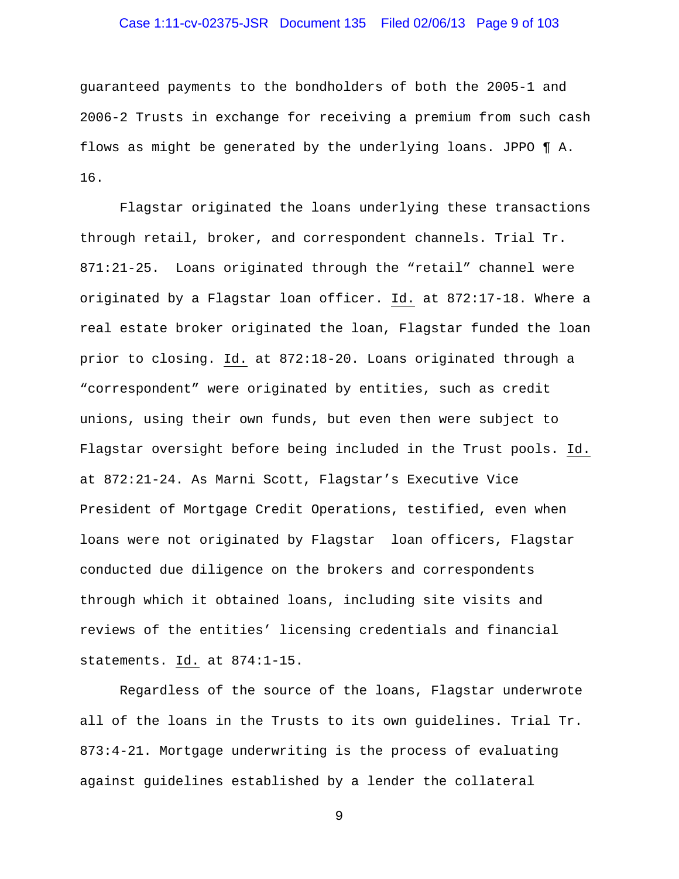guaranteed payments to the bondholders of both the 2005-1 and 2006-2 Trusts in exchange for receiving a premium from such cash flows as might be generated by the underlying loans. JPPO ¶ A. 16.

Flagstar originated the loans underlying these transactions through retail, broker, and correspondent channels. Trial Tr. 871:21-25. Loans originated through the "retail" channel were originated by a Flagstar loan officer. Id. at 872:17-18. Where a real estate broker originated the loan, Flagstar funded the loan prior to closing. Id. at 872:18-20. Loans originated through a "correspondent" were originated by entities, such as credit unions, using their own funds, but even then were subject to Flagstar oversight before being included in the Trust pools. Id. at 872:21-24. As Marni Scott, Flagstar's Executive Vice President of Mortgage Credit Operations, testified, even when loans were not originated by Flagstar loan officers, Flagstar conducted due diligence on the brokers and correspondents through which it obtained loans, including site visits and reviews of the entities' licensing credentials and financial statements. Id. at 874:1-15.

Regardless of the source of the loans, Flagstar underwrote all of the loans in the Trusts to its own guidelines. Trial Tr. 873:4-21. Mortgage underwriting is the process of evaluating against guidelines established by a lender the collateral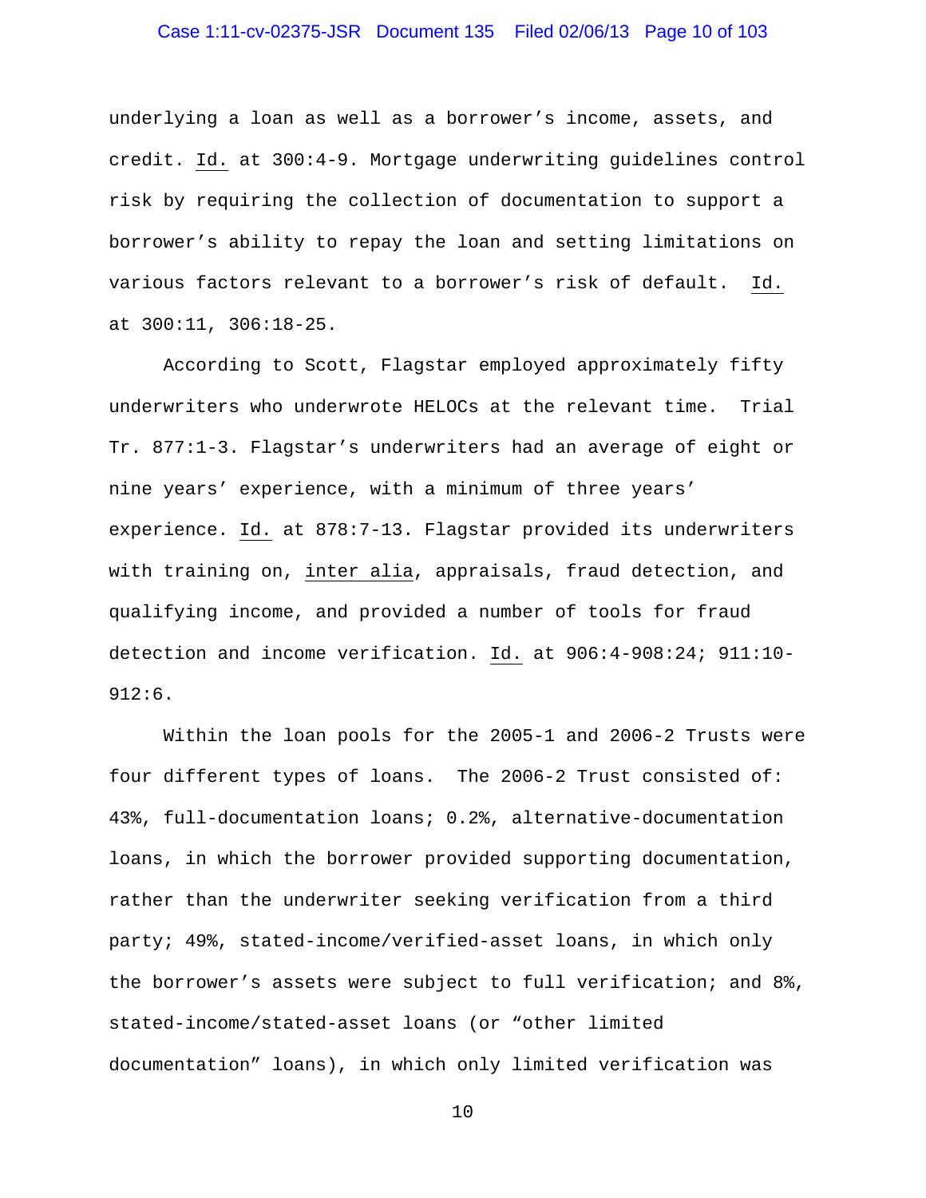underlying a loan as well as a borrower's income, assets, and credit. Id. at 300:4-9. Mortgage underwriting guidelines control risk by requiring the collection of documentation to support a borrower's ability to repay the loan and setting limitations on various factors relevant to a borrower's risk of default. Id. at 300:11, 306:18-25.

According to Scott, Flagstar employed approximately fifty underwriters who underwrote HELOCs at the relevant time. Trial Tr. 877:1-3. Flagstar's underwriters had an average of eight or nine years' experience, with a minimum of three years' experience. Id. at 878:7-13. Flagstar provided its underwriters with training on, inter alia, appraisals, fraud detection, and qualifying income, and provided a number of tools for fraud detection and income verification. Id. at 906:4-908:24; 911:10-912:6.

Within the loan pools for the 2005-1 and 2006-2 Trusts were four different types of loans. The 2006-2 Trust consisted of: 43%, full-documentation loans; 0.2%, alternative-documentation loans, in which the borrower provided supporting documentation, rather than the underwriter seeking verification from a third party; 49%, stated-income/verified-asset loans, in which only the borrower's assets were subject to full verification; and 8%, stated-income/stated-asset loans (or "other limited documentation" loans), in which only limited verification was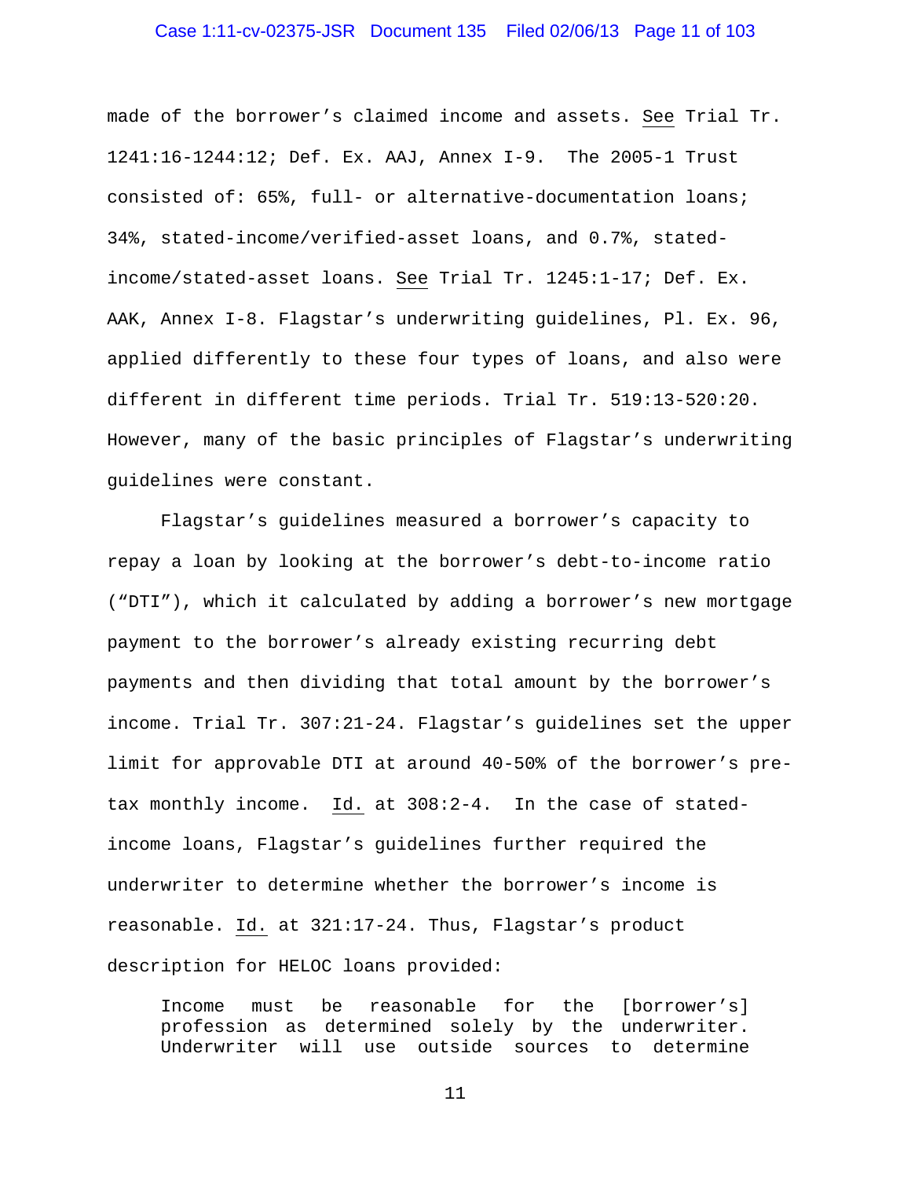made of the borrower's claimed income and assets. See Trial Tr. 1241:16-1244:12; Def. Ex. AAJ, Annex I-9. The 2005-1 Trust consisted of: 65%, full- or alternative-documentation loans; 34%, stated-income/verified-asset loans, and 0.7%, stated-income/stated-asset loans. See Trial Tr. 1245:1-17; Def. Ex. AAK, Annex I-8. Flagstar's underwriting guidelines, Pl. Ex. 96, applied differently to these four types of loans, and also were different in different time periods. Trial Tr. 519:13-520:20. However, many of the basic principles of Flagstar's underwriting guidelines were constant.

Flagstar's guidelines measured a borrower's capacity to repay a loan by looking at the borrower's debt-to-income ratio ("DTI"), which it calculated by adding a borrower's new mortgage payment to the borrower's already existing recurring debt payments and then dividing that total amount by the borrower's income. Trial Tr. 307:21-24. Flagstar's guidelines set the upper limit for approvable DTI at around 40-50% of the borrower's pre-tax monthly income. Id. at 308:2-4. In the case of stated-income loans, Flagstar's guidelines further required the underwriter to determine whether the borrower's income is reasonable. Id. at 321:17-24. Thus, Flagstar's product description for HELOC loans provided:

> Income must be reasonable for the [borrower's] profession as determined solely by the underwriter. Underwriter will use outside sources to determine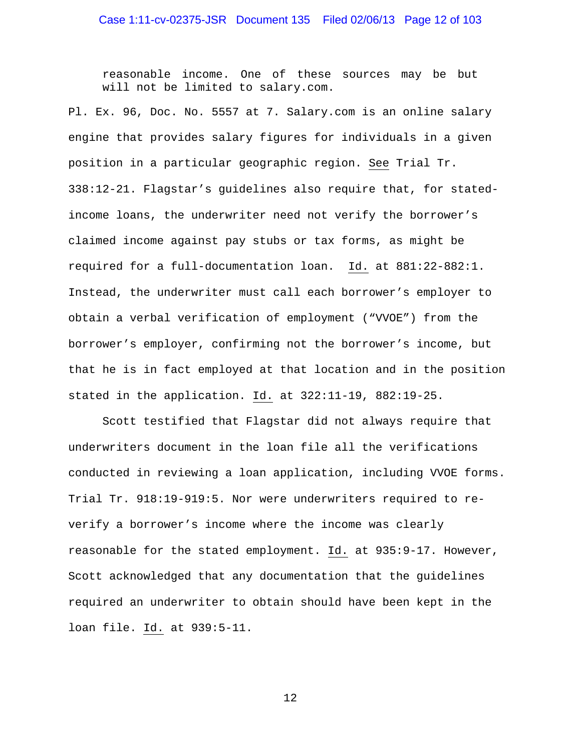> reasonable income. One of these sources may be but will not be limited to salary.com.

Pl. Ex. 96, Doc. No. 5557 at 7. Salary.com is an online salary engine that provides salary figures for individuals in a given position in a particular geographic region. See Trial Tr. 338:12-21. Flagstar's guidelines also require that, for stated-income loans, the underwriter need not verify the borrower's claimed income against pay stubs or tax forms, as might be required for a full-documentation loan. Id. at 881:22-882:1. Instead, the underwriter must call each borrower's employer to obtain a verbal verification of employment ("VVOE") from the borrower's employer, confirming not the borrower's income, but that he is in fact employed at that location and in the position stated in the application. Id. at 322:11-19, 882:19-25.

Scott testified that Flagstar did not always require that underwriters document in the loan file all the verifications conducted in reviewing a loan application, including VVOE forms. Trial Tr. 918:19-919:5. Nor were underwriters required to re-verify a borrower's income where the income was clearly reasonable for the stated employment. Id. at 935:9-17. However, Scott acknowledged that any documentation that the guidelines required an underwriter to obtain should have been kept in the loan file. Id. at 939:5-11.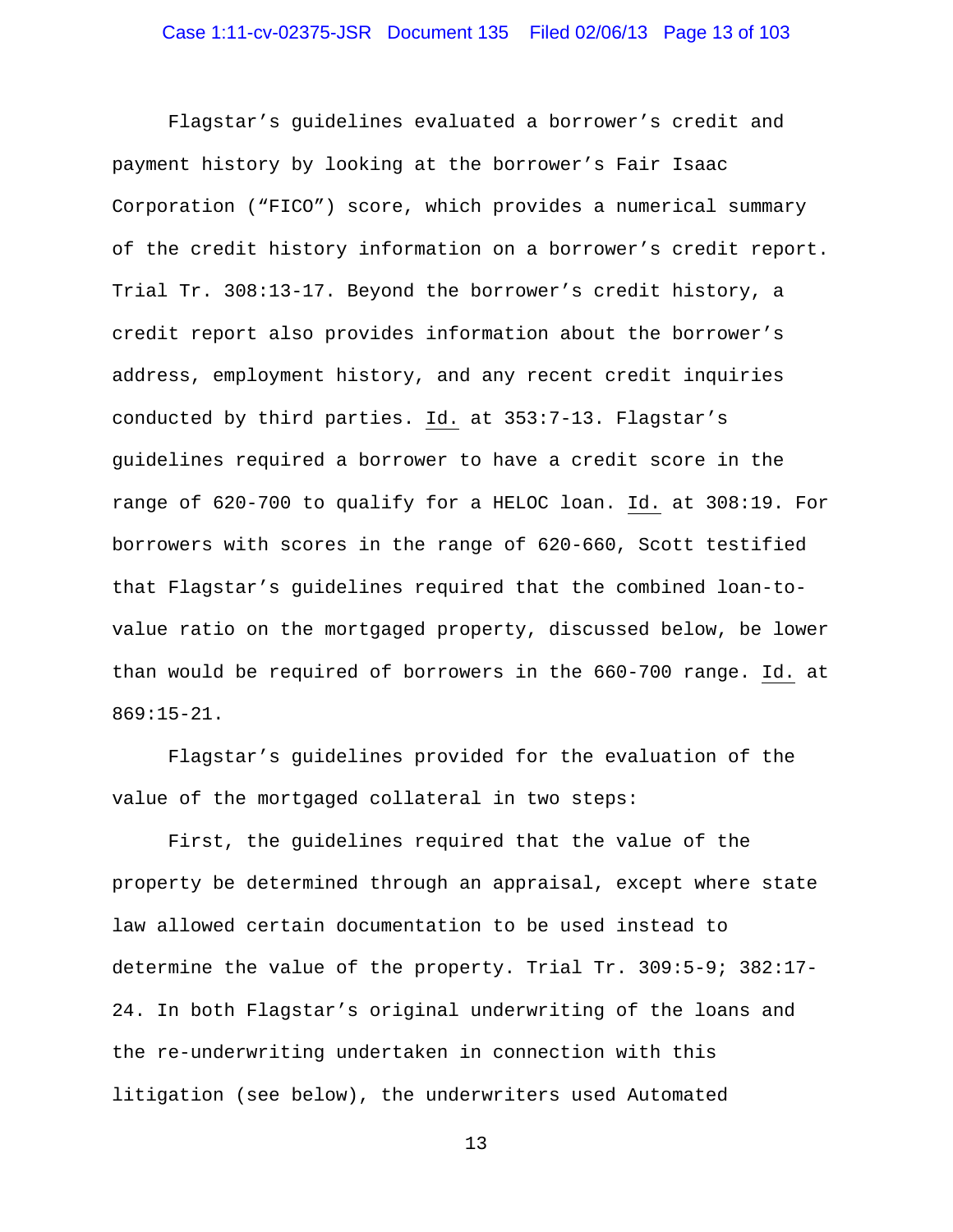Flagstar's guidelines evaluated a borrower's credit and payment history by looking at the borrower's Fair Isaac Corporation ("FICO") score, which provides a numerical summary of the credit history information on a borrower's credit report. Trial Tr. 308:13-17. Beyond the borrower's credit history, a credit report also provides information about the borrower's address, employment history, and any recent credit inquiries conducted by third parties. Id. at 353:7-13. Flagstar's guidelines required a borrower to have a credit score in the range of 620-700 to qualify for a HELOC loan. Id. at 308:19. For borrowers with scores in the range of 620-660, Scott testified that Flagstar's guidelines required that the combined loan-to-value ratio on the mortgaged property, discussed below, be lower than would be required of borrowers in the 660-700 range. Id. at 869:15-21.

Flagstar's guidelines provided for the evaluation of the value of the mortgaged collateral in two steps:

First, the guidelines required that the value of the property be determined through an appraisal, except where state law allowed certain documentation to be used instead to determine the value of the property. Trial Tr. 309:5-9; 382:17-24. In both Flagstar's original underwriting of the loans and the re-underwriting undertaken in connection with this litigation (see below), the underwriters used Automated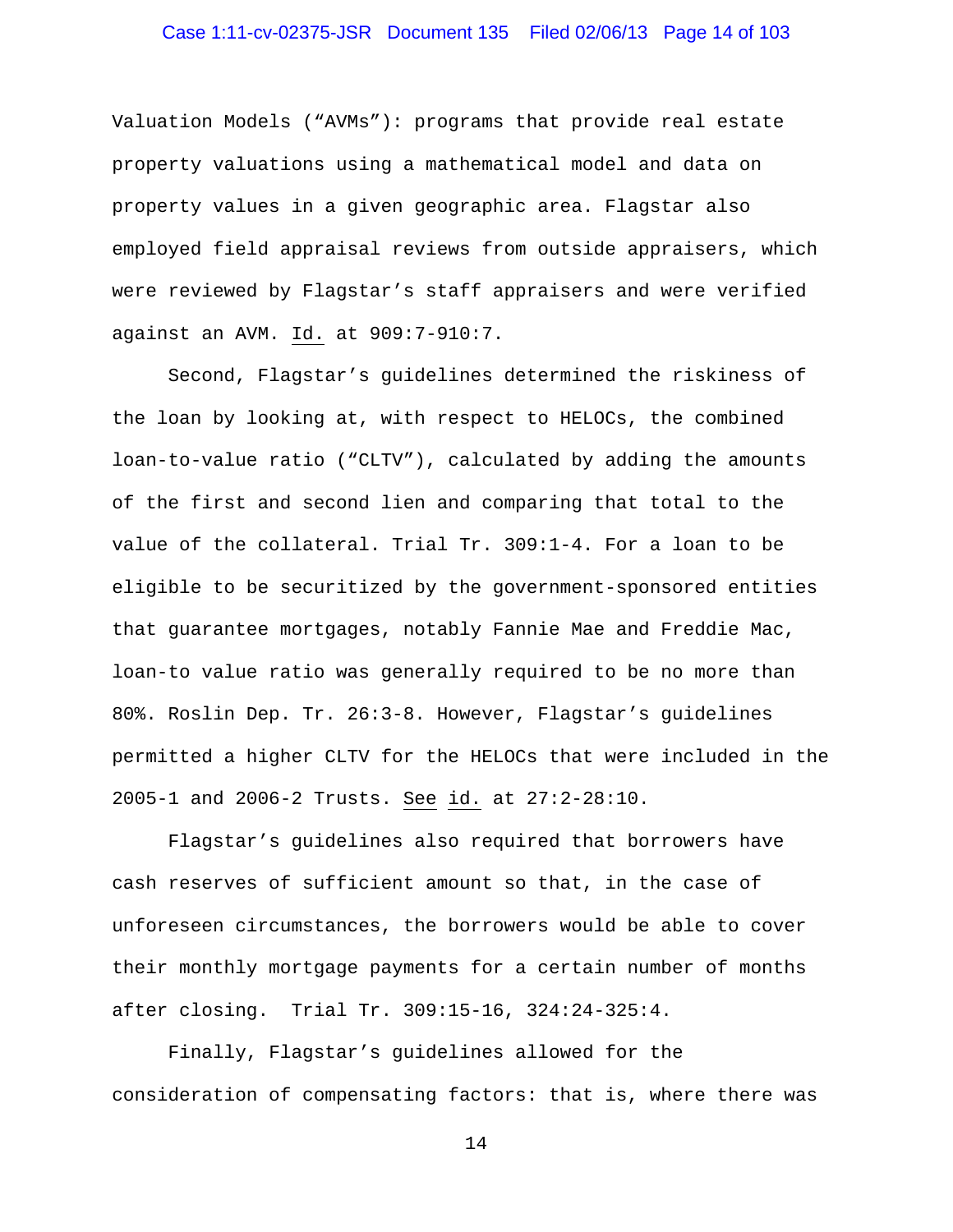Valuation Models ("AVMs"): programs that provide real estate property valuations using a mathematical model and data on property values in a given geographic area. Flagstar also employed field appraisal reviews from outside appraisers, which were reviewed by Flagstar's staff appraisers and were verified against an AVM. Id. at 909:7-910:7.

Second, Flagstar's guidelines determined the riskiness of the loan by looking at, with respect to HELOCs, the combined loan-to-value ratio ("CLTV"), calculated by adding the amounts of the first and second lien and comparing that total to the value of the collateral. Trial Tr. 309:1-4. For a loan to be eligible to be securitized by the government-sponsored entities that guarantee mortgages, notably Fannie Mae and Freddie Mac, loan-to value ratio was generally required to be no more than 80%. Roslin Dep. Tr. 26:3-8. However, Flagstar's guidelines permitted a higher CLTV for the HELOCs that were included in the 2005-1 and 2006-2 Trusts. See id. at 27:2-28:10.

Flagstar's guidelines also required that borrowers have cash reserves of sufficient amount so that, in the case of unforeseen circumstances, the borrowers would be able to cover their monthly mortgage payments for a certain number of months after closing. Trial Tr. 309:15-16, 324:24-325:4.

Finally, Flagstar's guidelines allowed for the consideration of compensating factors: that is, where there was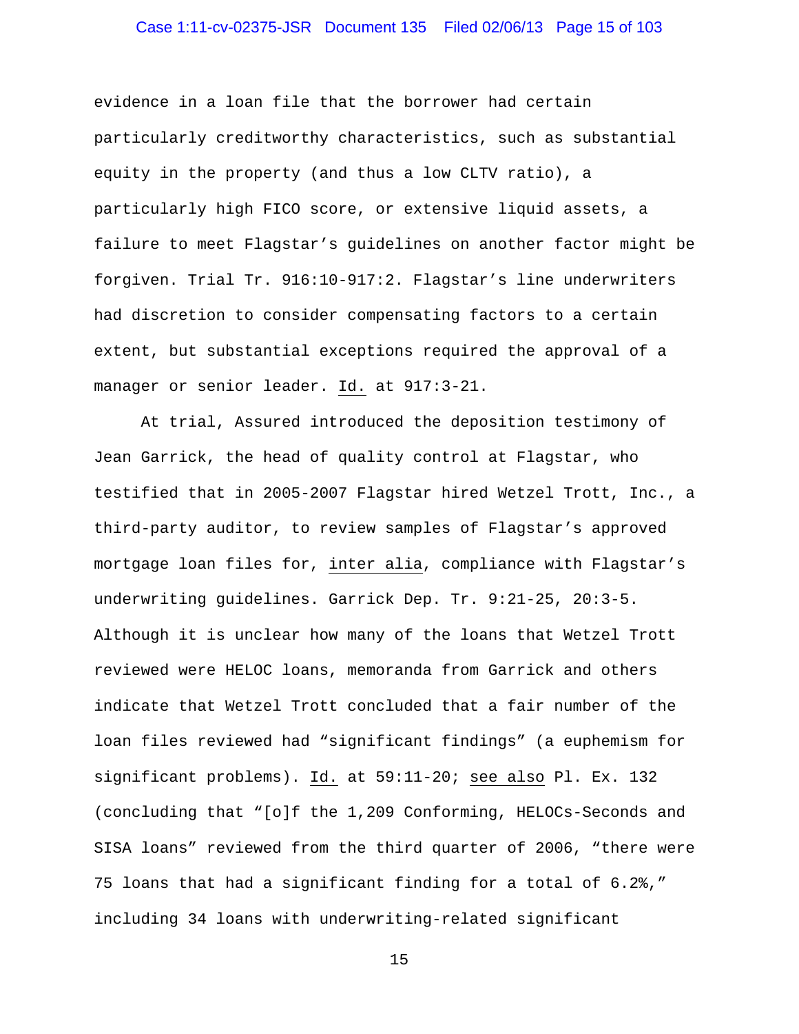evidence in a loan file that the borrower had certain particularly creditworthy characteristics, such as substantial equity in the property (and thus a low CLTV ratio), a particularly high FICO score, or extensive liquid assets, a failure to meet Flagstar's guidelines on another factor might be forgiven. Trial Tr. 916:10-917:2. Flagstar's line underwriters had discretion to consider compensating factors to a certain extent, but substantial exceptions required the approval of a manager or senior leader. Id. at 917:3-21.

At trial, Assured introduced the deposition testimony of Jean Garrick, the head of quality control at Flagstar, who testified that in 2005-2007 Flagstar hired Wetzel Trott, Inc., a third-party auditor, to review samples of Flagstar's approved mortgage loan files for, inter alia, compliance with Flagstar's underwriting guidelines. Garrick Dep. Tr. 9:21-25, 20:3-5. Although it is unclear how many of the loans that Wetzel Trott reviewed were HELOC loans, memoranda from Garrick and others indicate that Wetzel Trott concluded that a fair number of the loan files reviewed had "significant findings" (a euphemism for significant problems). Id. at 59:11-20; see also Pl. Ex. 132 (concluding that "[o]f the 1,209 Conforming, HELOCs-Seconds and SISA loans" reviewed from the third quarter of 2006, "there were 75 loans that had a significant finding for a total of 6.2%," including 34 loans with underwriting-related significant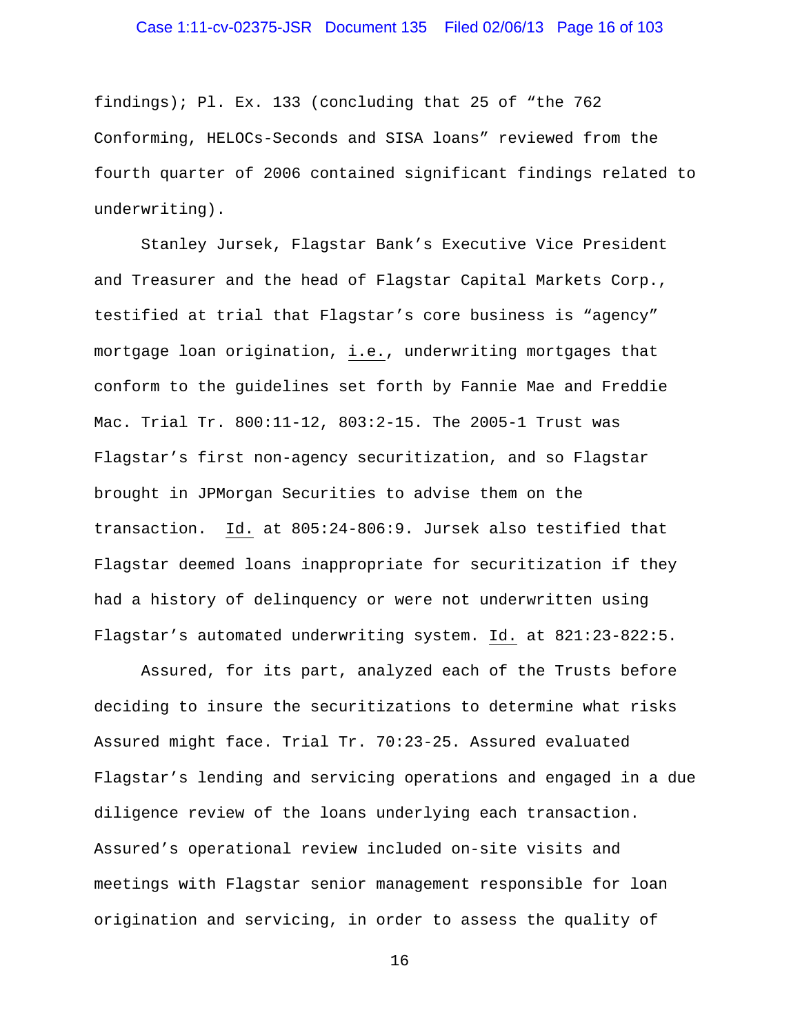findings); Pl. Ex. 133 (concluding that 25 of "the 762 Conforming, HELOCs-Seconds and SISA loans" reviewed from the fourth quarter of 2006 contained significant findings related to underwriting).

Stanley Jursek, Flagstar Bank's Executive Vice President and Treasurer and the head of Flagstar Capital Markets Corp., testified at trial that Flagstar's core business is "agency" mortgage loan origination, i.e., underwriting mortgages that conform to the guidelines set forth by Fannie Mae and Freddie Mac. Trial Tr. 800:11-12, 803:2-15. The 2005-1 Trust was Flagstar's first non-agency securitization, and so Flagstar brought in JPMorgan Securities to advise them on the transaction. Id. at 805:24-806:9. Jursek also testified that Flagstar deemed loans inappropriate for securitization if they had a history of delinquency or were not underwritten using Flagstar's automated underwriting system. Id. at 821:23-822:5.

Assured, for its part, analyzed each of the Trusts before deciding to insure the securitizations to determine what risks Assured might face. Trial Tr. 70:23-25. Assured evaluated Flagstar's lending and servicing operations and engaged in a due diligence review of the loans underlying each transaction. Assured's operational review included on-site visits and meetings with Flagstar senior management responsible for loan origination and servicing, in order to assess the quality of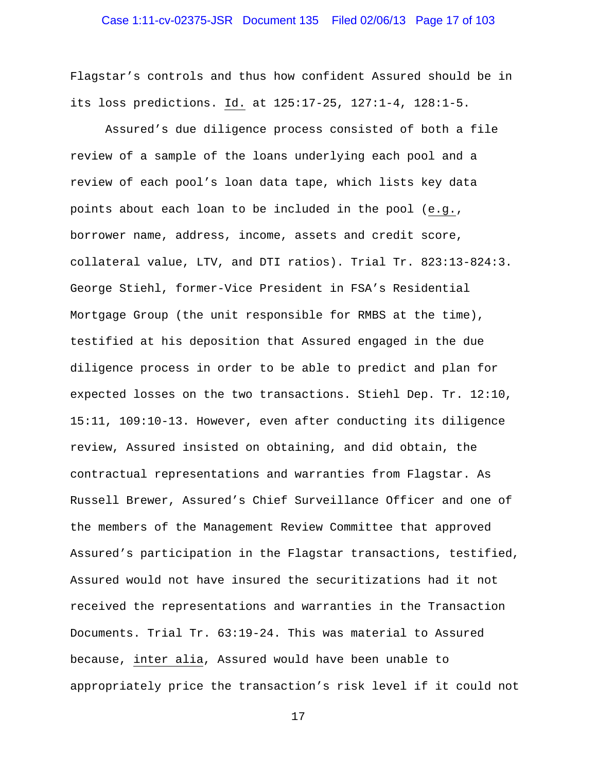Flagstar's controls and thus how confident Assured should be in its loss predictions. Id. at 125:17-25, 127:1-4, 128:1-5.

Assured's due diligence process consisted of both a file review of a sample of the loans underlying each pool and a review of each pool's loan data tape, which lists key data points about each loan to be included in the pool (e.g., borrower name, address, income, assets and credit score, collateral value, LTV, and DTI ratios). Trial Tr. 823:13-824:3. George Stiehl, former-Vice President in FSA's Residential Mortgage Group (the unit responsible for RMBS at the time), testified at his deposition that Assured engaged in the due diligence process in order to be able to predict and plan for expected losses on the two transactions. Stiehl Dep. Tr. 12:10, 15:11, 109:10-13. However, even after conducting its diligence review, Assured insisted on obtaining, and did obtain, the contractual representations and warranties from Flagstar. As Russell Brewer, Assured's Chief Surveillance Officer and one of the members of the Management Review Committee that approved Assured's participation in the Flagstar transactions, testified, Assured would not have insured the securitizations had it not received the representations and warranties in the Transaction Documents. Trial Tr. 63:19-24. This was material to Assured because, inter alia, Assured would have been unable to appropriately price the transaction's risk level if it could not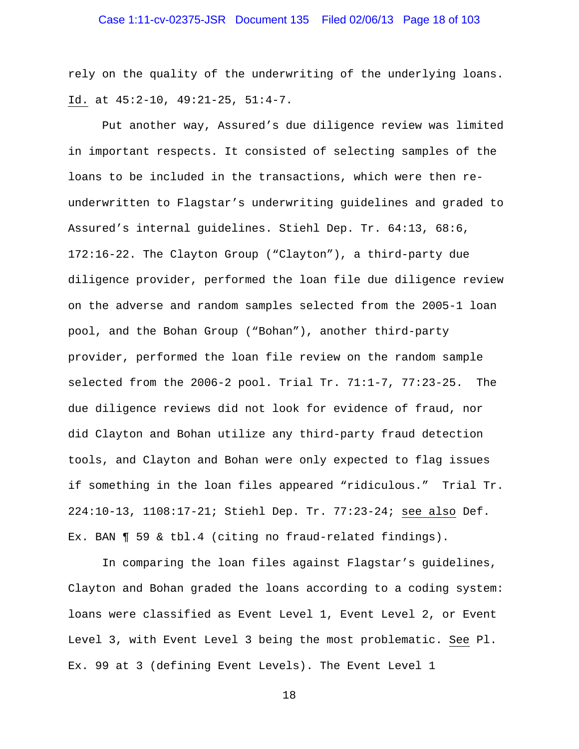rely on the quality of the underwriting of the underlying loans. Id. at 45:2-10, 49:21-25, 51:4-7.

Put another way, Assured's due diligence review was limited in important respects. It consisted of selecting samples of the loans to be included in the transactions, which were then re-underwritten to Flagstar's underwriting guidelines and graded to Assured's internal guidelines. Stiehl Dep. Tr. 64:13, 68:6, 172:16-22. The Clayton Group ("Clayton"), a third-party due diligence provider, performed the loan file due diligence review on the adverse and random samples selected from the 2005-1 loan pool, and the Bohan Group ("Bohan"), another third-party provider, performed the loan file review on the random sample selected from the 2006-2 pool. Trial Tr. 71:1-7, 77:23-25. The due diligence reviews did not look for evidence of fraud, nor did Clayton and Bohan utilize any third-party fraud detection tools, and Clayton and Bohan were only expected to flag issues if something in the loan files appeared "ridiculous." Trial Tr. 224:10-13, 1108:17-21; Stiehl Dep. Tr. 77:23-24; see also Def. Ex. BAN ¶ 59 & tbl.4 (citing no fraud-related findings).

In comparing the loan files against Flagstar's guidelines, Clayton and Bohan graded the loans according to a coding system: loans were classified as Event Level 1, Event Level 2, or Event Level 3, with Event Level 3 being the most problematic. See Pl. Ex. 99 at 3 (defining Event Levels). The Event Level 1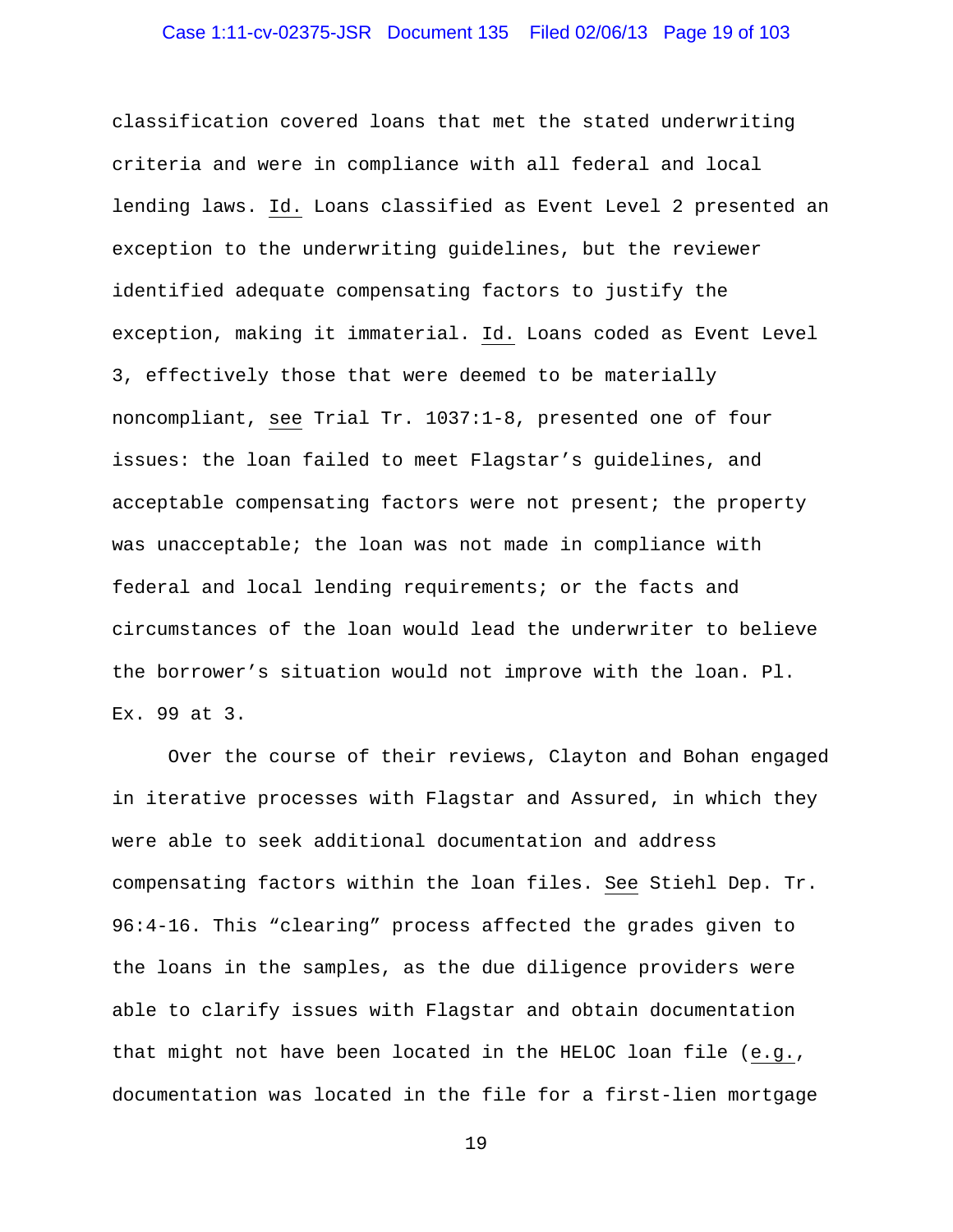classification covered loans that met the stated underwriting criteria and were in compliance with all federal and local lending laws. Id. Loans classified as Event Level 2 presented an exception to the underwriting guidelines, but the reviewer identified adequate compensating factors to justify the exception, making it immaterial. Id. Loans coded as Event Level 3, effectively those that were deemed to be materially noncompliant, see Trial Tr. 1037:1-8, presented one of four issues: the loan failed to meet Flagstar's guidelines, and acceptable compensating factors were not present; the property was unacceptable; the loan was not made in compliance with federal and local lending requirements; or the facts and circumstances of the loan would lead the underwriter to believe the borrower's situation would not improve with the loan. Pl. Ex. 99 at 3.

Over the course of their reviews, Clayton and Bohan engaged in iterative processes with Flagstar and Assured, in which they were able to seek additional documentation and address compensating factors within the loan files. See Stiehl Dep. Tr. 96:4-16. This "clearing" process affected the grades given to the loans in the samples, as the due diligence providers were able to clarify issues with Flagstar and obtain documentation that might not have been located in the HELOC loan file (e.g., documentation was located in the file for a first-lien mortgage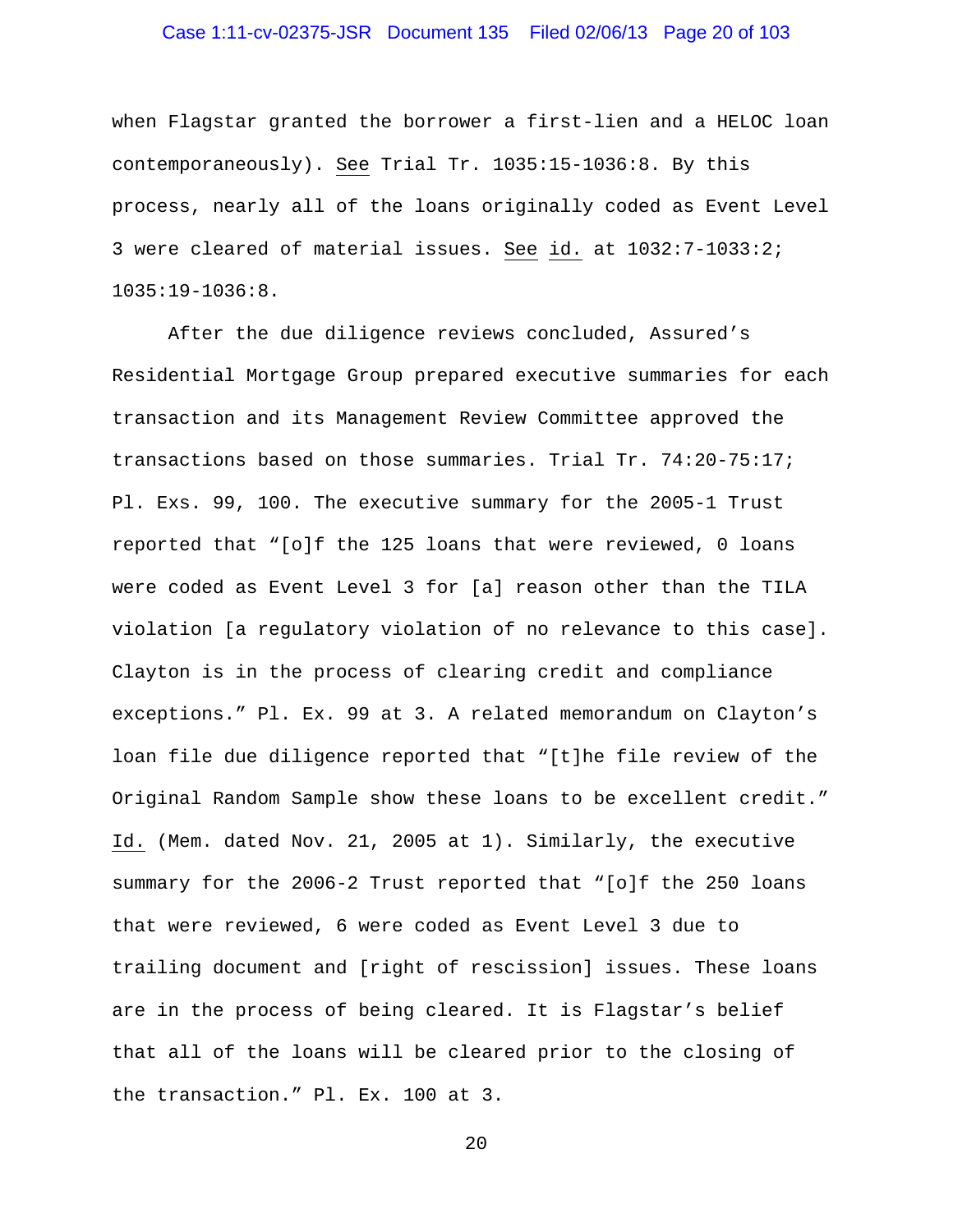when Flagstar granted the borrower a first-lien and a HELOC loan contemporaneously). See Trial Tr. 1035:15-1036:8. By this process, nearly all of the loans originally coded as Event Level 3 were cleared of material issues. See id. at 1032:7-1033:2; 1035:19-1036:8.

After the due diligence reviews concluded, Assured's Residential Mortgage Group prepared executive summaries for each transaction and its Management Review Committee approved the transactions based on those summaries. Trial Tr. 74:20-75:17; Pl. Exs. 99, 100. The executive summary for the 2005-1 Trust reported that "[o]f the 125 loans that were reviewed, 0 loans were coded as Event Level 3 for [a] reason other than the TILA violation [a regulatory violation of no relevance to this case]. Clayton is in the process of clearing credit and compliance exceptions." Pl. Ex. 99 at 3. A related memorandum on Clayton's loan file due diligence reported that "[t]he file review of the Original Random Sample show these loans to be excellent credit." Id. (Mem. dated Nov. 21, 2005 at 1). Similarly, the executive summary for the 2006-2 Trust reported that "[o]f the 250 loans that were reviewed, 6 were coded as Event Level 3 due to trailing document and [right of rescission] issues. These loans are in the process of being cleared. It is Flagstar's belief that all of the loans will be cleared prior to the closing of the transaction." Pl. Ex. 100 at 3.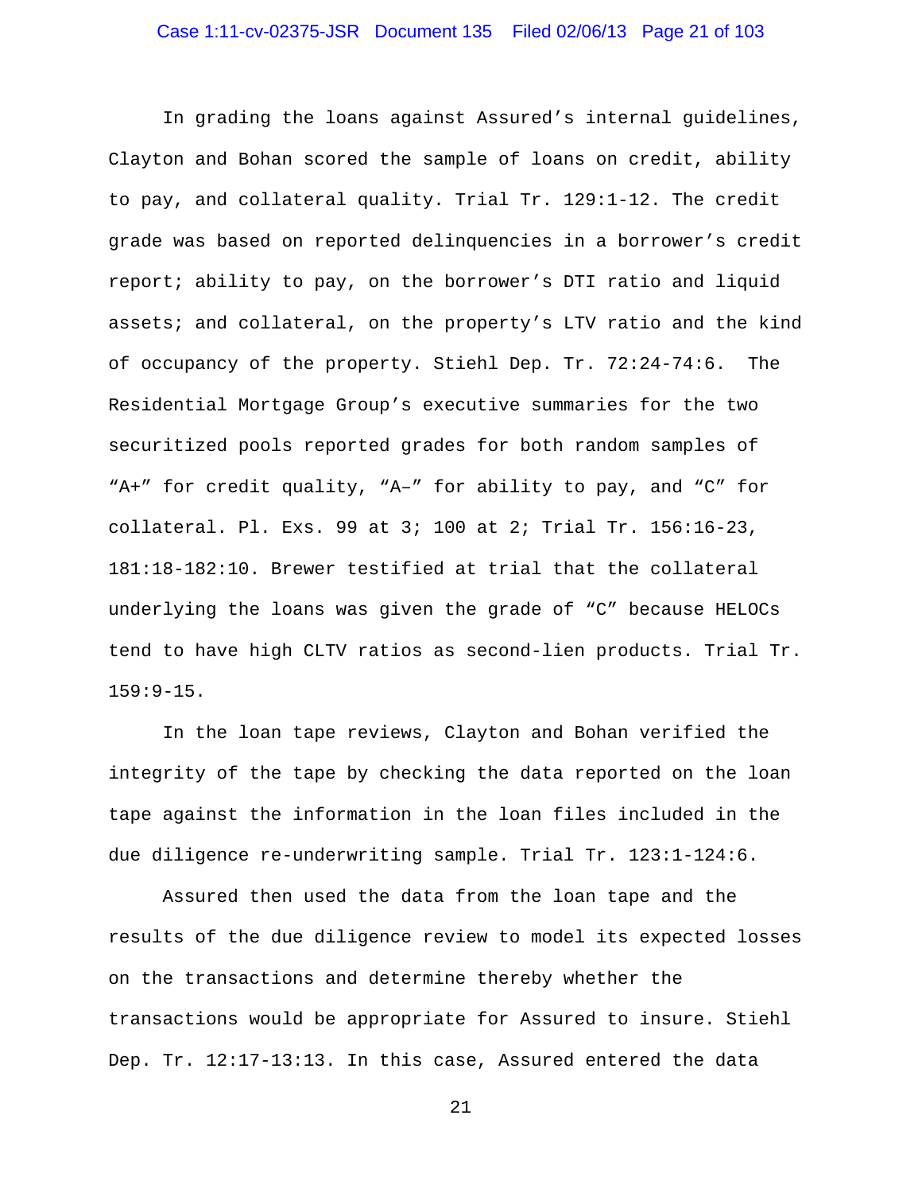In grading the loans against Assured's internal guidelines, Clayton and Bohan scored the sample of loans on credit, ability to pay, and collateral quality. Trial Tr. 129:1-12. The credit grade was based on reported delinquencies in a borrower's credit report; ability to pay, on the borrower's DTI ratio and liquid assets; and collateral, on the property's LTV ratio and the kind of occupancy of the property. Stiehl Dep. Tr. 72:24-74:6. The Residential Mortgage Group's executive summaries for the two securitized pools reported grades for both random samples of "A+" for credit quality, "A–" for ability to pay, and "C" for collateral. Pl. Exs. 99 at 3; 100 at 2; Trial Tr. 156:16-23, 181:18-182:10. Brewer testified at trial that the collateral underlying the loans was given the grade of "C" because HELOCs tend to have high CLTV ratios as second-lien products. Trial Tr. 159:9-15.

In the loan tape reviews, Clayton and Bohan verified the integrity of the tape by checking the data reported on the loan tape against the information in the loan files included in the due diligence re-underwriting sample. Trial Tr. 123:1-124:6.

Assured then used the data from the loan tape and the results of the due diligence review to model its expected losses on the transactions and determine thereby whether the transactions would be appropriate for Assured to insure. Stiehl Dep. Tr. 12:17-13:13. In this case, Assured entered the data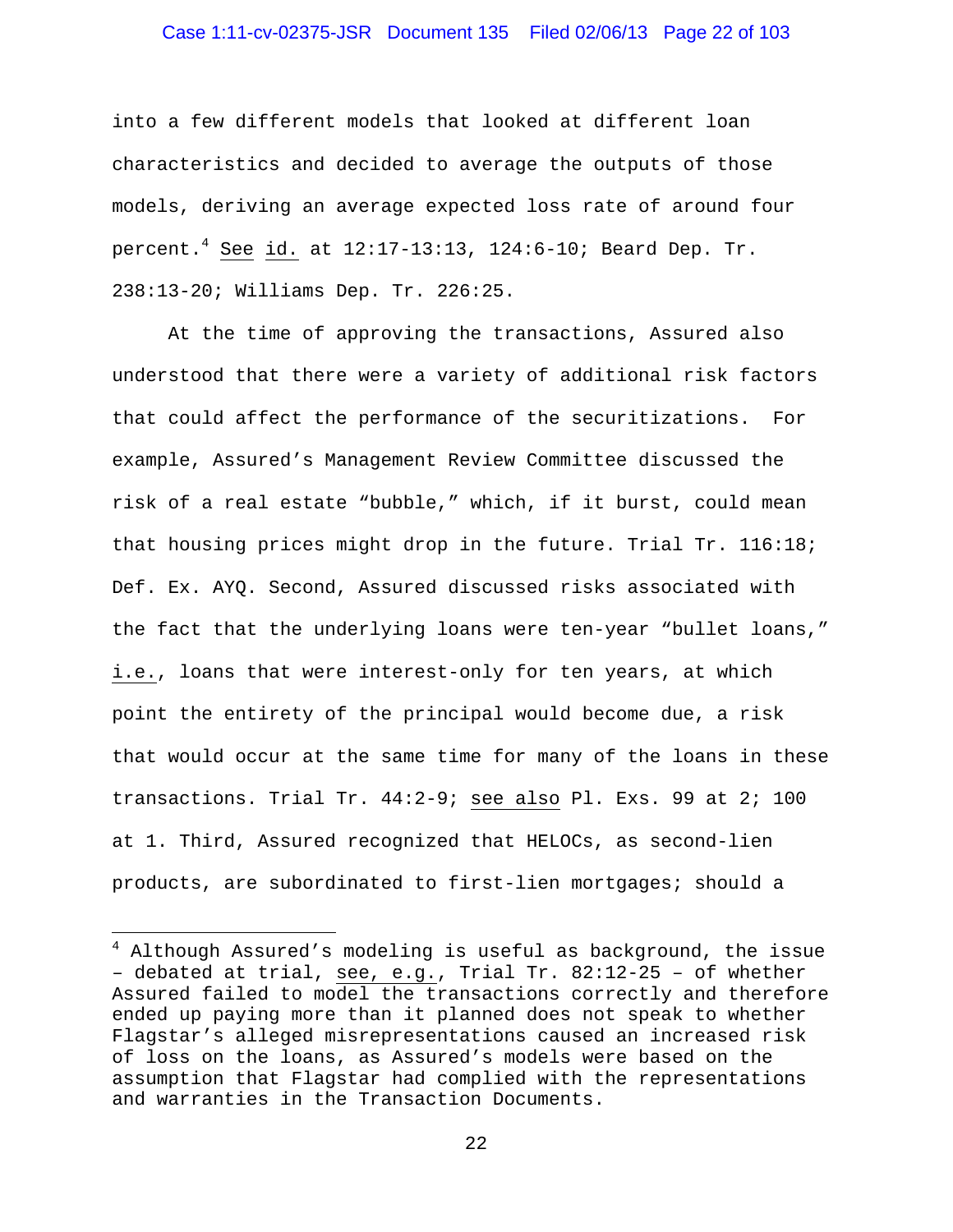into a few different models that looked at different loan characteristics and decided to average the outputs of those models, deriving an average expected loss rate of around four percent.[4] See id. at 12:17-13:13, 124:6-10; Beard Dep. Tr. 238:13-20; Williams Dep. Tr. 226:25.

At the time of approving the transactions, Assured also understood that there were a variety of additional risk factors that could affect the performance of the securitizations. For example, Assured's Management Review Committee discussed the risk of a real estate "bubble," which, if it burst, could mean that housing prices might drop in the future. Trial Tr. 116:18; Def. Ex. AYQ. Second, Assured discussed risks associated with the fact that the underlying loans were ten-year "bullet loans," i.e., loans that were interest-only for ten years, at which point the entirety of the principal would become due, a risk that would occur at the same time for many of the loans in these transactions. Trial Tr. 44:2-9; see also Pl. Exs. 99 at 2; 100 at 1. Third, Assured recognized that HELOCs, as second-lien products, are subordinated to first-lien mortgages; should a

[4] Although Assured's modeling is useful as background, the issue – debated at trial, see, e.g., Trial Tr. 82:12-25 – of whether Assured failed to model the transactions correctly and therefore ended up paying more than it planned does not speak to whether Flagstar's alleged misrepresentations caused an increased risk of loss on the loans, as Assured's models were based on the assumption that Flagstar had complied with the representations and warranties in the Transaction Documents.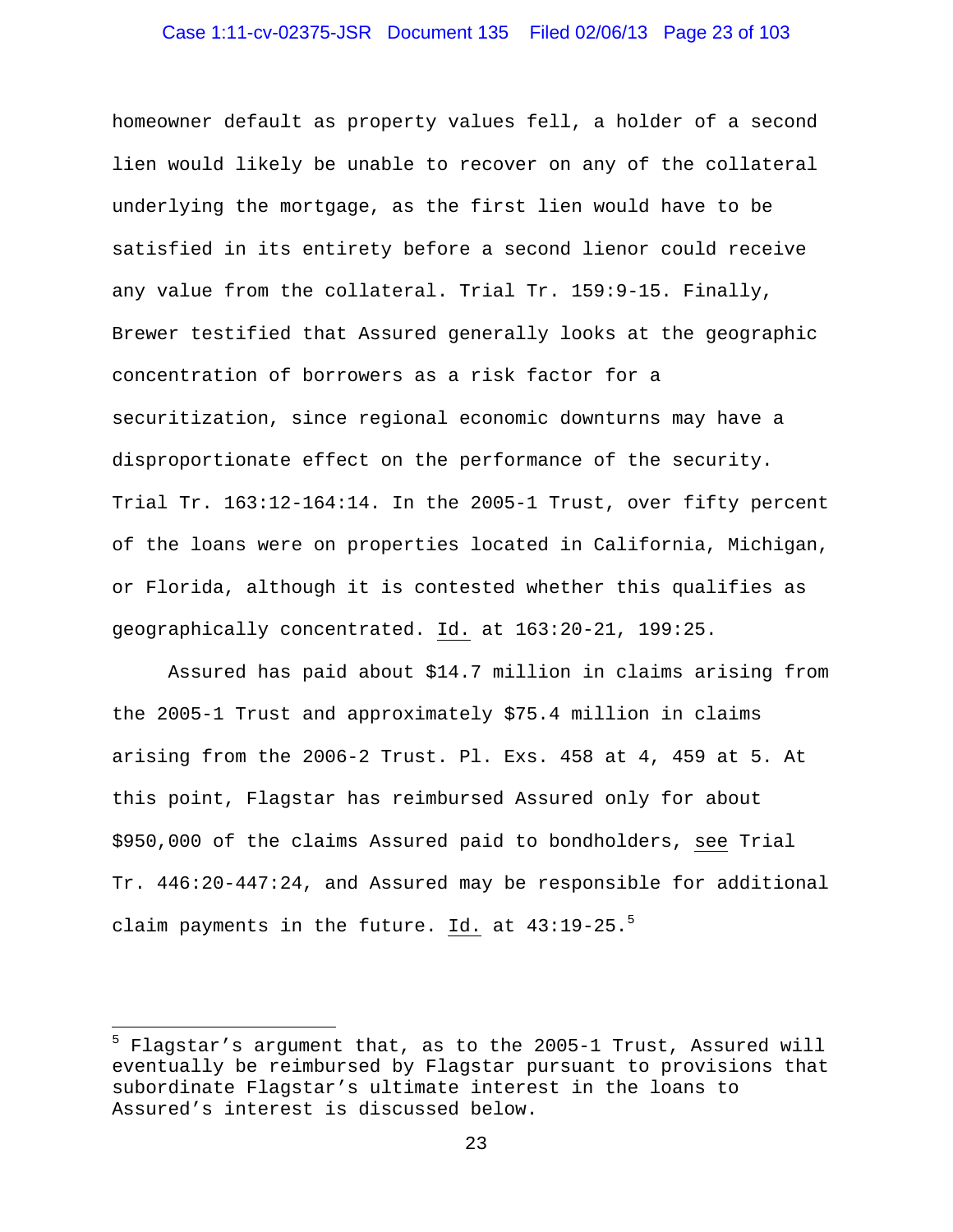homeowner default as property values fell, a holder of a second lien would likely be unable to recover on any of the collateral underlying the mortgage, as the first lien would have to be satisfied in its entirety before a second lienor could receive any value from the collateral. Trial Tr. 159:9-15. Finally, Brewer testified that Assured generally looks at the geographic concentration of borrowers as a risk factor for a securitization, since regional economic downturns may have a disproportionate effect on the performance of the security. Trial Tr. 163:12-164:14. In the 2005-1 Trust, over fifty percent of the loans were on properties located in California, Michigan, or Florida, although it is contested whether this qualifies as geographically concentrated. Id. at 163:20-21, 199:25.

Assured has paid about $14.7 million in claims arising from the 2005-1 Trust and approximately $75.4 million in claims arising from the 2006-2 Trust. Pl. Exs. 458 at 4, 459 at 5. At this point, Flagstar has reimbursed Assured only for about $950,000 of the claims Assured paid to bondholders, see Trial Tr. 446:20-447:24, and Assured may be responsible for additional claim payments in the future. Id. at 43:19-25.[5]

---

[5] Flagstar's argument that, as to the 2005-1 Trust, Assured will eventually be reimbursed by Flagstar pursuant to provisions that subordinate Flagstar's ultimate interest in the loans to Assured's interest is discussed below.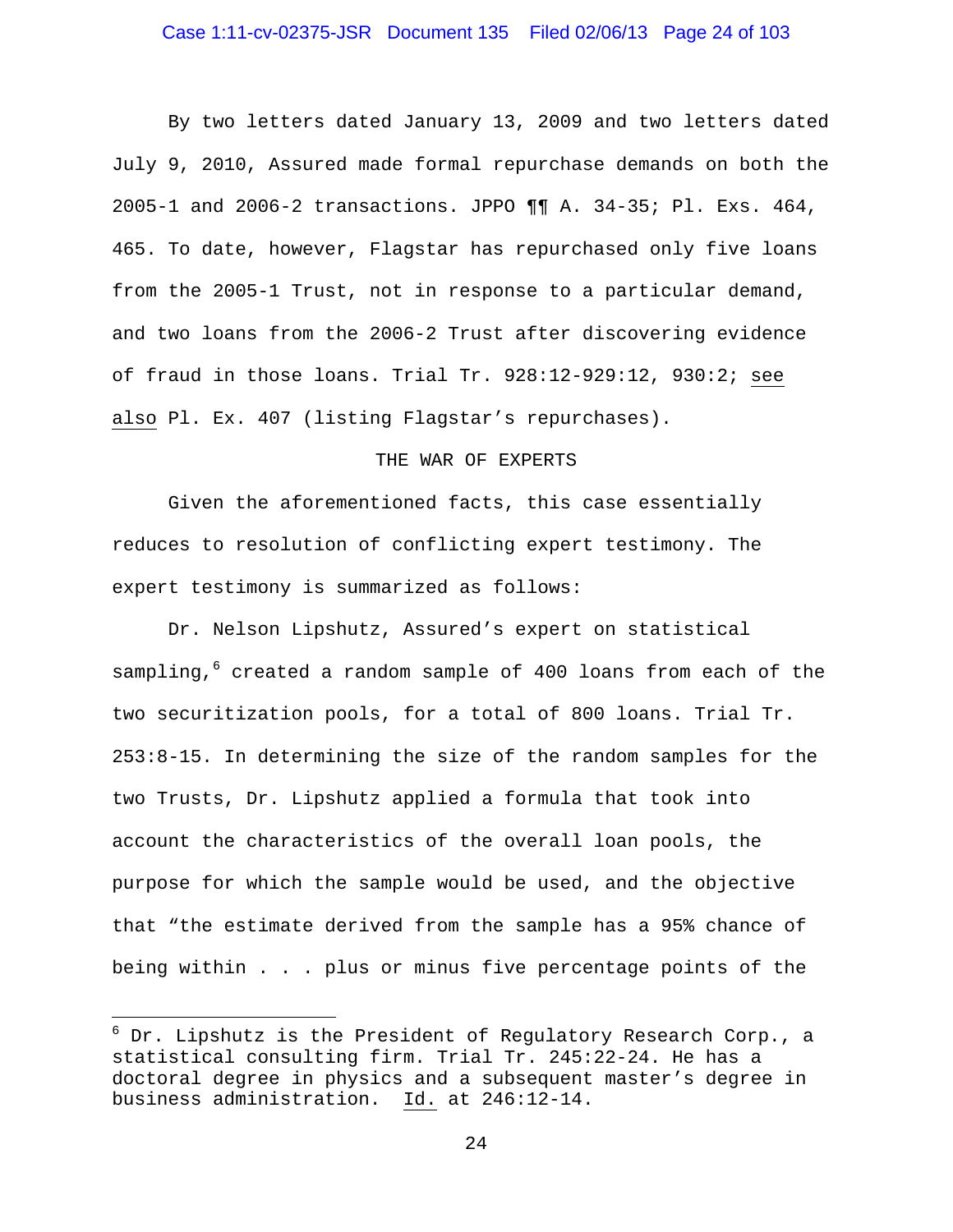By two letters dated January 13, 2009 and two letters dated July 9, 2010, Assured made formal repurchase demands on both the 2005-1 and 2006-2 transactions. JPPO ¶¶ A. 34-35; Pl. Exs. 464, 465. To date, however, Flagstar has repurchased only five loans from the 2005-1 Trust, not in response to a particular demand, and two loans from the 2006-2 Trust after discovering evidence of fraud in those loans. Trial Tr. 928:12-929:12, 930:2; see also Pl. Ex. 407 (listing Flagstar's repurchases).

## THE WAR OF EXPERTS

Given the aforementioned facts, this case essentially reduces to resolution of conflicting expert testimony. The expert testimony is summarized as follows:

Dr. Nelson Lipshutz, Assured's expert on statistical sampling,[6] created a random sample of 400 loans from each of the two securitization pools, for a total of 800 loans. Trial Tr. 253:8-15. In determining the size of the random samples for the two Trusts, Dr. Lipshutz applied a formula that took into account the characteristics of the overall loan pools, the purpose for which the sample would be used, and the objective that "the estimate derived from the sample has a 95% chance of being within . . . plus or minus five percentage points of the

---

[6] Dr. Lipshutz is the President of Regulatory Research Corp., a statistical consulting firm. Trial Tr. 245:22-24. He has a doctoral degree in physics and a subsequent master's degree in business administration. Id. at 246:12-14.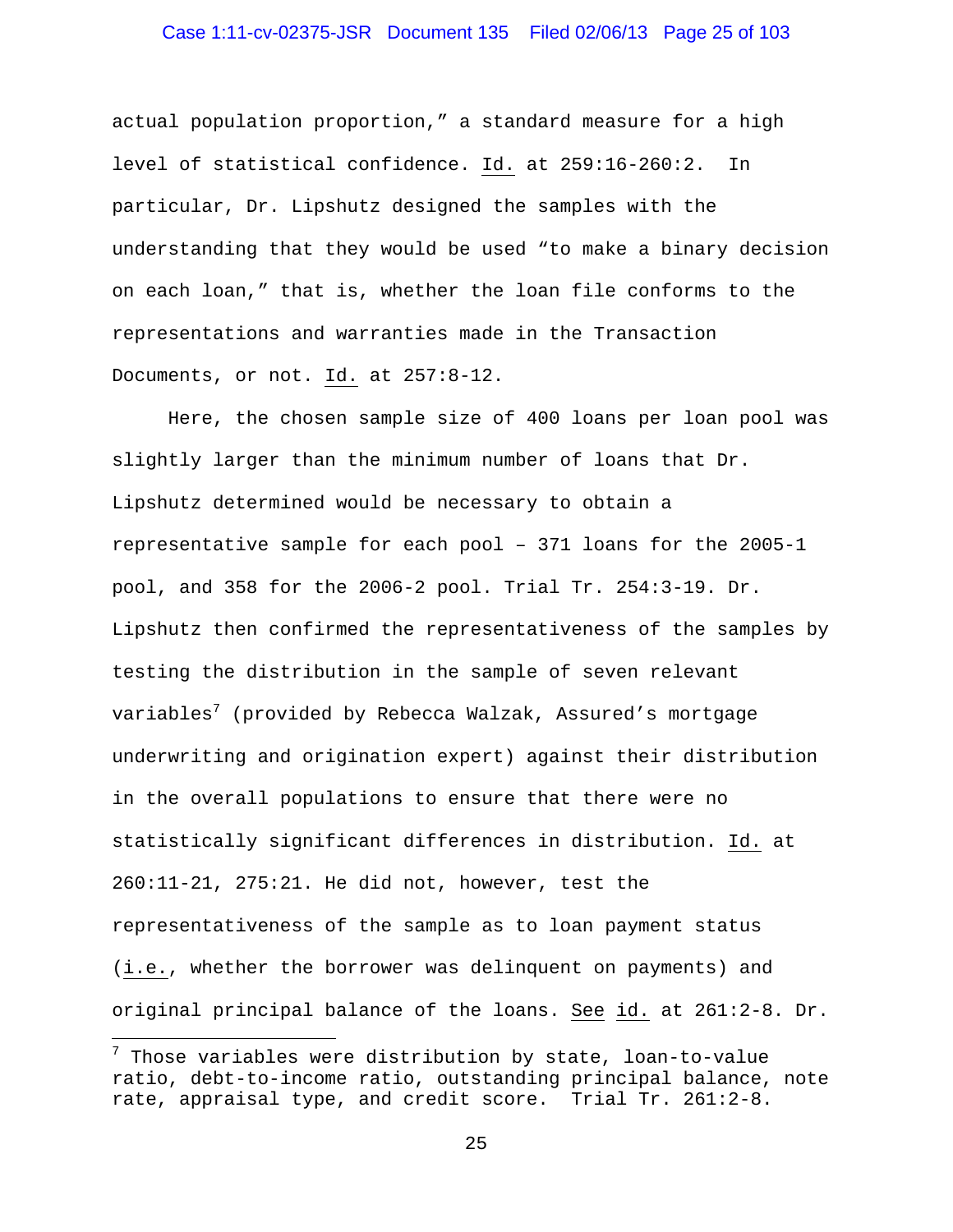actual population proportion," a standard measure for a high level of statistical confidence. Id. at 259:16-260:2. In particular, Dr. Lipshutz designed the samples with the understanding that they would be used "to make a binary decision on each loan," that is, whether the loan file conforms to the representations and warranties made in the Transaction Documents, or not. Id. at 257:8-12.

Here, the chosen sample size of 400 loans per loan pool was slightly larger than the minimum number of loans that Dr. Lipshutz determined would be necessary to obtain a representative sample for each pool – 371 loans for the 2005-1 pool, and 358 for the 2006-2 pool. Trial Tr. 254:3-19. Dr. Lipshutz then confirmed the representativeness of the samples by testing the distribution in the sample of seven relevant variables[7] (provided by Rebecca Walzak, Assured's mortgage underwriting and origination expert) against their distribution in the overall populations to ensure that there were no statistically significant differences in distribution. Id. at 260:11-21, 275:21. He did not, however, test the representativeness of the sample as to loan payment status (i.e., whether the borrower was delinquent on payments) and original principal balance of the loans. See id. at 261:2-8. Dr.

---

[7] Those variables were distribution by state, loan-to-value ratio, debt-to-income ratio, outstanding principal balance, note rate, appraisal type, and credit score. Trial Tr. 261:2-8.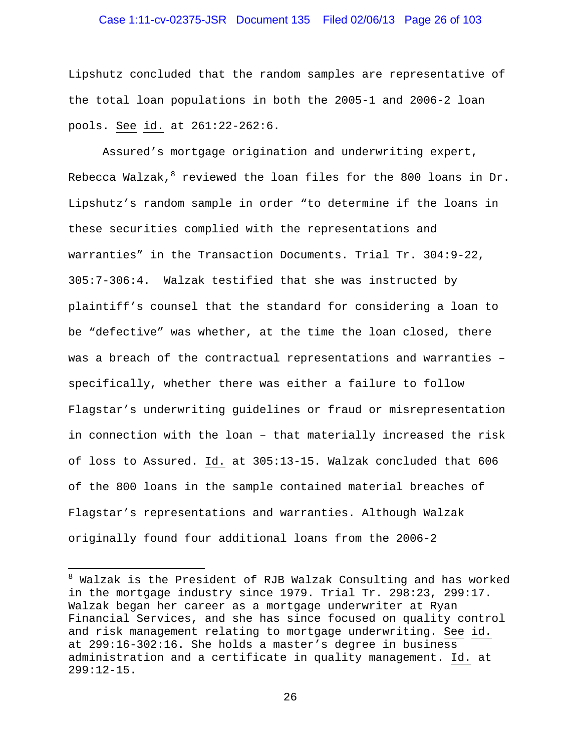Lipshutz concluded that the random samples are representative of the total loan populations in both the 2005-1 and 2006-2 loan pools. See id. at 261:22-262:6.

Assured's mortgage origination and underwriting expert, Rebecca Walzak,[8] reviewed the loan files for the 800 loans in Dr. Lipshutz's random sample in order "to determine if the loans in these securities complied with the representations and warranties" in the Transaction Documents. Trial Tr. 304:9-22, 305:7-306:4. Walzak testified that she was instructed by plaintiff's counsel that the standard for considering a loan to be "defective" was whether, at the time the loan closed, there was a breach of the contractual representations and warranties – specifically, whether there was either a failure to follow Flagstar's underwriting guidelines or fraud or misrepresentation in connection with the loan – that materially increased the risk of loss to Assured. Id. at 305:13-15. Walzak concluded that 606 of the 800 loans in the sample contained material breaches of Flagstar's representations and warranties. Although Walzak originally found four additional loans from the 2006-2

---

[8] Walzak is the President of RJB Walzak Consulting and has worked in the mortgage industry since 1979. Trial Tr. 298:23, 299:17. Walzak began her career as a mortgage underwriter at Ryan Financial Services, and she has since focused on quality control and risk management relating to mortgage underwriting. See id. at 299:16-302:16. She holds a master's degree in business administration and a certificate in quality management. Id. at 299:12-15.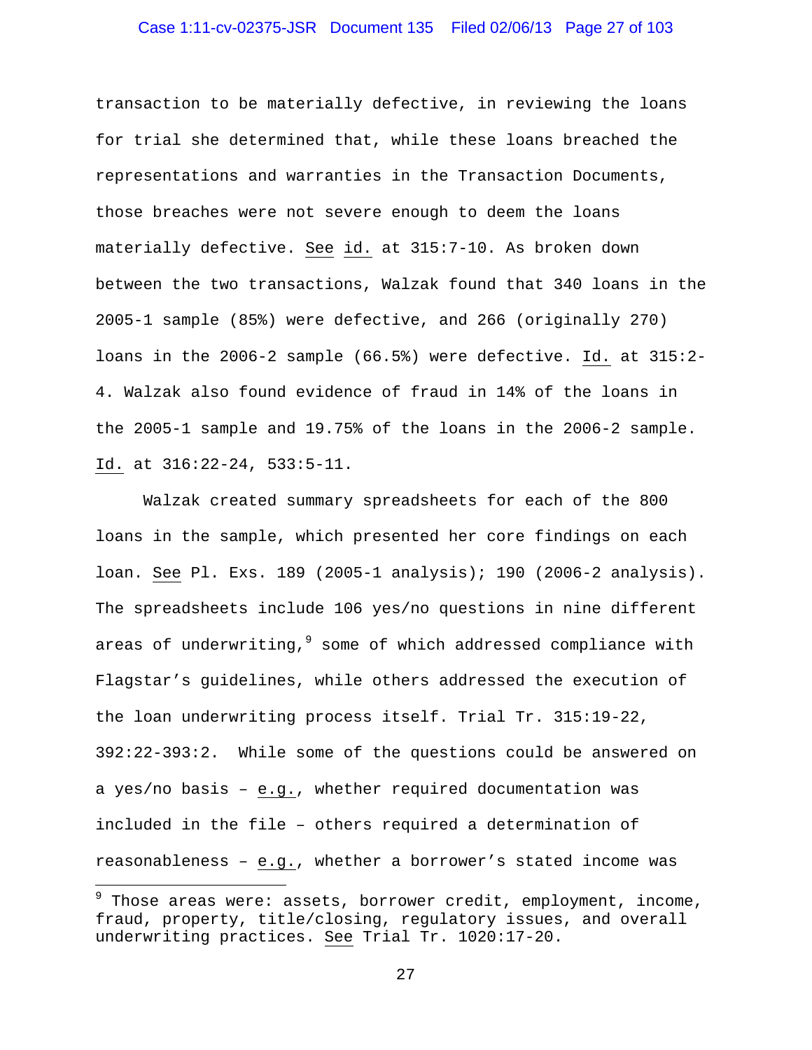transaction to be materially defective, in reviewing the loans for trial she determined that, while these loans breached the representations and warranties in the Transaction Documents, those breaches were not severe enough to deem the loans materially defective. See id. at 315:7-10. As broken down between the two transactions, Walzak found that 340 loans in the 2005-1 sample (85%) were defective, and 266 (originally 270) loans in the 2006-2 sample (66.5%) were defective. Id. at 315:2-4. Walzak also found evidence of fraud in 14% of the loans in the 2005-1 sample and 19.75% of the loans in the 2006-2 sample. Id. at 316:22-24, 533:5-11.

Walzak created summary spreadsheets for each of the 800 loans in the sample, which presented her core findings on each loan. See Pl. Exs. 189 (2005-1 analysis); 190 (2006-2 analysis). The spreadsheets include 106 yes/no questions in nine different areas of underwriting,[9] some of which addressed compliance with Flagstar's guidelines, while others addressed the execution of the loan underwriting process itself. Trial Tr. 315:19-22, 392:22-393:2. While some of the questions could be answered on a yes/no basis – e.g., whether required documentation was included in the file – others required a determination of reasonableness – e.g., whether a borrower's stated income was

[9] Those areas were: assets, borrower credit, employment, income, fraud, property, title/closing, regulatory issues, and overall underwriting practices. See Trial Tr. 1020:17-20.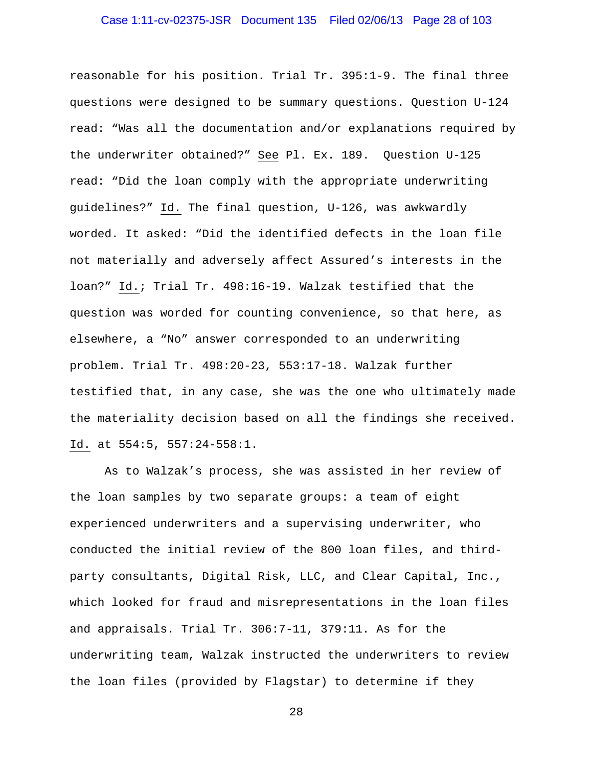reasonable for his position. Trial Tr. 395:1-9. The final three questions were designed to be summary questions. Question U-124 read: "Was all the documentation and/or explanations required by the underwriter obtained?" See Pl. Ex. 189. Question U-125 read: "Did the loan comply with the appropriate underwriting guidelines?" Id. The final question, U-126, was awkwardly worded. It asked: "Did the identified defects in the loan file not materially and adversely affect Assured's interests in the loan?" Id.; Trial Tr. 498:16-19. Walzak testified that the question was worded for counting convenience, so that here, as elsewhere, a "No" answer corresponded to an underwriting problem. Trial Tr. 498:20-23, 553:17-18. Walzak further testified that, in any case, she was the one who ultimately made the materiality decision based on all the findings she received. Id. at 554:5, 557:24-558:1.

As to Walzak's process, she was assisted in her review of the loan samples by two separate groups: a team of eight experienced underwriters and a supervising underwriter, who conducted the initial review of the 800 loan files, and third-party consultants, Digital Risk, LLC, and Clear Capital, Inc., which looked for fraud and misrepresentations in the loan files and appraisals. Trial Tr. 306:7-11, 379:11. As for the underwriting team, Walzak instructed the underwriters to review the loan files (provided by Flagstar) to determine if they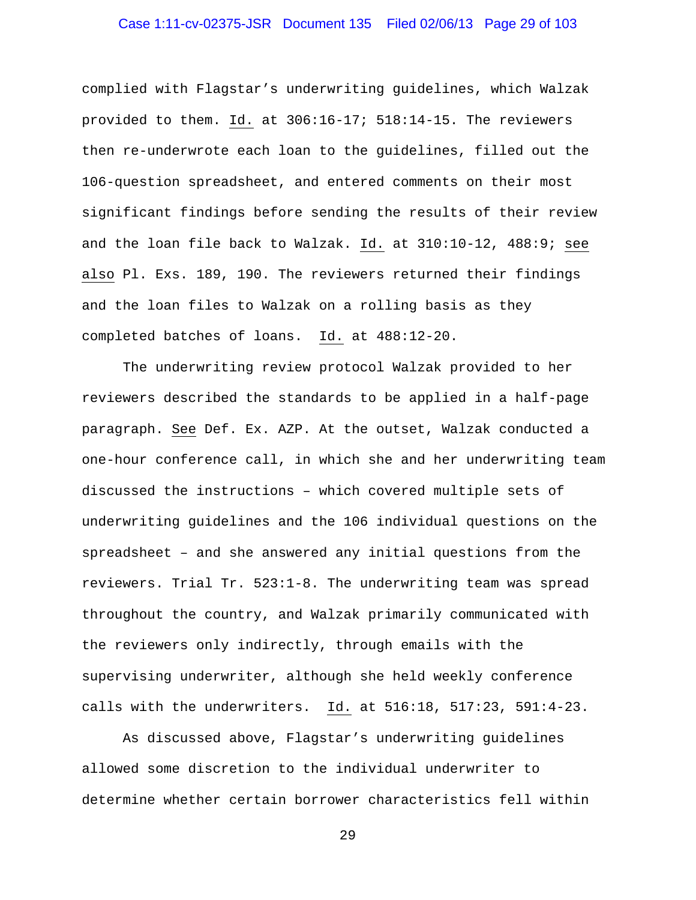complied with Flagstar's underwriting guidelines, which Walzak provided to them. Id. at 306:16-17; 518:14-15. The reviewers then re-underwrote each loan to the guidelines, filled out the 106-question spreadsheet, and entered comments on their most significant findings before sending the results of their review and the loan file back to Walzak. Id. at 310:10-12, 488:9; see also Pl. Exs. 189, 190. The reviewers returned their findings and the loan files to Walzak on a rolling basis as they completed batches of loans. Id. at 488:12-20.

The underwriting review protocol Walzak provided to her reviewers described the standards to be applied in a half-page paragraph. See Def. Ex. AZP. At the outset, Walzak conducted a one-hour conference call, in which she and her underwriting team discussed the instructions – which covered multiple sets of underwriting guidelines and the 106 individual questions on the spreadsheet – and she answered any initial questions from the reviewers. Trial Tr. 523:1-8. The underwriting team was spread throughout the country, and Walzak primarily communicated with the reviewers only indirectly, through emails with the supervising underwriter, although she held weekly conference calls with the underwriters. Id. at 516:18, 517:23, 591:4-23.

As discussed above, Flagstar's underwriting guidelines allowed some discretion to the individual underwriter to determine whether certain borrower characteristics fell within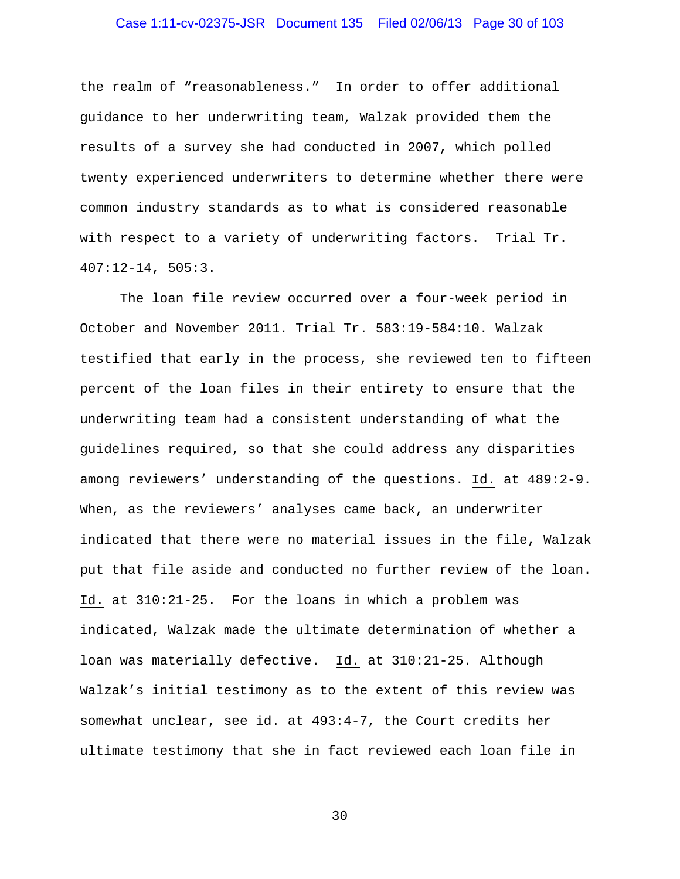the realm of "reasonableness." In order to offer additional guidance to her underwriting team, Walzak provided them the results of a survey she had conducted in 2007, which polled twenty experienced underwriters to determine whether there were common industry standards as to what is considered reasonable with respect to a variety of underwriting factors. Trial Tr. 407:12-14, 505:3.

The loan file review occurred over a four-week period in October and November 2011. Trial Tr. 583:19-584:10. Walzak testified that early in the process, she reviewed ten to fifteen percent of the loan files in their entirety to ensure that the underwriting team had a consistent understanding of what the guidelines required, so that she could address any disparities among reviewers' understanding of the questions. Id. at 489:2-9. When, as the reviewers' analyses came back, an underwriter indicated that there were no material issues in the file, Walzak put that file aside and conducted no further review of the loan. Id. at 310:21-25. For the loans in which a problem was indicated, Walzak made the ultimate determination of whether a loan was materially defective. Id. at 310:21-25. Although Walzak's initial testimony as to the extent of this review was somewhat unclear, see id. at 493:4-7, the Court credits her ultimate testimony that she in fact reviewed each loan file in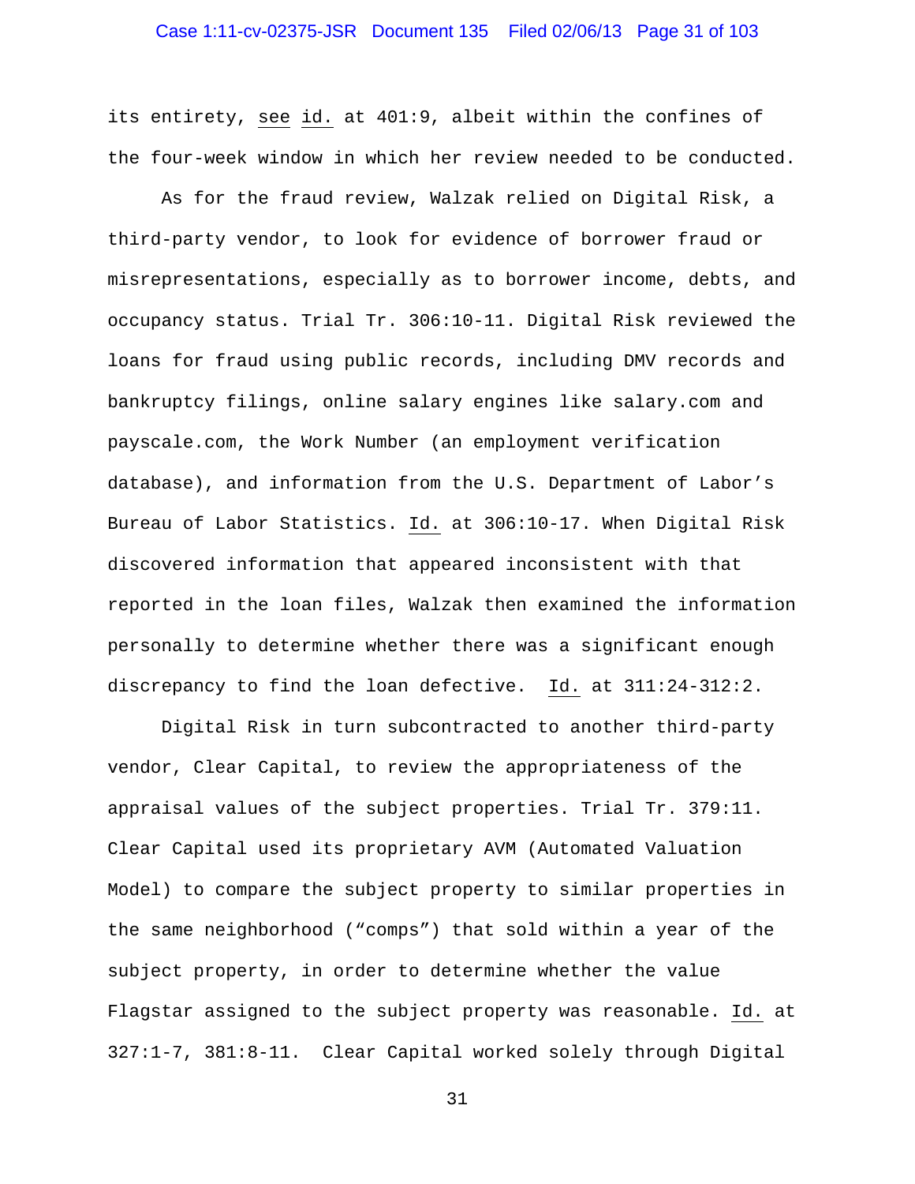its entirety, see id. at 401:9, albeit within the confines of the four-week window in which her review needed to be conducted.

As for the fraud review, Walzak relied on Digital Risk, a third-party vendor, to look for evidence of borrower fraud or misrepresentations, especially as to borrower income, debts, and occupancy status. Trial Tr. 306:10-11. Digital Risk reviewed the loans for fraud using public records, including DMV records and bankruptcy filings, online salary engines like salary.com and payscale.com, the Work Number (an employment verification database), and information from the U.S. Department of Labor's Bureau of Labor Statistics. Id. at 306:10-17. When Digital Risk discovered information that appeared inconsistent with that reported in the loan files, Walzak then examined the information personally to determine whether there was a significant enough discrepancy to find the loan defective. Id. at 311:24-312:2.

Digital Risk in turn subcontracted to another third-party vendor, Clear Capital, to review the appropriateness of the appraisal values of the subject properties. Trial Tr. 379:11. Clear Capital used its proprietary AVM (Automated Valuation Model) to compare the subject property to similar properties in the same neighborhood ("comps") that sold within a year of the subject property, in order to determine whether the value Flagstar assigned to the subject property was reasonable. Id. at 327:1-7, 381:8-11. Clear Capital worked solely through Digital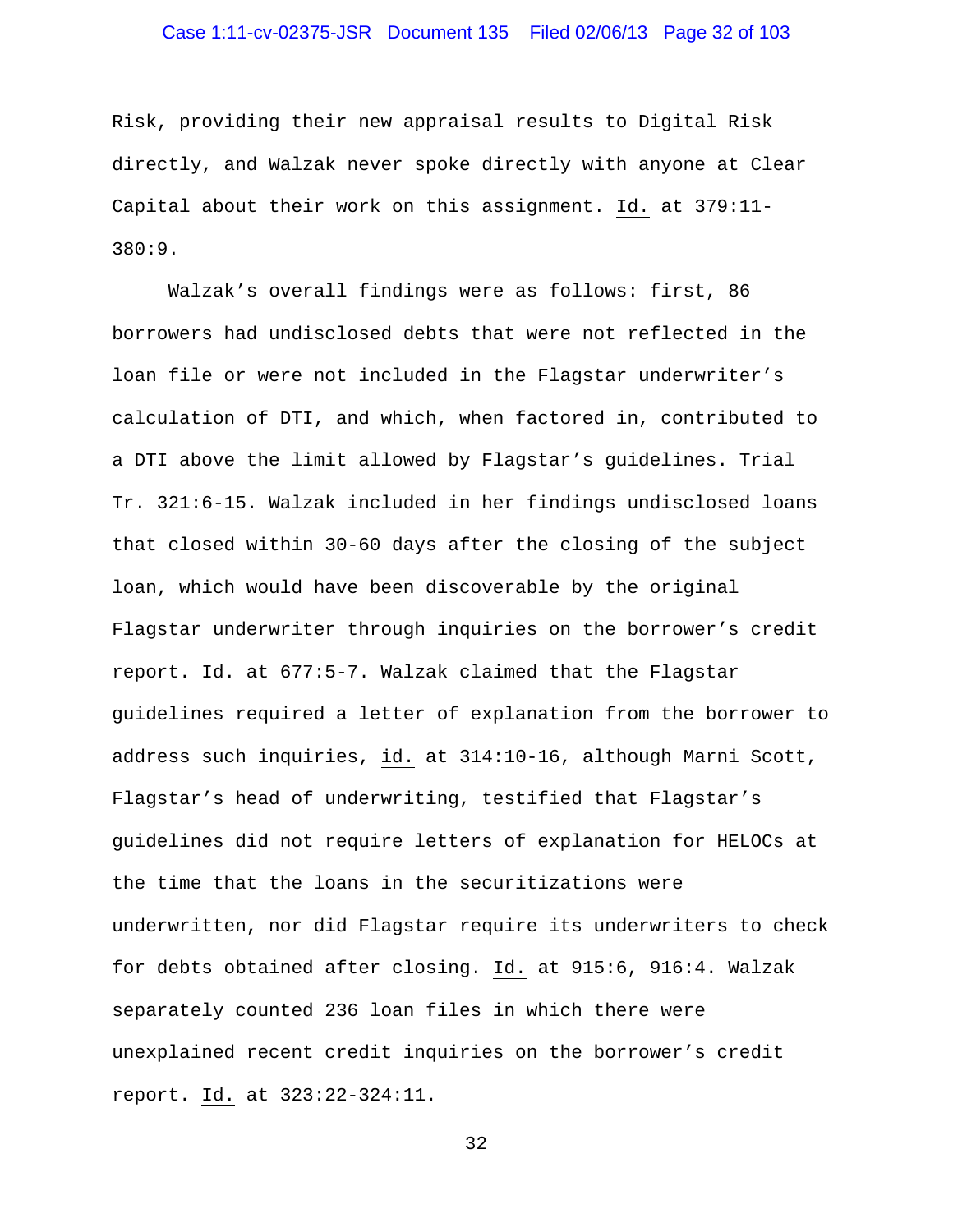Risk, providing their new appraisal results to Digital Risk directly, and Walzak never spoke directly with anyone at Clear Capital about their work on this assignment. Id. at 379:11-380:9.

Walzak's overall findings were as follows: first, 86 borrowers had undisclosed debts that were not reflected in the loan file or were not included in the Flagstar underwriter's calculation of DTI, and which, when factored in, contributed to a DTI above the limit allowed by Flagstar's guidelines. Trial Tr. 321:6-15. Walzak included in her findings undisclosed loans that closed within 30-60 days after the closing of the subject loan, which would have been discoverable by the original Flagstar underwriter through inquiries on the borrower's credit report. Id. at 677:5-7. Walzak claimed that the Flagstar guidelines required a letter of explanation from the borrower to address such inquiries, id. at 314:10-16, although Marni Scott, Flagstar's head of underwriting, testified that Flagstar's guidelines did not require letters of explanation for HELOCs at the time that the loans in the securitizations were underwritten, nor did Flagstar require its underwriters to check for debts obtained after closing. Id. at 915:6, 916:4. Walzak separately counted 236 loan files in which there were unexplained recent credit inquiries on the borrower's credit report. Id. at 323:22-324:11.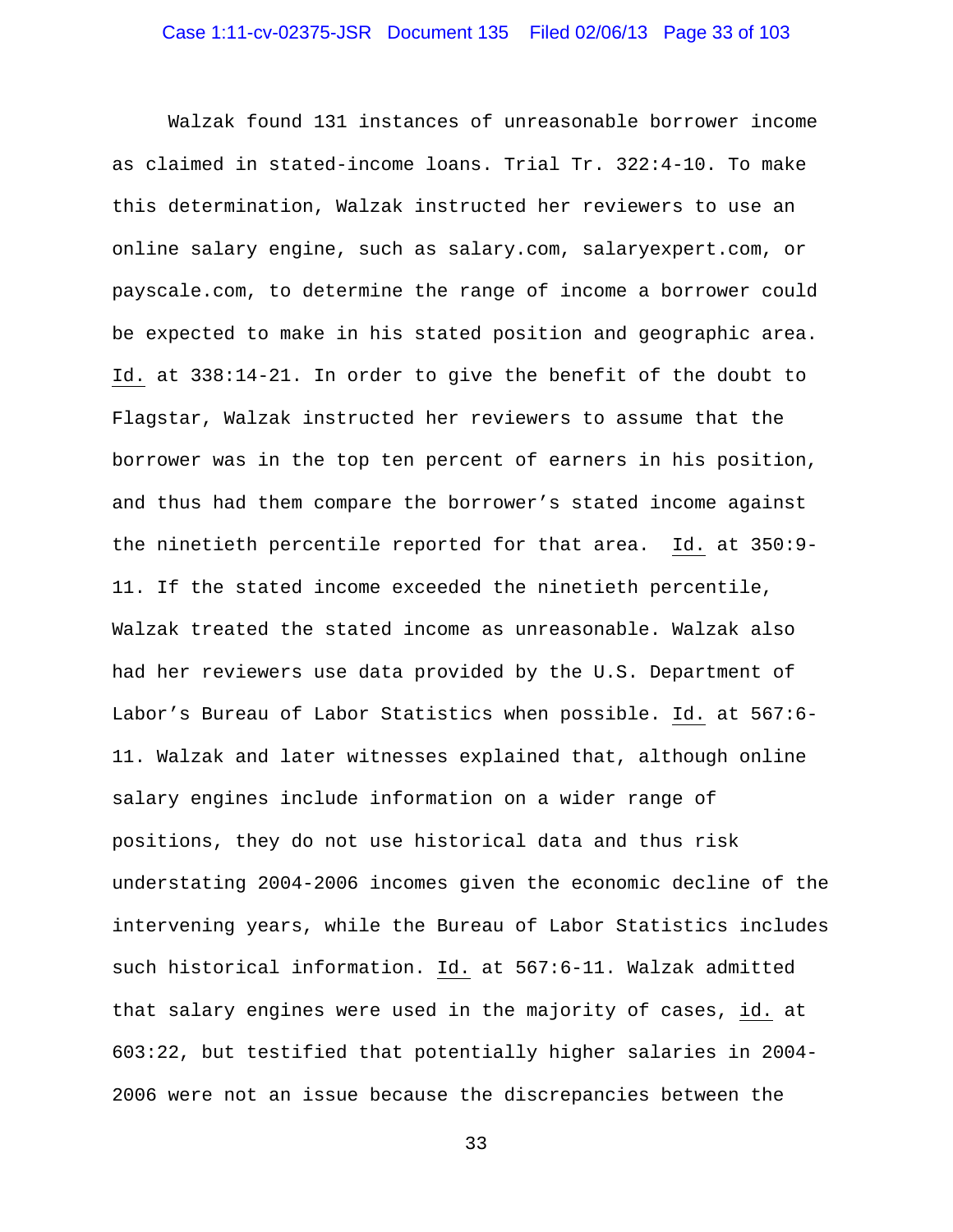Walzak found 131 instances of unreasonable borrower income as claimed in stated-income loans. Trial Tr. 322:4-10. To make this determination, Walzak instructed her reviewers to use an online salary engine, such as salary.com, salaryexpert.com, or payscale.com, to determine the range of income a borrower could be expected to make in his stated position and geographic area. Id. at 338:14-21. In order to give the benefit of the doubt to Flagstar, Walzak instructed her reviewers to assume that the borrower was in the top ten percent of earners in his position, and thus had them compare the borrower's stated income against the ninetieth percentile reported for that area. Id. at 350:9-11. If the stated income exceeded the ninetieth percentile, Walzak treated the stated income as unreasonable. Walzak also had her reviewers use data provided by the U.S. Department of Labor's Bureau of Labor Statistics when possible. Id. at 567:6-11. Walzak and later witnesses explained that, although online salary engines include information on a wider range of positions, they do not use historical data and thus risk understating 2004-2006 incomes given the economic decline of the intervening years, while the Bureau of Labor Statistics includes such historical information. Id. at 567:6-11. Walzak admitted that salary engines were used in the majority of cases, id. at 603:22, but testified that potentially higher salaries in 2004-2006 were not an issue because the discrepancies between the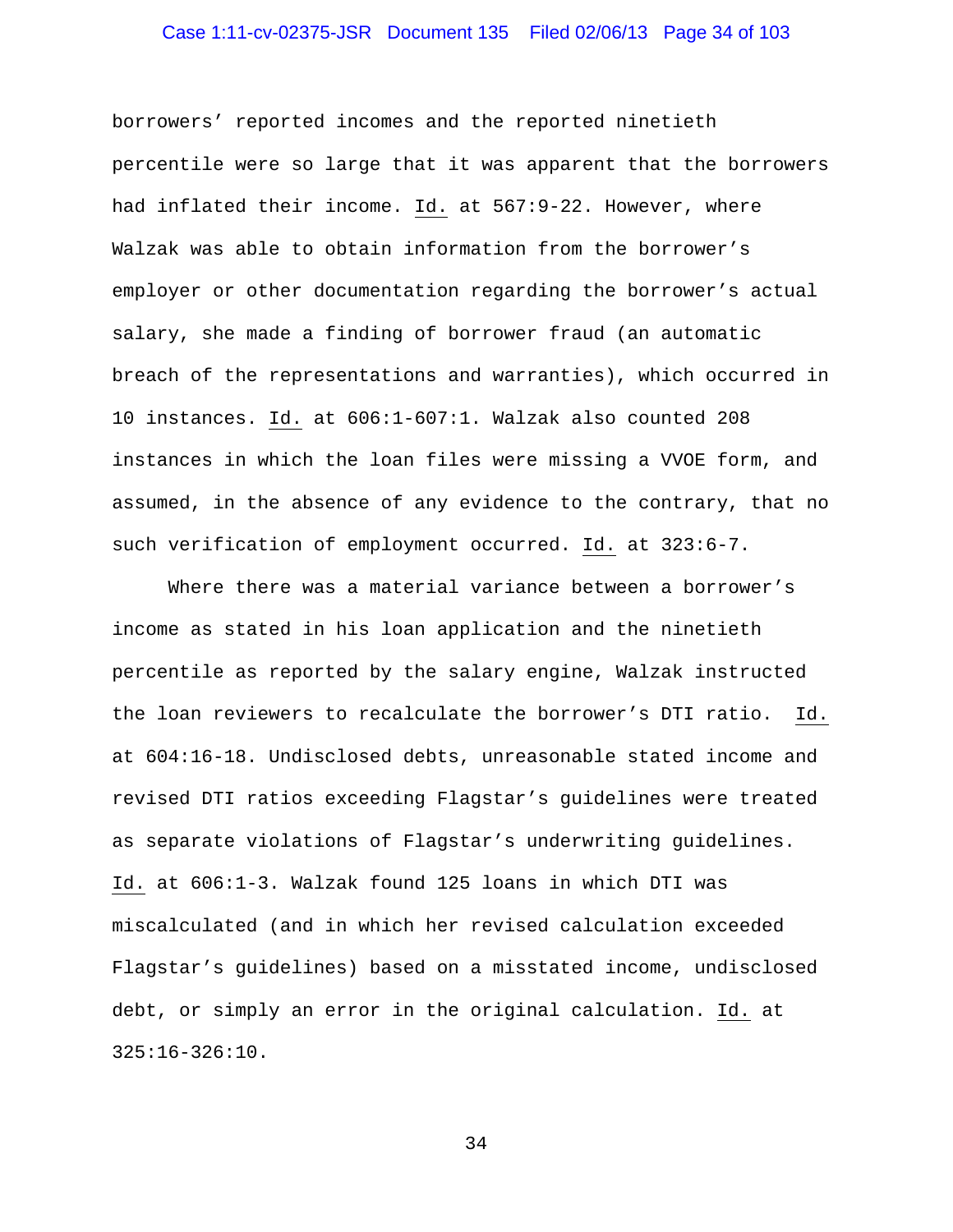borrowers' reported incomes and the reported ninetieth percentile were so large that it was apparent that the borrowers had inflated their income. Id. at 567:9-22. However, where Walzak was able to obtain information from the borrower's employer or other documentation regarding the borrower's actual salary, she made a finding of borrower fraud (an automatic breach of the representations and warranties), which occurred in 10 instances. Id. at 606:1-607:1. Walzak also counted 208 instances in which the loan files were missing a VVOE form, and assumed, in the absence of any evidence to the contrary, that no such verification of employment occurred. Id. at 323:6-7.

Where there was a material variance between a borrower's income as stated in his loan application and the ninetieth percentile as reported by the salary engine, Walzak instructed the loan reviewers to recalculate the borrower's DTI ratio. Id. at 604:16-18. Undisclosed debts, unreasonable stated income and revised DTI ratios exceeding Flagstar's guidelines were treated as separate violations of Flagstar's underwriting guidelines. Id. at 606:1-3. Walzak found 125 loans in which DTI was miscalculated (and in which her revised calculation exceeded Flagstar's guidelines) based on a misstated income, undisclosed debt, or simply an error in the original calculation. Id. at 325:16-326:10.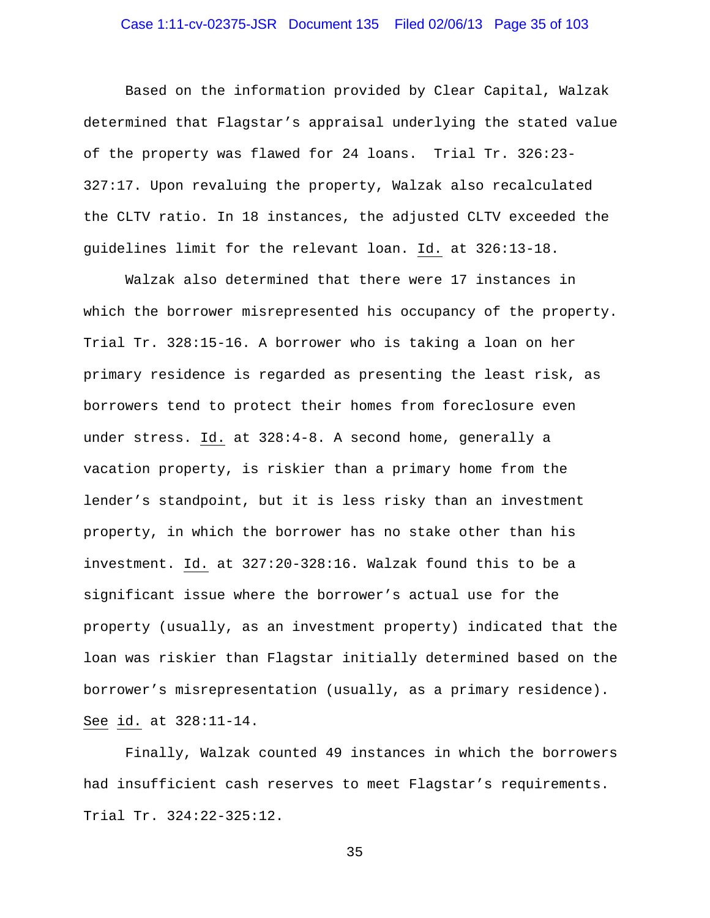Based on the information provided by Clear Capital, Walzak determined that Flagstar's appraisal underlying the stated value of the property was flawed for 24 loans. Trial Tr. 326:23-327:17. Upon revaluing the property, Walzak also recalculated the CLTV ratio. In 18 instances, the adjusted CLTV exceeded the guidelines limit for the relevant loan. Id. at 326:13-18.

Walzak also determined that there were 17 instances in which the borrower misrepresented his occupancy of the property. Trial Tr. 328:15-16. A borrower who is taking a loan on her primary residence is regarded as presenting the least risk, as borrowers tend to protect their homes from foreclosure even under stress. Id. at 328:4-8. A second home, generally a vacation property, is riskier than a primary home from the lender's standpoint, but it is less risky than an investment property, in which the borrower has no stake other than his investment. Id. at 327:20-328:16. Walzak found this to be a significant issue where the borrower's actual use for the property (usually, as an investment property) indicated that the loan was riskier than Flagstar initially determined based on the borrower's misrepresentation (usually, as a primary residence). See id. at 328:11-14.

Finally, Walzak counted 49 instances in which the borrowers had insufficient cash reserves to meet Flagstar's requirements. Trial Tr. 324:22-325:12.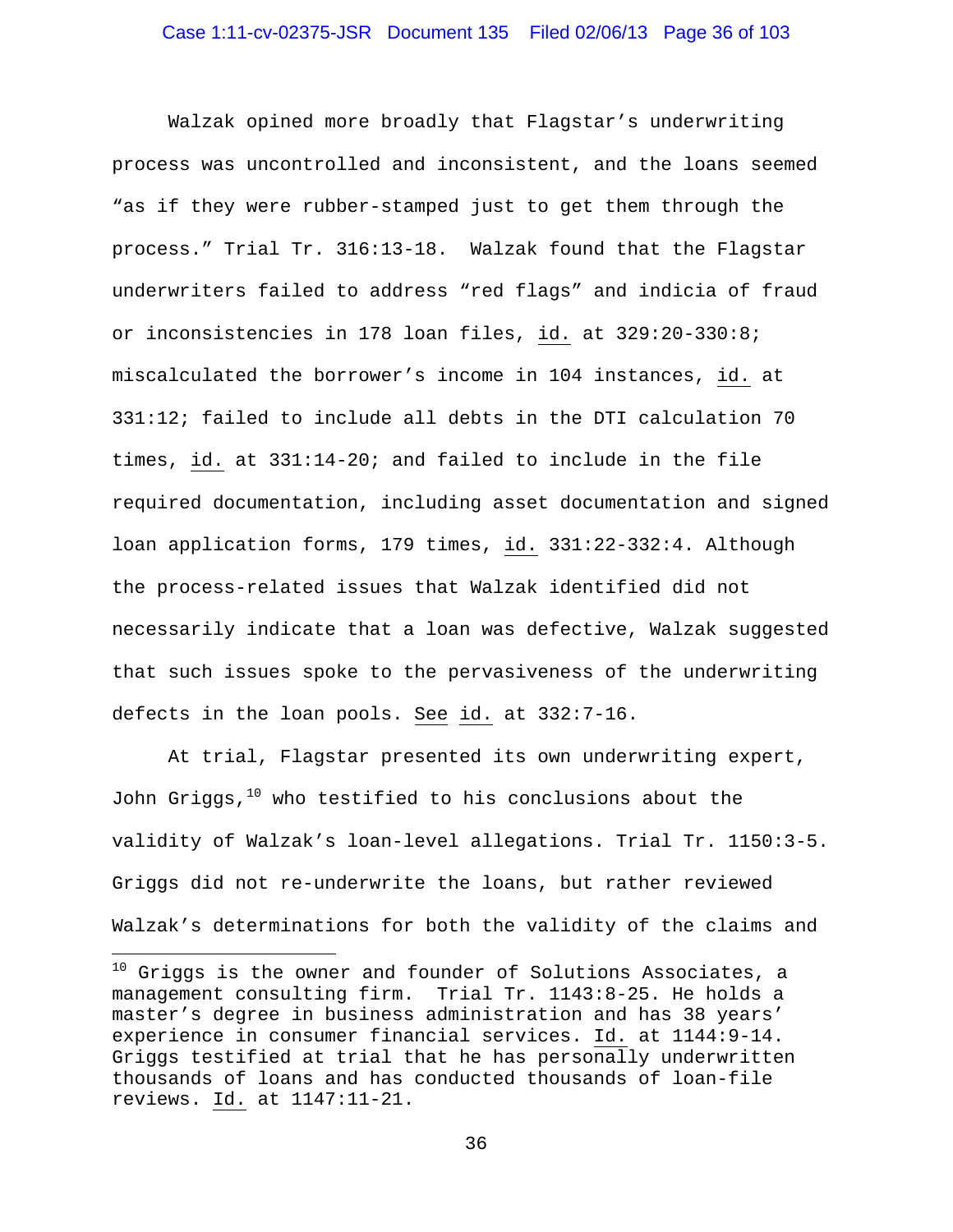Walzak opined more broadly that Flagstar's underwriting process was uncontrolled and inconsistent, and the loans seemed "as if they were rubber-stamped just to get them through the process." Trial Tr. 316:13-18. Walzak found that the Flagstar underwriters failed to address "red flags" and indicia of fraud or inconsistencies in 178 loan files, id. at 329:20-330:8; miscalculated the borrower's income in 104 instances, id. at 331:12; failed to include all debts in the DTI calculation 70 times, id. at 331:14-20; and failed to include in the file required documentation, including asset documentation and signed loan application forms, 179 times, id. 331:22-332:4. Although the process-related issues that Walzak identified did not necessarily indicate that a loan was defective, Walzak suggested that such issues spoke to the pervasiveness of the underwriting defects in the loan pools. See id. at 332:7-16.

At trial, Flagstar presented its own underwriting expert, John Griggs,[10] who testified to his conclusions about the validity of Walzak's loan-level allegations. Trial Tr. 1150:3-5. Griggs did not re-underwrite the loans, but rather reviewed Walzak's determinations for both the validity of the claims and

[10] Griggs is the owner and founder of Solutions Associates, a management consulting firm. Trial Tr. 1143:8-25. He holds a master's degree in business administration and has 38 years' experience in consumer financial services. Id. at 1144:9-14. Griggs testified at trial that he has personally underwritten thousands of loans and has conducted thousands of loan-file reviews. Id. at 1147:11-21.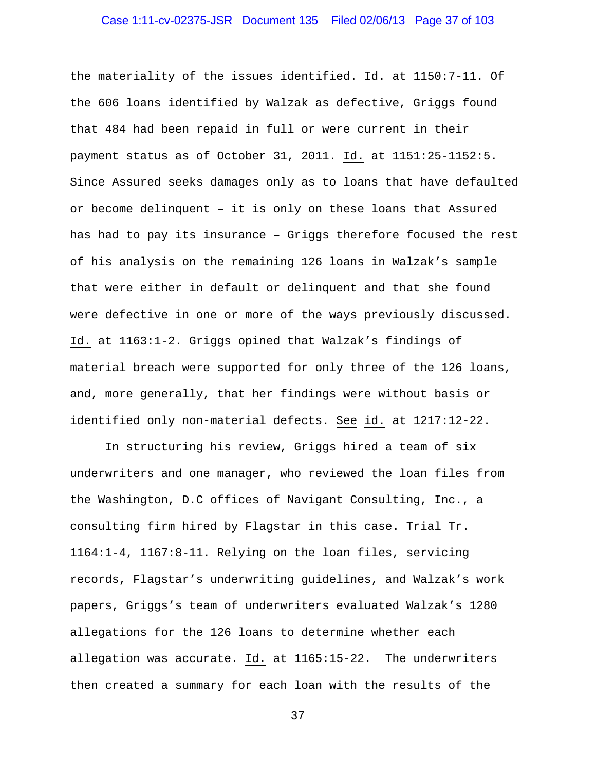the materiality of the issues identified. Id. at 1150:7-11. Of the 606 loans identified by Walzak as defective, Griggs found that 484 had been repaid in full or were current in their payment status as of October 31, 2011. Id. at 1151:25-1152:5. Since Assured seeks damages only as to loans that have defaulted or become delinquent – it is only on these loans that Assured has had to pay its insurance – Griggs therefore focused the rest of his analysis on the remaining 126 loans in Walzak's sample that were either in default or delinquent and that she found were defective in one or more of the ways previously discussed. Id. at 1163:1-2. Griggs opined that Walzak's findings of material breach were supported for only three of the 126 loans, and, more generally, that her findings were without basis or identified only non-material defects. See id. at 1217:12-22.

In structuring his review, Griggs hired a team of six underwriters and one manager, who reviewed the loan files from the Washington, D.C offices of Navigant Consulting, Inc., a consulting firm hired by Flagstar in this case. Trial Tr. 1164:1-4, 1167:8-11. Relying on the loan files, servicing records, Flagstar's underwriting guidelines, and Walzak's work papers, Griggs's team of underwriters evaluated Walzak's 1280 allegations for the 126 loans to determine whether each allegation was accurate. Id. at 1165:15-22. The underwriters then created a summary for each loan with the results of the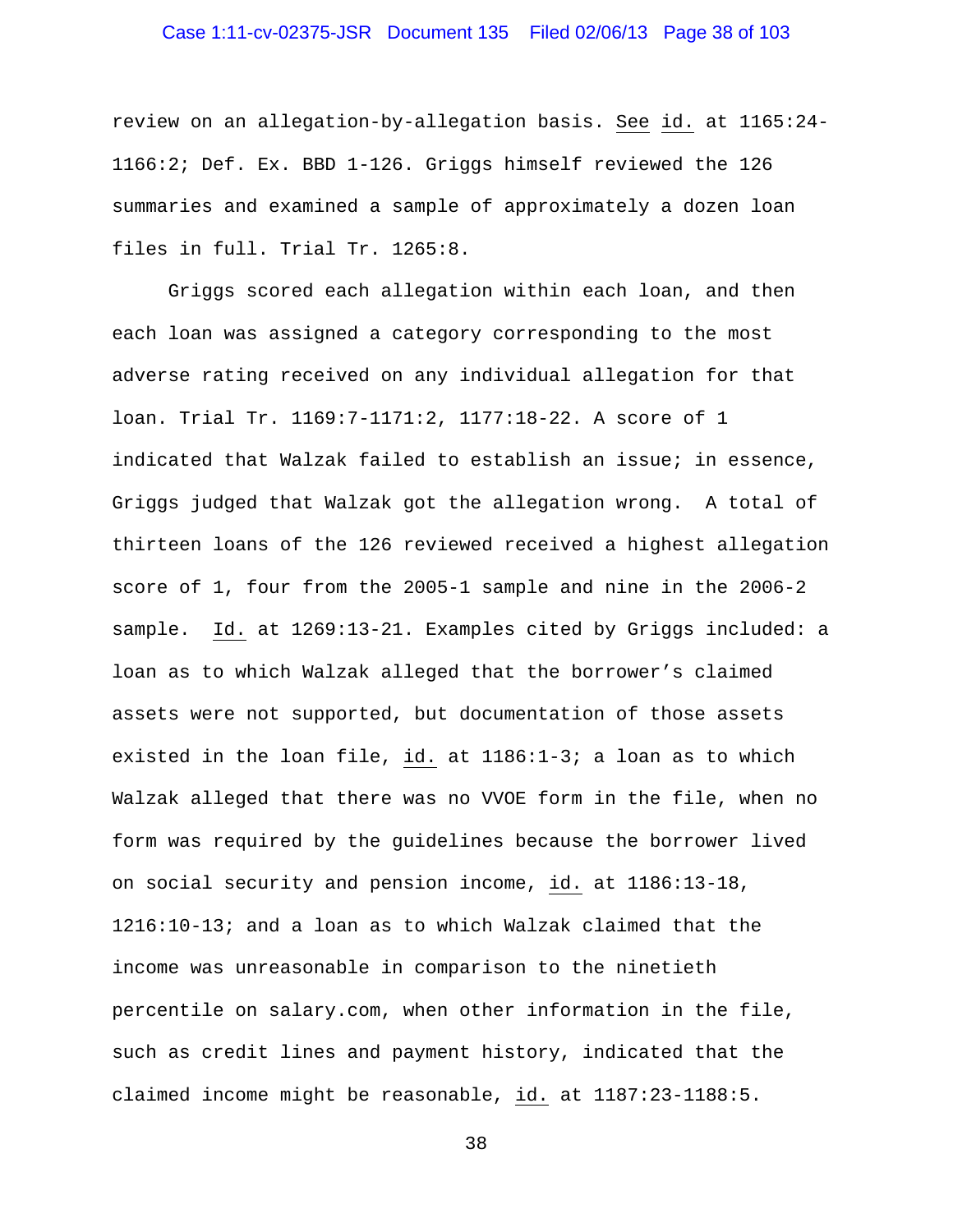review on an allegation-by-allegation basis. See id. at 1165:24-1166:2; Def. Ex. BBD 1-126. Griggs himself reviewed the 126 summaries and examined a sample of approximately a dozen loan files in full. Trial Tr. 1265:8.

Griggs scored each allegation within each loan, and then each loan was assigned a category corresponding to the most adverse rating received on any individual allegation for that loan. Trial Tr. 1169:7-1171:2, 1177:18-22. A score of 1 indicated that Walzak failed to establish an issue; in essence, Griggs judged that Walzak got the allegation wrong. A total of thirteen loans of the 126 reviewed received a highest allegation score of 1, four from the 2005-1 sample and nine in the 2006-2 sample. Id. at 1269:13-21. Examples cited by Griggs included: a loan as to which Walzak alleged that the borrower's claimed assets were not supported, but documentation of those assets existed in the loan file, id. at 1186:1-3; a loan as to which Walzak alleged that there was no VVOE form in the file, when no form was required by the guidelines because the borrower lived on social security and pension income, id. at 1186:13-18, 1216:10-13; and a loan as to which Walzak claimed that the income was unreasonable in comparison to the ninetieth percentile on salary.com, when other information in the file, such as credit lines and payment history, indicated that the claimed income might be reasonable, id. at 1187:23-1188:5.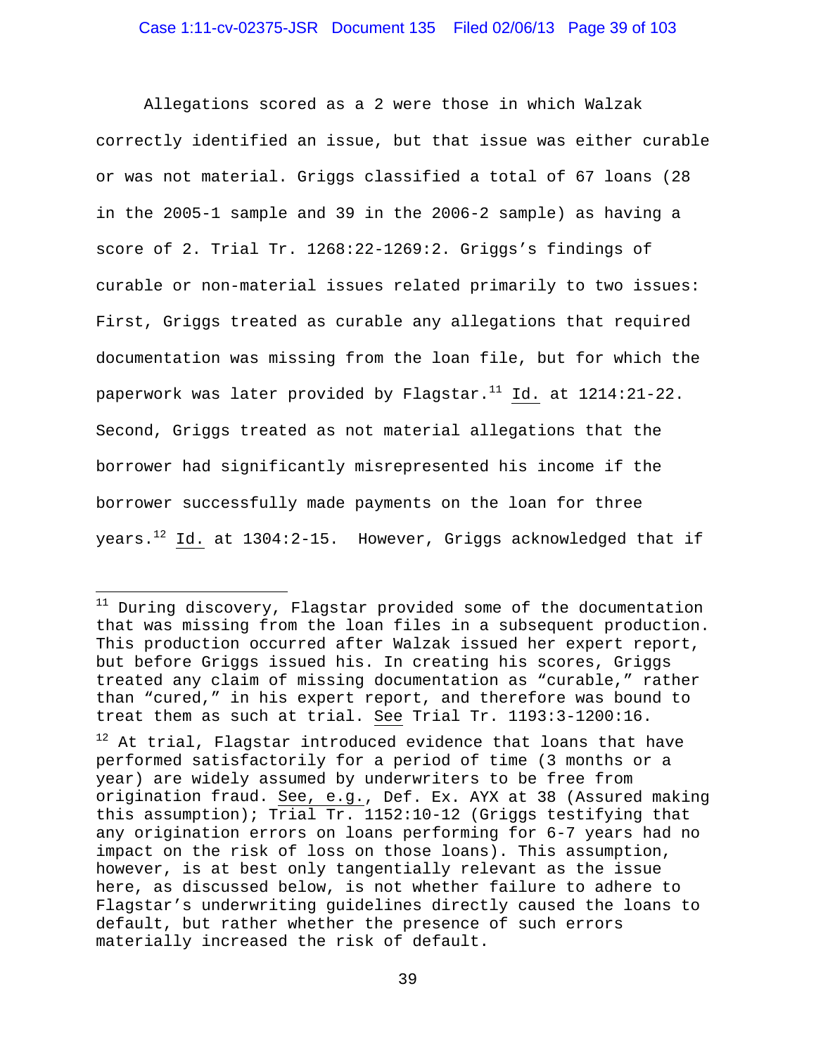Allegations scored as a 2 were those in which Walzak correctly identified an issue, but that issue was either curable or was not material. Griggs classified a total of 67 loans (28 in the 2005-1 sample and 39 in the 2006-2 sample) as having a score of 2. Trial Tr. 1268:22-1269:2. Griggs's findings of curable or non-material issues related primarily to two issues: First, Griggs treated as curable any allegations that required documentation was missing from the loan file, but for which the paperwork was later provided by Flagstar.[11] Id. at 1214:21-22. Second, Griggs treated as not material allegations that the borrower had significantly misrepresented his income if the borrower successfully made payments on the loan for three years.[12] Id. at 1304:2-15. However, Griggs acknowledged that if

---

[11] During discovery, Flagstar provided some of the documentation that was missing from the loan files in a subsequent production. This production occurred after Walzak issued her expert report, but before Griggs issued his. In creating his scores, Griggs treated any claim of missing documentation as "curable," rather than "cured," in his expert report, and therefore was bound to treat them as such at trial. See Trial Tr. 1193:3-1200:16.

[12] At trial, Flagstar introduced evidence that loans that have performed satisfactorily for a period of time (3 months or a year) are widely assumed by underwriters to be free from origination fraud. See, e.g., Def. Ex. AYX at 38 (Assured making this assumption); Trial Tr. 1152:10-12 (Griggs testifying that any origination errors on loans performing for 6-7 years had no impact on the risk of loss on those loans). This assumption, however, is at best only tangentially relevant as the issue here, as discussed below, is not whether failure to adhere to Flagstar's underwriting guidelines directly caused the loans to default, but rather whether the presence of such errors materially increased the risk of default.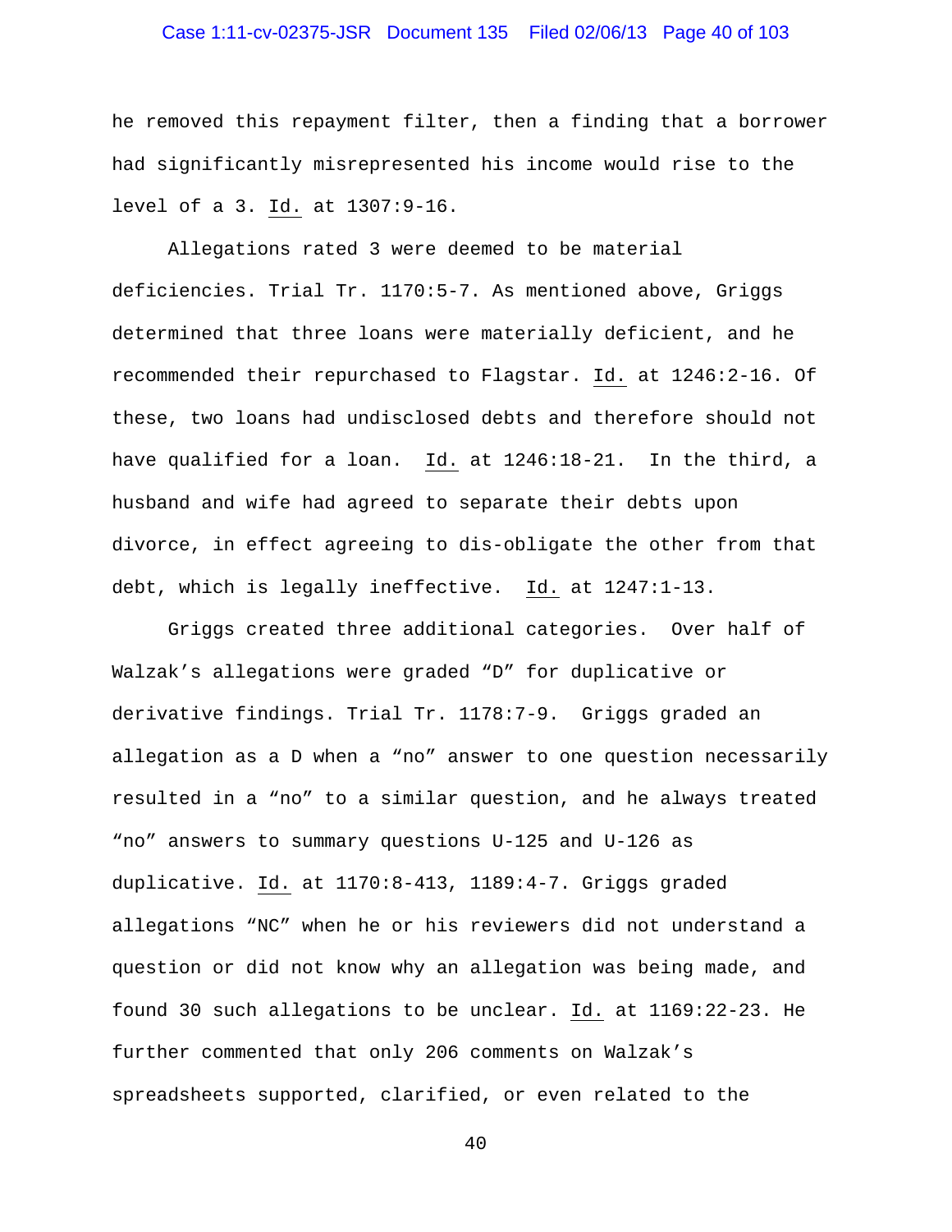he removed this repayment filter, then a finding that a borrower had significantly misrepresented his income would rise to the level of a 3. Id. at 1307:9-16.

Allegations rated 3 were deemed to be material deficiencies. Trial Tr. 1170:5-7. As mentioned above, Griggs determined that three loans were materially deficient, and he recommended their repurchased to Flagstar. Id. at 1246:2-16. Of these, two loans had undisclosed debts and therefore should not have qualified for a loan. Id. at 1246:18-21. In the third, a husband and wife had agreed to separate their debts upon divorce, in effect agreeing to dis-obligate the other from that debt, which is legally ineffective. Id. at 1247:1-13.

Griggs created three additional categories. Over half of Walzak's allegations were graded "D" for duplicative or derivative findings. Trial Tr. 1178:7-9. Griggs graded an allegation as a D when a "no" answer to one question necessarily resulted in a "no" to a similar question, and he always treated "no" answers to summary questions U-125 and U-126 as duplicative. Id. at 1170:8-413, 1189:4-7. Griggs graded allegations "NC" when he or his reviewers did not understand a question or did not know why an allegation was being made, and found 30 such allegations to be unclear. Id. at 1169:22-23. He further commented that only 206 comments on Walzak's spreadsheets supported, clarified, or even related to the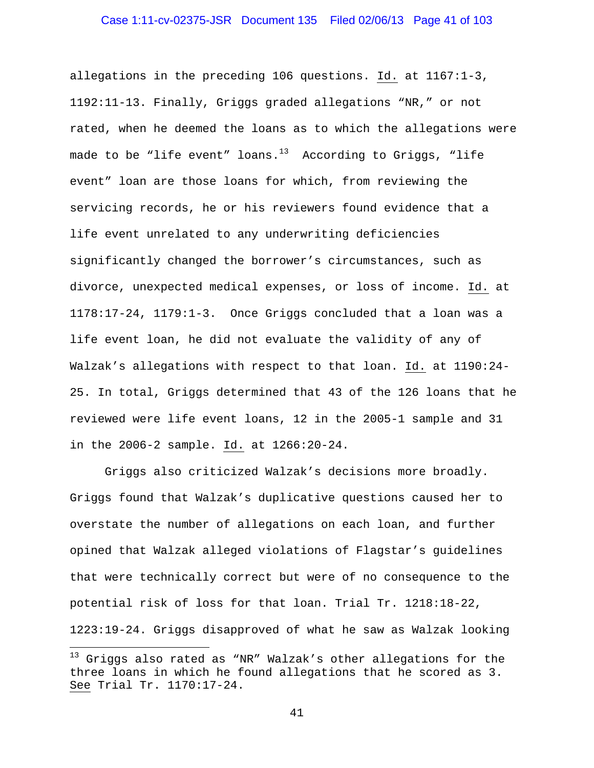allegations in the preceding 106 questions. Id. at 1167:1-3, 1192:11-13. Finally, Griggs graded allegations "NR," or not rated, when he deemed the loans as to which the allegations were made to be "life event" loans.[13] According to Griggs, "life event" loan are those loans for which, from reviewing the servicing records, he or his reviewers found evidence that a life event unrelated to any underwriting deficiencies significantly changed the borrower's circumstances, such as divorce, unexpected medical expenses, or loss of income. Id. at 1178:17-24, 1179:1-3. Once Griggs concluded that a loan was a life event loan, he did not evaluate the validity of any of Walzak's allegations with respect to that loan. Id. at 1190:24-25. In total, Griggs determined that 43 of the 126 loans that he reviewed were life event loans, 12 in the 2005-1 sample and 31 in the 2006-2 sample. Id. at 1266:20-24.

Griggs also criticized Walzak's decisions more broadly. Griggs found that Walzak's duplicative questions caused her to overstate the number of allegations on each loan, and further opined that Walzak alleged violations of Flagstar's guidelines that were technically correct but were of no consequence to the potential risk of loss for that loan. Trial Tr. 1218:18-22, 1223:19-24. Griggs disapproved of what he saw as Walzak looking

---

[13] Griggs also rated as "NR" Walzak's other allegations for the three loans in which he found allegations that he scored as 3. See Trial Tr. 1170:17-24.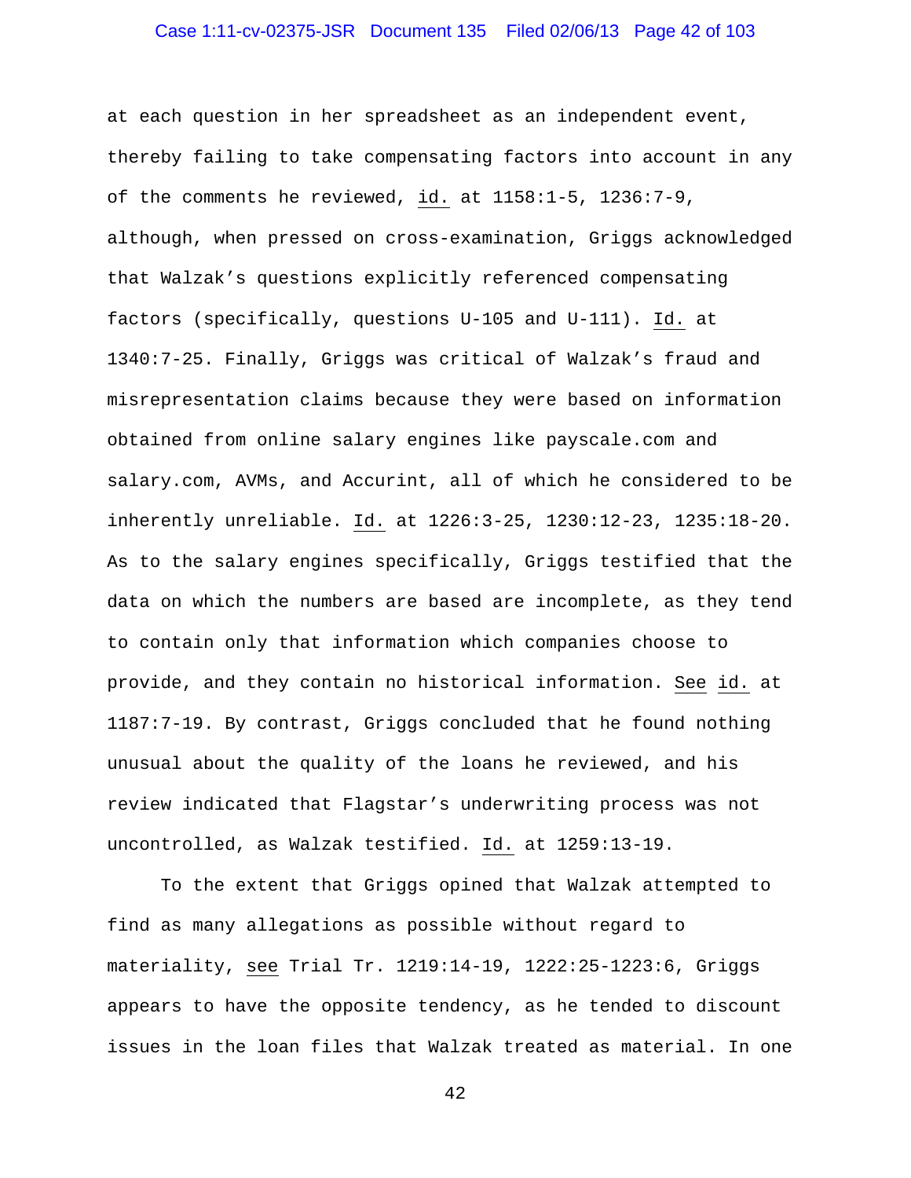at each question in her spreadsheet as an independent event, thereby failing to take compensating factors into account in any of the comments he reviewed, id. at 1158:1-5, 1236:7-9, although, when pressed on cross-examination, Griggs acknowledged that Walzak's questions explicitly referenced compensating factors (specifically, questions U-105 and U-111). Id. at 1340:7-25. Finally, Griggs was critical of Walzak's fraud and misrepresentation claims because they were based on information obtained from online salary engines like payscale.com and salary.com, AVMs, and Accurint, all of which he considered to be inherently unreliable. Id. at 1226:3-25, 1230:12-23, 1235:18-20. As to the salary engines specifically, Griggs testified that the data on which the numbers are based are incomplete, as they tend to contain only that information which companies choose to provide, and they contain no historical information. See id. at 1187:7-19. By contrast, Griggs concluded that he found nothing unusual about the quality of the loans he reviewed, and his review indicated that Flagstar's underwriting process was not uncontrolled, as Walzak testified. Id. at 1259:13-19.

To the extent that Griggs opined that Walzak attempted to find as many allegations as possible without regard to materiality, see Trial Tr. 1219:14-19, 1222:25-1223:6, Griggs appears to have the opposite tendency, as he tended to discount issues in the loan files that Walzak treated as material. In one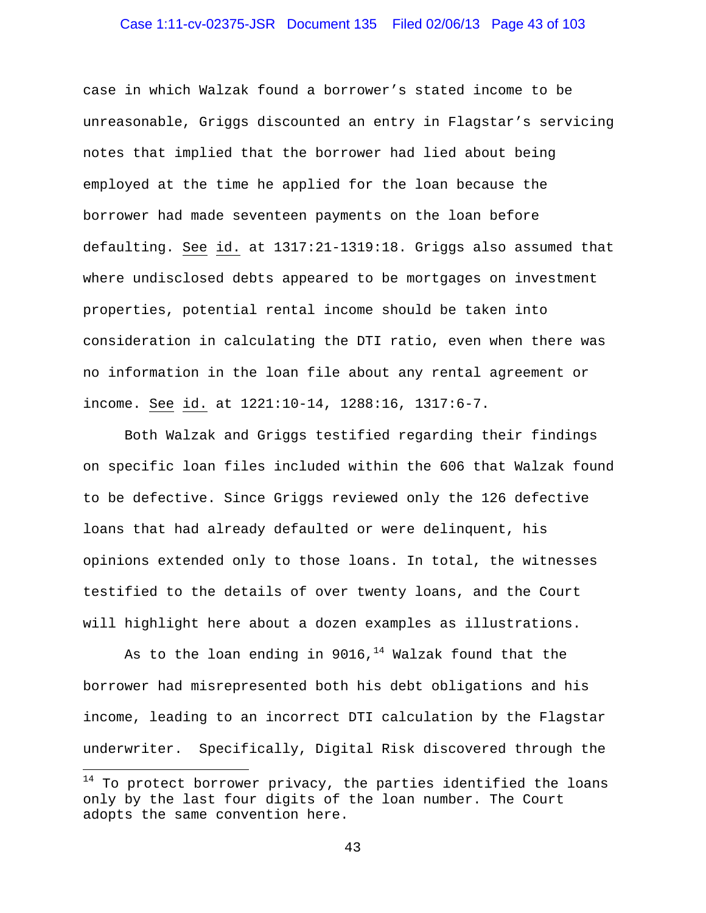case in which Walzak found a borrower's stated income to be unreasonable, Griggs discounted an entry in Flagstar's servicing notes that implied that the borrower had lied about being employed at the time he applied for the loan because the borrower had made seventeen payments on the loan before defaulting. See id. at 1317:21-1319:18. Griggs also assumed that where undisclosed debts appeared to be mortgages on investment properties, potential rental income should be taken into consideration in calculating the DTI ratio, even when there was no information in the loan file about any rental agreement or income. See id. at 1221:10-14, 1288:16, 1317:6-7.

Both Walzak and Griggs testified regarding their findings on specific loan files included within the 606 that Walzak found to be defective. Since Griggs reviewed only the 126 defective loans that had already defaulted or were delinquent, his opinions extended only to those loans. In total, the witnesses testified to the details of over twenty loans, and the Court will highlight here about a dozen examples as illustrations.

As to the loan ending in 9016,[14] Walzak found that the borrower had misrepresented both his debt obligations and his income, leading to an incorrect DTI calculation by the Flagstar underwriter. Specifically, Digital Risk discovered through the

---

[14] To protect borrower privacy, the parties identified the loans only by the last four digits of the loan number. The Court adopts the same convention here.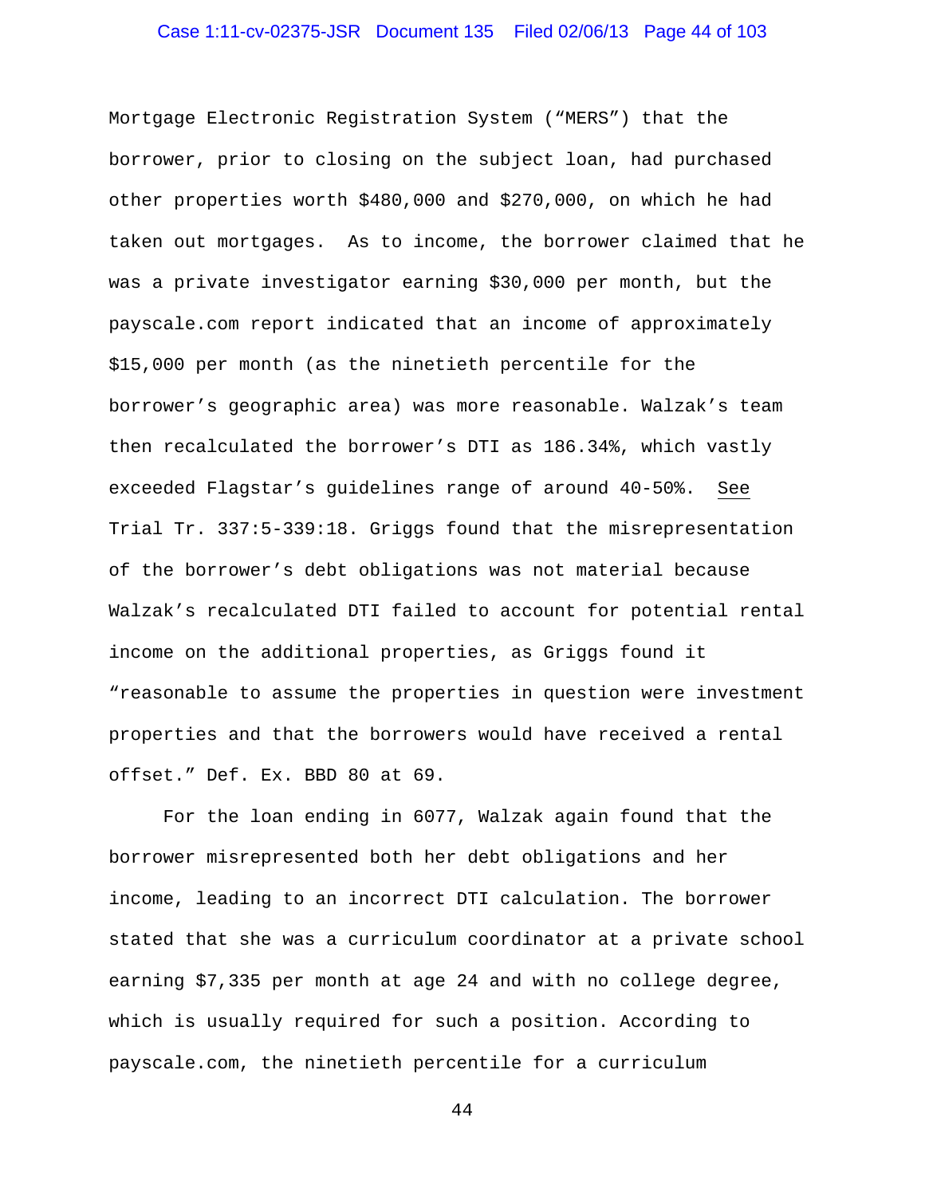Mortgage Electronic Registration System ("MERS") that the borrower, prior to closing on the subject loan, had purchased other properties worth $480,000 and $270,000, on which he had taken out mortgages. As to income, the borrower claimed that he was a private investigator earning $30,000 per month, but the payscale.com report indicated that an income of approximately $15,000 per month (as the ninetieth percentile for the borrower's geographic area) was more reasonable. Walzak's team then recalculated the borrower's DTI as 186.34%, which vastly exceeded Flagstar's guidelines range of around 40-50%. See Trial Tr. 337:5-339:18. Griggs found that the misrepresentation of the borrower's debt obligations was not material because Walzak's recalculated DTI failed to account for potential rental income on the additional properties, as Griggs found it "reasonable to assume the properties in question were investment properties and that the borrowers would have received a rental offset." Def. Ex. BBD 80 at 69.

For the loan ending in 6077, Walzak again found that the borrower misrepresented both her debt obligations and her income, leading to an incorrect DTI calculation. The borrower stated that she was a curriculum coordinator at a private school earning $7,335 per month at age 24 and with no college degree, which is usually required for such a position. According to payscale.com, the ninetieth percentile for a curriculum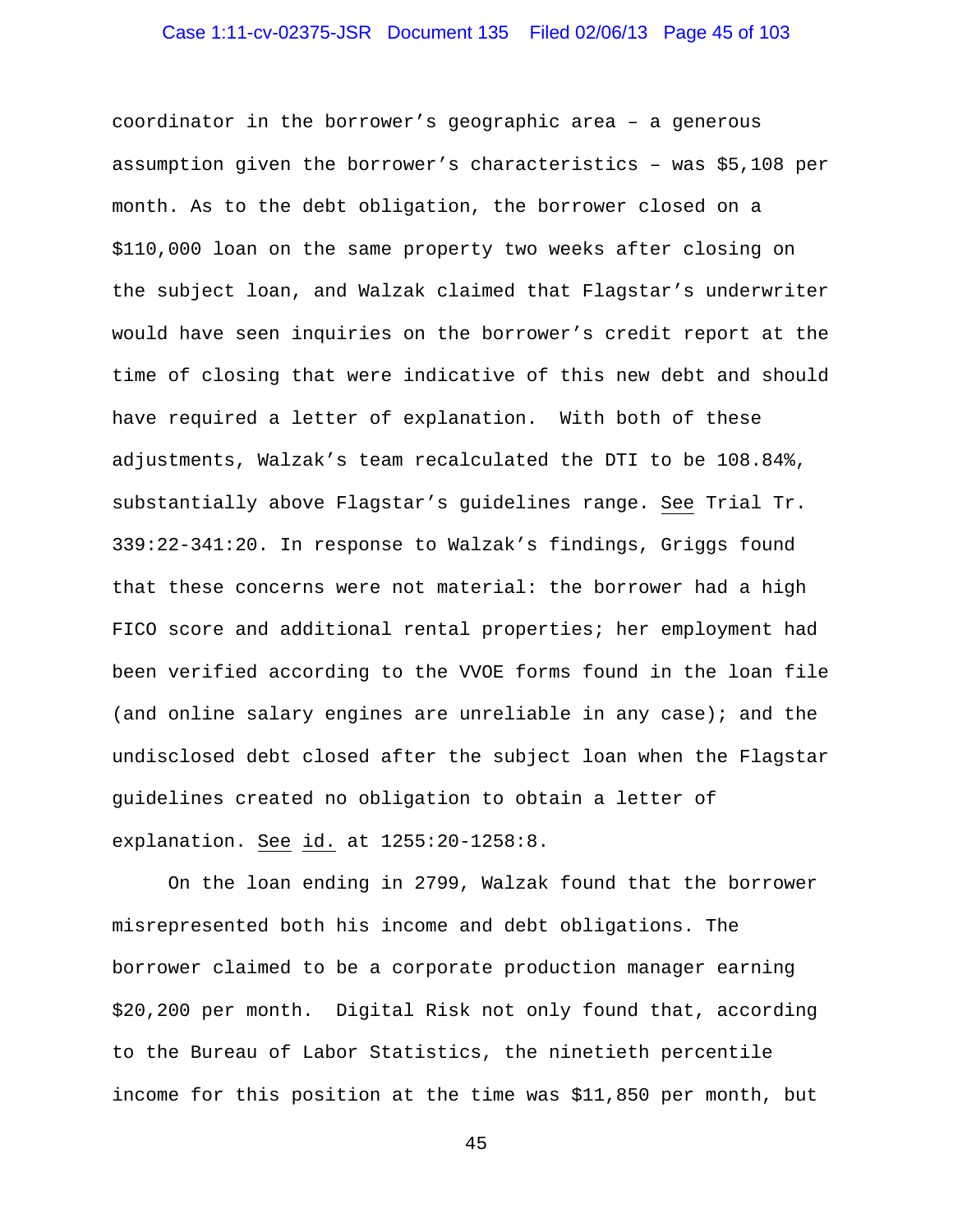coordinator in the borrower's geographic area – a generous assumption given the borrower's characteristics – was $5,108 per month. As to the debt obligation, the borrower closed on a $110,000 loan on the same property two weeks after closing on the subject loan, and Walzak claimed that Flagstar's underwriter would have seen inquiries on the borrower's credit report at the time of closing that were indicative of this new debt and should have required a letter of explanation. With both of these adjustments, Walzak's team recalculated the DTI to be 108.84%, substantially above Flagstar's guidelines range. See Trial Tr. 339:22-341:20. In response to Walzak's findings, Griggs found that these concerns were not material: the borrower had a high FICO score and additional rental properties; her employment had been verified according to the VVOE forms found in the loan file (and online salary engines are unreliable in any case); and the undisclosed debt closed after the subject loan when the Flagstar guidelines created no obligation to obtain a letter of explanation. See id. at 1255:20-1258:8.

On the loan ending in 2799, Walzak found that the borrower misrepresented both his income and debt obligations. The borrower claimed to be a corporate production manager earning $20,200 per month. Digital Risk not only found that, according to the Bureau of Labor Statistics, the ninetieth percentile income for this position at the time was $11,850 per month, but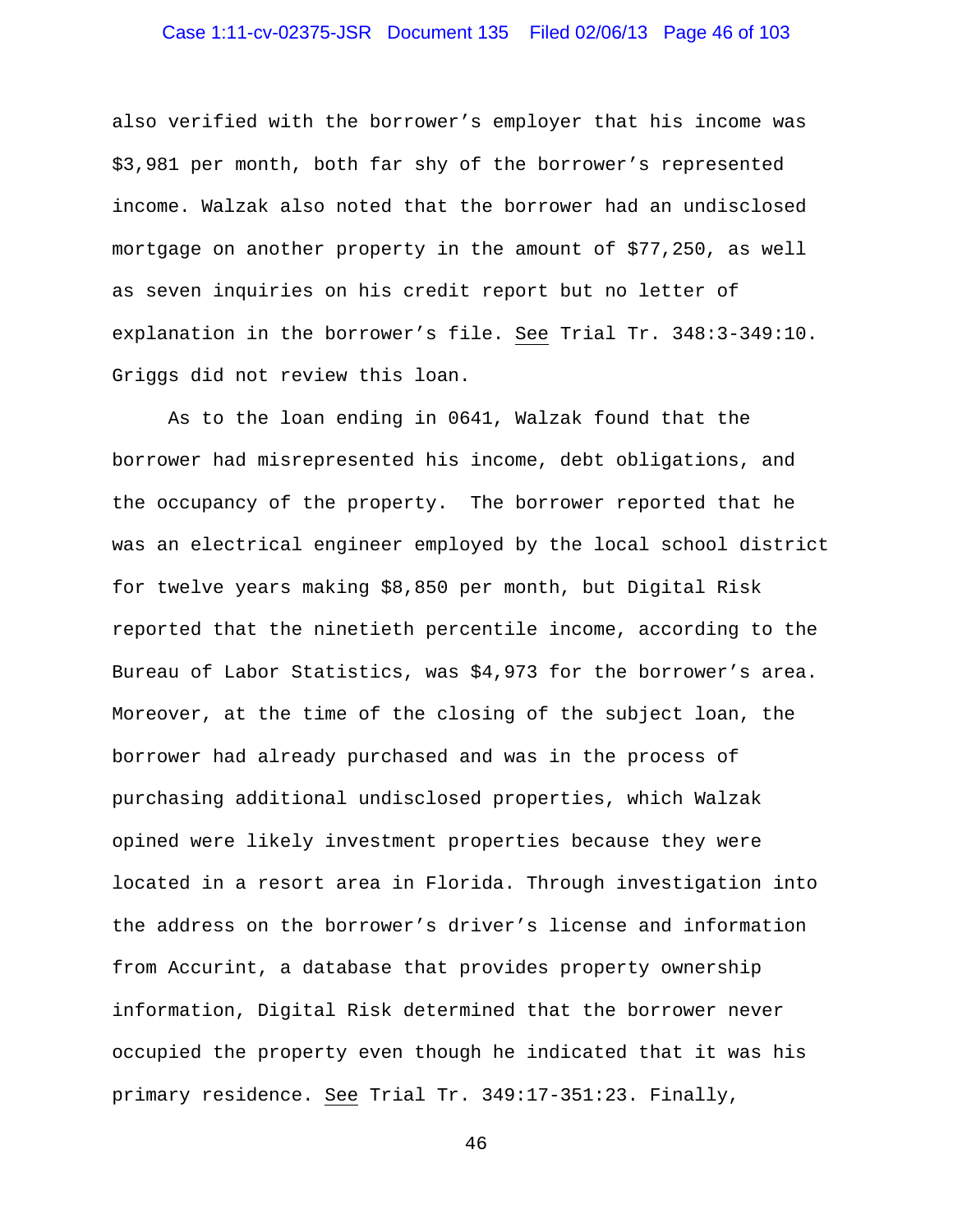also verified with the borrower's employer that his income was $3,981 per month, both far shy of the borrower's represented income. Walzak also noted that the borrower had an undisclosed mortgage on another property in the amount of $77,250, as well as seven inquiries on his credit report but no letter of explanation in the borrower's file. See Trial Tr. 348:3-349:10. Griggs did not review this loan.

As to the loan ending in 0641, Walzak found that the borrower had misrepresented his income, debt obligations, and the occupancy of the property. The borrower reported that he was an electrical engineer employed by the local school district for twelve years making $8,850 per month, but Digital Risk reported that the ninetieth percentile income, according to the Bureau of Labor Statistics, was $4,973 for the borrower's area. Moreover, at the time of the closing of the subject loan, the borrower had already purchased and was in the process of purchasing additional undisclosed properties, which Walzak opined were likely investment properties because they were located in a resort area in Florida. Through investigation into the address on the borrower's driver's license and information from Accurint, a database that provides property ownership information, Digital Risk determined that the borrower never occupied the property even though he indicated that it was his primary residence. See Trial Tr. 349:17-351:23. Finally,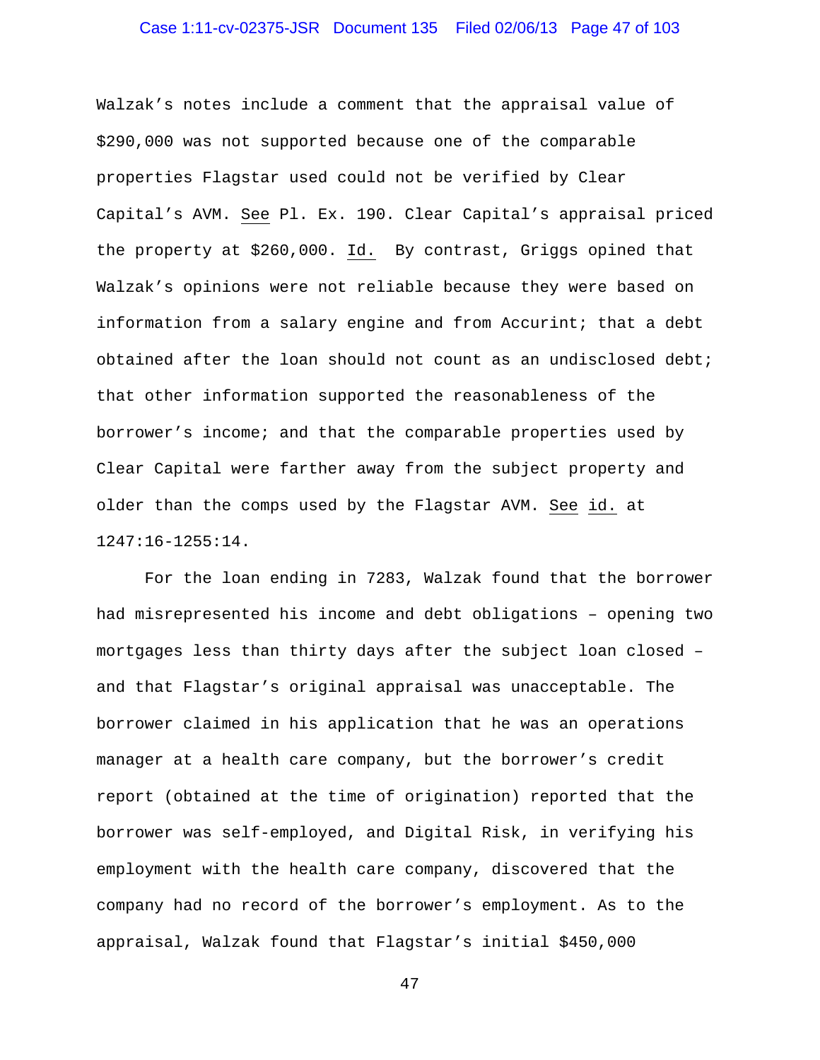Walzak's notes include a comment that the appraisal value of $290,000 was not supported because one of the comparable properties Flagstar used could not be verified by Clear Capital's AVM. See Pl. Ex. 190. Clear Capital's appraisal priced the property at $260,000. Id. By contrast, Griggs opined that Walzak's opinions were not reliable because they were based on information from a salary engine and from Accurint; that a debt obtained after the loan should not count as an undisclosed debt; that other information supported the reasonableness of the borrower's income; and that the comparable properties used by Clear Capital were farther away from the subject property and older than the comps used by the Flagstar AVM. See id. at 1247:16-1255:14.

For the loan ending in 7283, Walzak found that the borrower had misrepresented his income and debt obligations – opening two mortgages less than thirty days after the subject loan closed – and that Flagstar's original appraisal was unacceptable. The borrower claimed in his application that he was an operations manager at a health care company, but the borrower's credit report (obtained at the time of origination) reported that the borrower was self-employed, and Digital Risk, in verifying his employment with the health care company, discovered that the company had no record of the borrower's employment. As to the appraisal, Walzak found that Flagstar's initial $450,000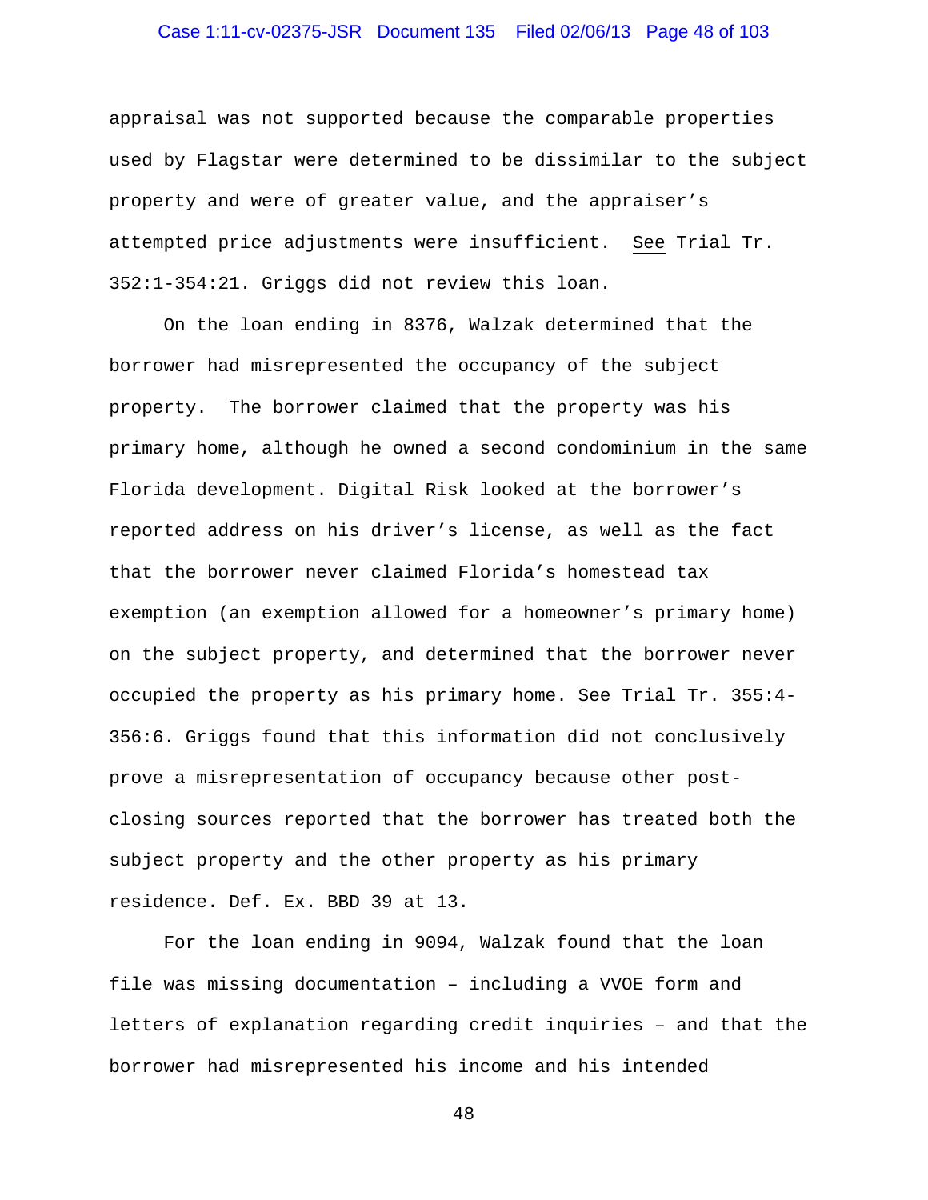appraisal was not supported because the comparable properties used by Flagstar were determined to be dissimilar to the subject property and were of greater value, and the appraiser's attempted price adjustments were insufficient. See Trial Tr. 352:1-354:21. Griggs did not review this loan.

On the loan ending in 8376, Walzak determined that the borrower had misrepresented the occupancy of the subject property. The borrower claimed that the property was his primary home, although he owned a second condominium in the same Florida development. Digital Risk looked at the borrower's reported address on his driver's license, as well as the fact that the borrower never claimed Florida's homestead tax exemption (an exemption allowed for a homeowner's primary home) on the subject property, and determined that the borrower never occupied the property as his primary home. See Trial Tr. 355:4-356:6. Griggs found that this information did not conclusively prove a misrepresentation of occupancy because other post-closing sources reported that the borrower has treated both the subject property and the other property as his primary residence. Def. Ex. BBD 39 at 13.

For the loan ending in 9094, Walzak found that the loan file was missing documentation – including a VVOE form and letters of explanation regarding credit inquiries – and that the borrower had misrepresented his income and his intended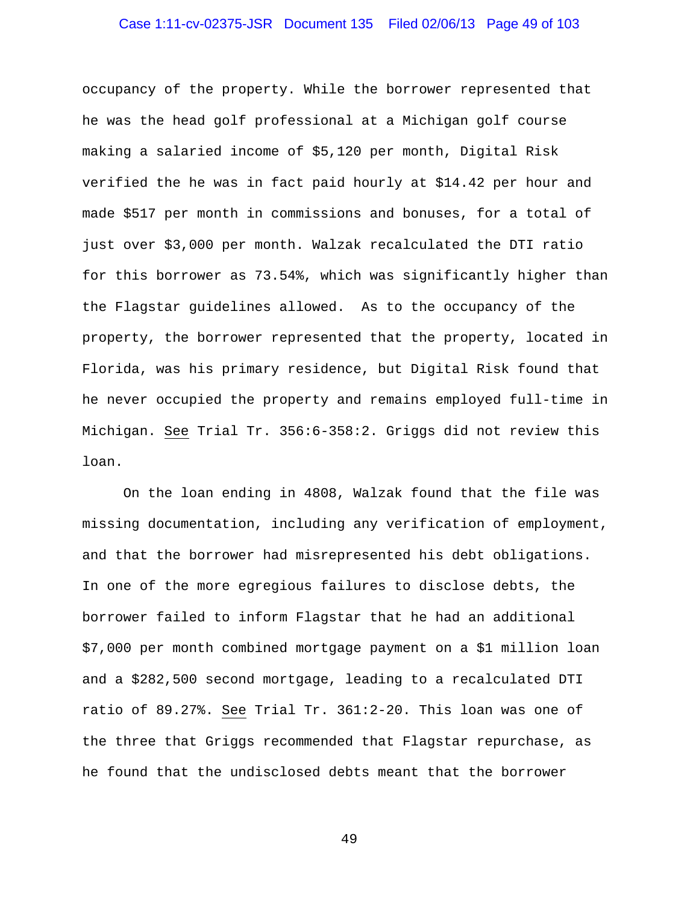occupancy of the property. While the borrower represented that he was the head golf professional at a Michigan golf course making a salaried income of $5,120 per month, Digital Risk verified the he was in fact paid hourly at $14.42 per hour and made $517 per month in commissions and bonuses, for a total of just over $3,000 per month. Walzak recalculated the DTI ratio for this borrower as 73.54%, which was significantly higher than the Flagstar guidelines allowed. As to the occupancy of the property, the borrower represented that the property, located in Florida, was his primary residence, but Digital Risk found that he never occupied the property and remains employed full-time in Michigan. See Trial Tr. 356:6-358:2. Griggs did not review this loan.

On the loan ending in 4808, Walzak found that the file was missing documentation, including any verification of employment, and that the borrower had misrepresented his debt obligations. In one of the more egregious failures to disclose debts, the borrower failed to inform Flagstar that he had an additional $7,000 per month combined mortgage payment on a $1 million loan and a $282,500 second mortgage, leading to a recalculated DTI ratio of 89.27%. See Trial Tr. 361:2-20. This loan was one of the three that Griggs recommended that Flagstar repurchase, as he found that the undisclosed debts meant that the borrower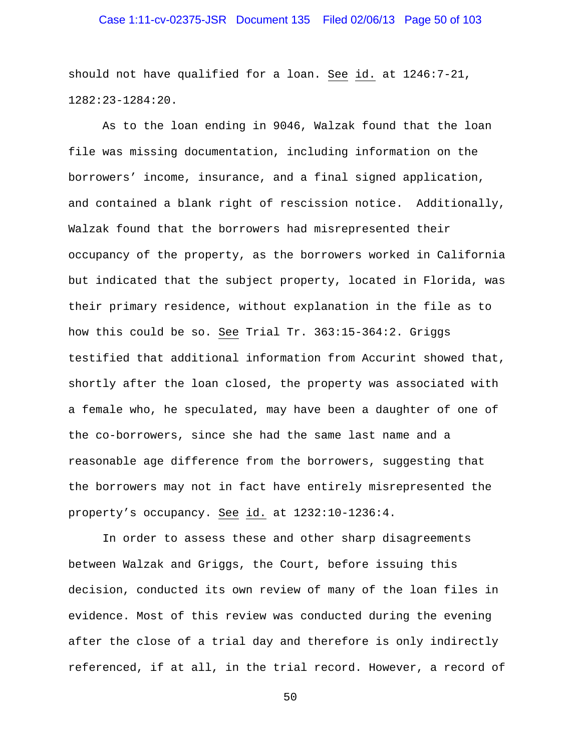should not have qualified for a loan. See id. at 1246:7-21, 1282:23-1284:20.

As to the loan ending in 9046, Walzak found that the loan file was missing documentation, including information on the borrowers' income, insurance, and a final signed application, and contained a blank right of rescission notice. Additionally, Walzak found that the borrowers had misrepresented their occupancy of the property, as the borrowers worked in California but indicated that the subject property, located in Florida, was their primary residence, without explanation in the file as to how this could be so. See Trial Tr. 363:15-364:2. Griggs testified that additional information from Accurint showed that, shortly after the loan closed, the property was associated with a female who, he speculated, may have been a daughter of one of the co-borrowers, since she had the same last name and a reasonable age difference from the borrowers, suggesting that the borrowers may not in fact have entirely misrepresented the property's occupancy. See id. at 1232:10-1236:4.

In order to assess these and other sharp disagreements between Walzak and Griggs, the Court, before issuing this decision, conducted its own review of many of the loan files in evidence. Most of this review was conducted during the evening after the close of a trial day and therefore is only indirectly referenced, if at all, in the trial record. However, a record of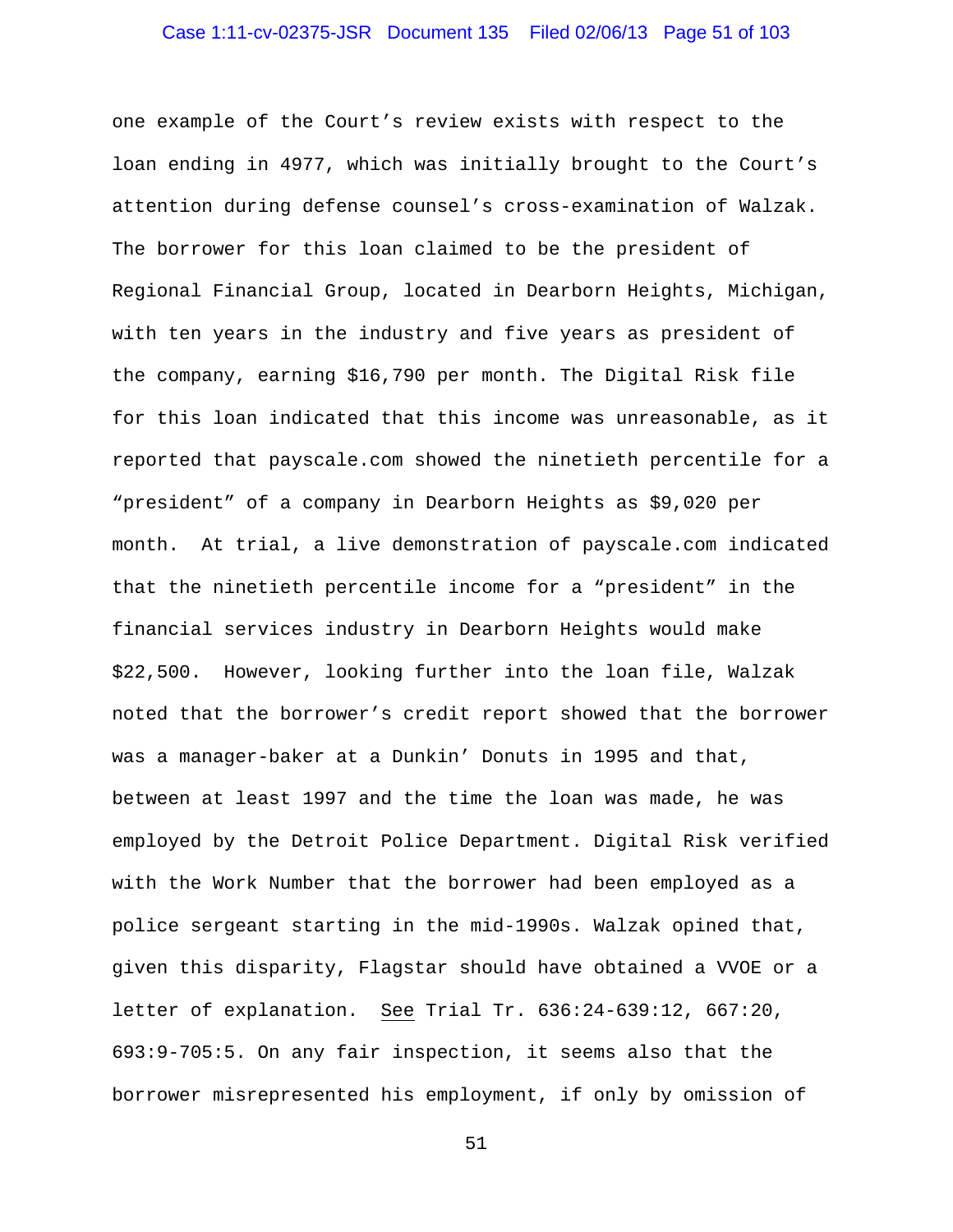one example of the Court's review exists with respect to the loan ending in 4977, which was initially brought to the Court's attention during defense counsel's cross-examination of Walzak. The borrower for this loan claimed to be the president of Regional Financial Group, located in Dearborn Heights, Michigan, with ten years in the industry and five years as president of the company, earning $16,790 per month. The Digital Risk file for this loan indicated that this income was unreasonable, as it reported that payscale.com showed the ninetieth percentile for a "president" of a company in Dearborn Heights as $9,020 per month. At trial, a live demonstration of payscale.com indicated that the ninetieth percentile income for a "president" in the financial services industry in Dearborn Heights would make $22,500. However, looking further into the loan file, Walzak noted that the borrower's credit report showed that the borrower was a manager-baker at a Dunkin' Donuts in 1995 and that, between at least 1997 and the time the loan was made, he was employed by the Detroit Police Department. Digital Risk verified with the Work Number that the borrower had been employed as a police sergeant starting in the mid-1990s. Walzak opined that, given this disparity, Flagstar should have obtained a VVOE or a letter of explanation. <u>See</u> Trial Tr. 636:24-639:12, 667:20, 693:9-705:5. On any fair inspection, it seems also that the borrower misrepresented his employment, if only by omission of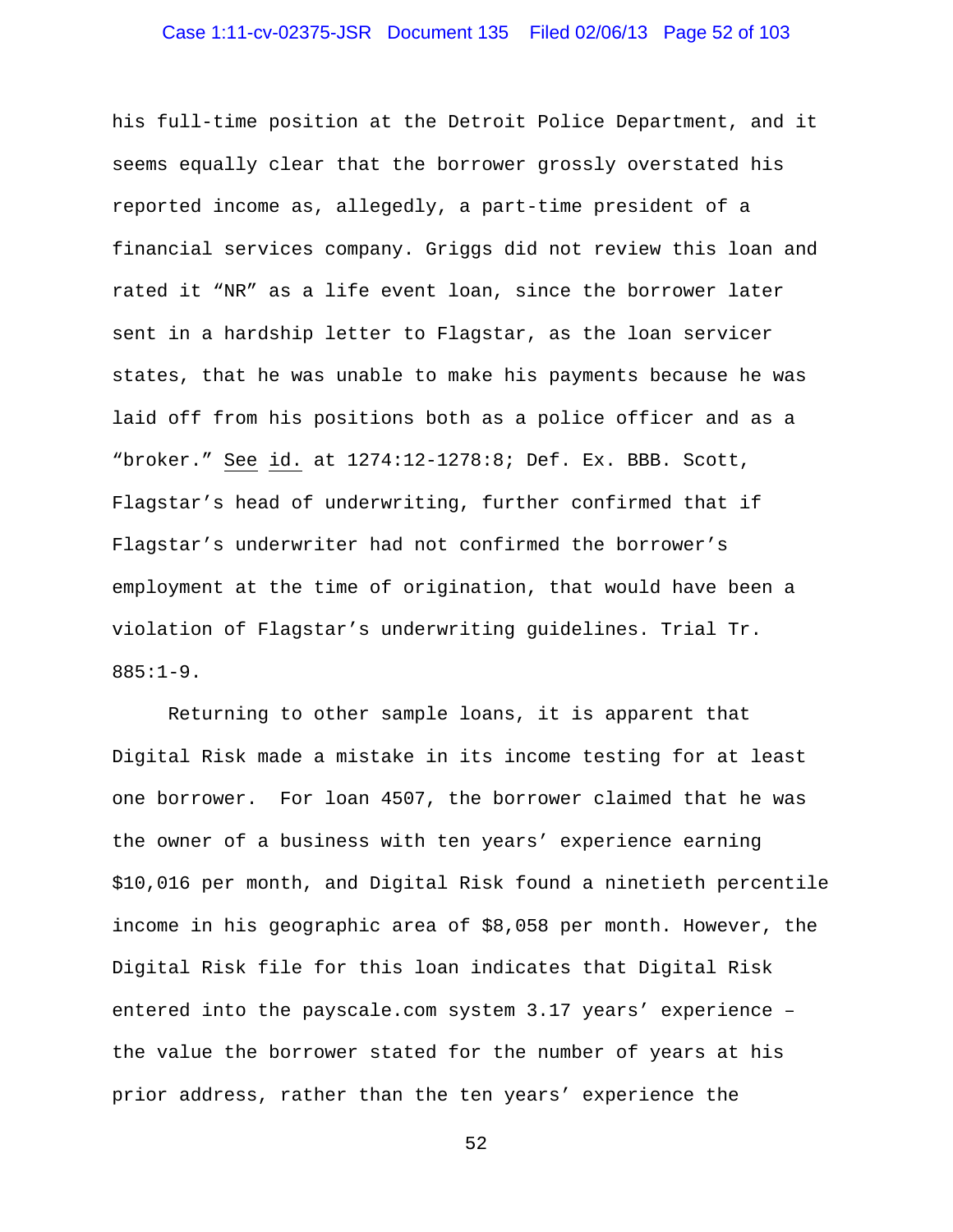his full-time position at the Detroit Police Department, and it seems equally clear that the borrower grossly overstated his reported income as, allegedly, a part-time president of a financial services company. Griggs did not review this loan and rated it "NR" as a life event loan, since the borrower later sent in a hardship letter to Flagstar, as the loan servicer states, that he was unable to make his payments because he was laid off from his positions both as a police officer and as a "broker." See id. at 1274:12-1278:8; Def. Ex. BBB. Scott, Flagstar's head of underwriting, further confirmed that if Flagstar's underwriter had not confirmed the borrower's employment at the time of origination, that would have been a violation of Flagstar's underwriting guidelines. Trial Tr. 885:1-9.

Returning to other sample loans, it is apparent that Digital Risk made a mistake in its income testing for at least one borrower. For loan 4507, the borrower claimed that he was the owner of a business with ten years' experience earning $10,016 per month, and Digital Risk found a ninetieth percentile income in his geographic area of $8,058 per month. However, the Digital Risk file for this loan indicates that Digital Risk entered into the payscale.com system 3.17 years' experience – the value the borrower stated for the number of years at his prior address, rather than the ten years' experience the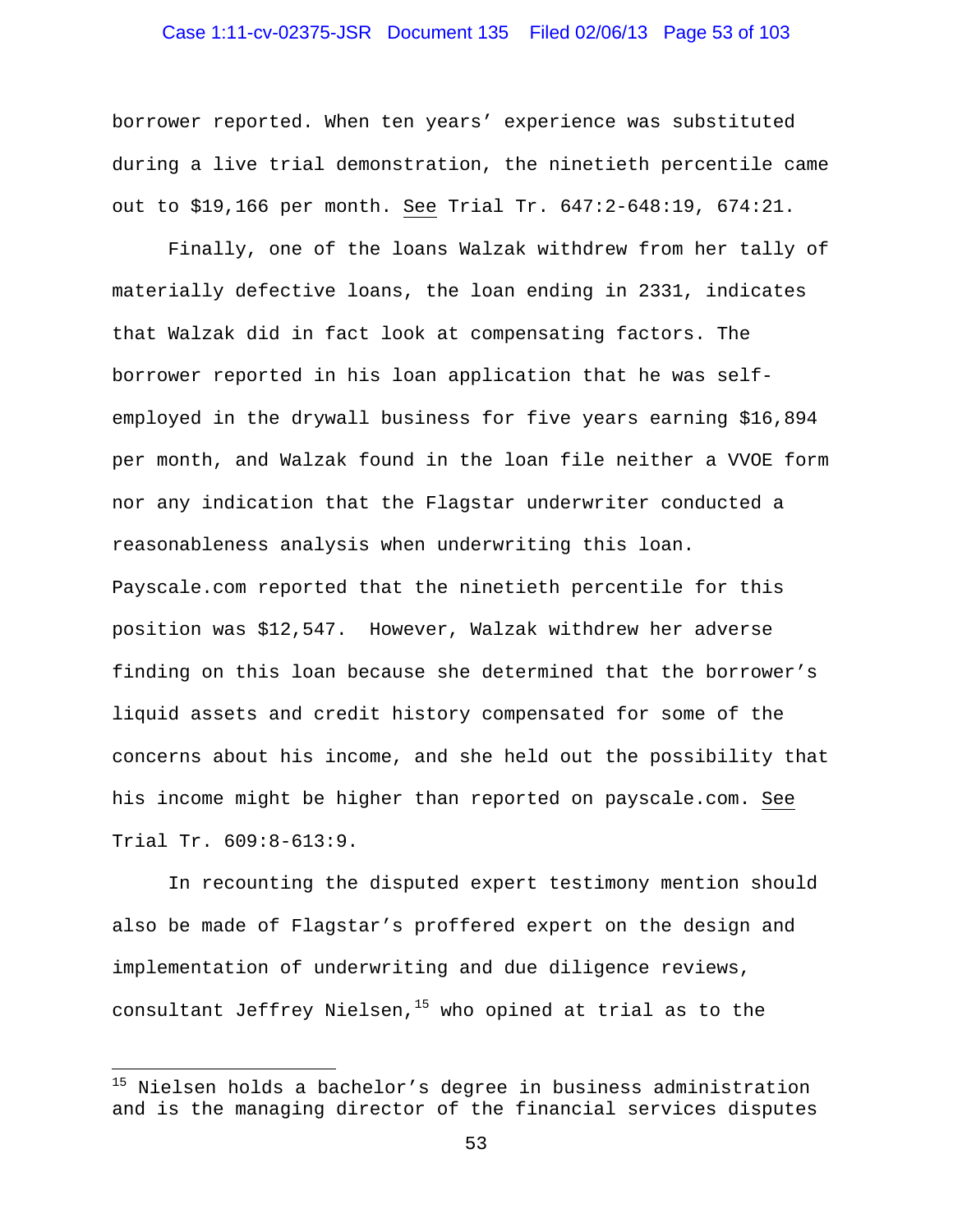borrower reported. When ten years' experience was substituted during a live trial demonstration, the ninetieth percentile came out to $19,166 per month. See Trial Tr. 647:2-648:19, 674:21.

Finally, one of the loans Walzak withdrew from her tally of materially defective loans, the loan ending in 2331, indicates that Walzak did in fact look at compensating factors. The borrower reported in his loan application that he was self-employed in the drywall business for five years earning $16,894 per month, and Walzak found in the loan file neither a VVOE form nor any indication that the Flagstar underwriter conducted a reasonableness analysis when underwriting this loan. Payscale.com reported that the ninetieth percentile for this position was $12,547. However, Walzak withdrew her adverse finding on this loan because she determined that the borrower's liquid assets and credit history compensated for some of the concerns about his income, and she held out the possibility that his income might be higher than reported on payscale.com. See Trial Tr. 609:8-613:9.

In recounting the disputed expert testimony mention should also be made of Flagstar's proffered expert on the design and implementation of underwriting and due diligence reviews, consultant Jeffrey Nielsen,[15] who opined at trial as to the

---

[15] Nielsen holds a bachelor's degree in business administration and is the managing director of the financial services disputes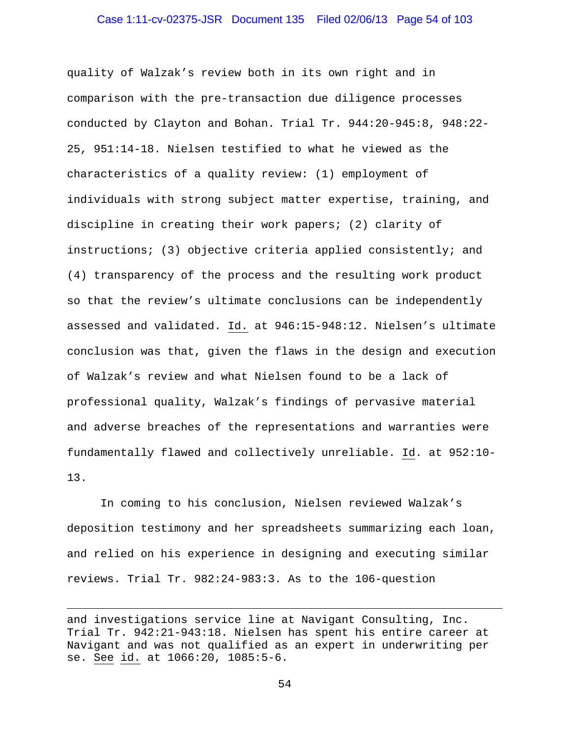quality of Walzak's review both in its own right and in comparison with the pre-transaction due diligence processes conducted by Clayton and Bohan. Trial Tr. 944:20-945:8, 948:22-25, 951:14-18. Nielsen testified to what he viewed as the characteristics of a quality review: (1) employment of individuals with strong subject matter expertise, training, and discipline in creating their work papers; (2) clarity of instructions; (3) objective criteria applied consistently; and (4) transparency of the process and the resulting work product so that the review's ultimate conclusions can be independently assessed and validated. Id. at 946:15-948:12. Nielsen's ultimate conclusion was that, given the flaws in the design and execution of Walzak's review and what Nielsen found to be a lack of professional quality, Walzak's findings of pervasive material and adverse breaches of the representations and warranties were fundamentally flawed and collectively unreliable. Id. at 952:10-13.

In coming to his conclusion, Nielsen reviewed Walzak's deposition testimony and her spreadsheets summarizing each loan, and relied on his experience in designing and executing similar reviews. Trial Tr. 982:24-983:3. As to the 106-question

---

and investigations service line at Navigant Consulting, Inc. Trial Tr. 942:21-943:18. Nielsen has spent his entire career at Navigant and was not qualified as an expert in underwriting per se. See id. at 1066:20, 1085:5-6.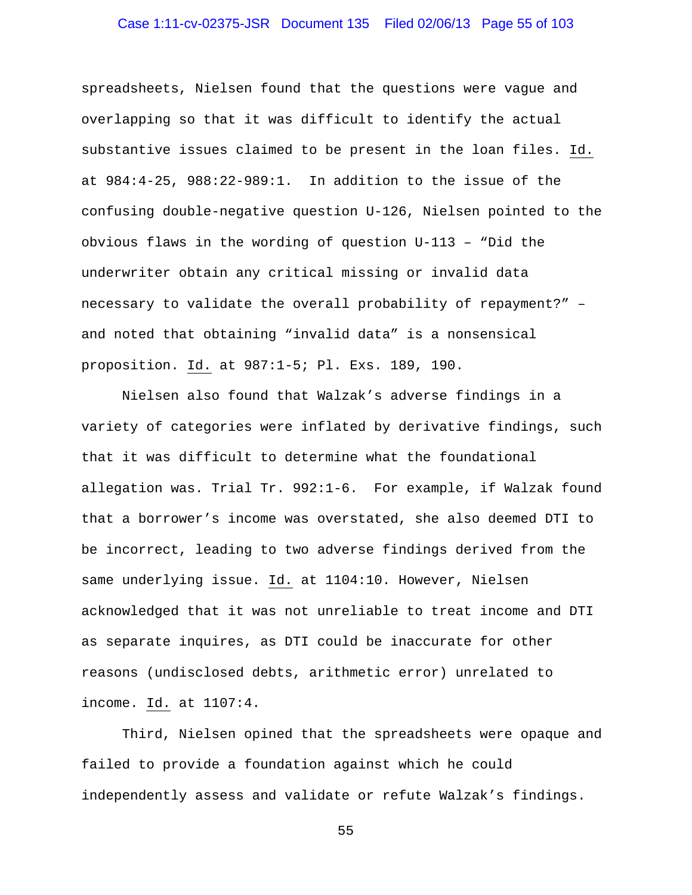spreadsheets, Nielsen found that the questions were vague and overlapping so that it was difficult to identify the actual substantive issues claimed to be present in the loan files. Id. at 984:4-25, 988:22-989:1. In addition to the issue of the confusing double-negative question U-126, Nielsen pointed to the obvious flaws in the wording of question U-113 – "Did the underwriter obtain any critical missing or invalid data necessary to validate the overall probability of repayment?" – and noted that obtaining "invalid data" is a nonsensical proposition. Id. at 987:1-5; Pl. Exs. 189, 190.

Nielsen also found that Walzak's adverse findings in a variety of categories were inflated by derivative findings, such that it was difficult to determine what the foundational allegation was. Trial Tr. 992:1-6. For example, if Walzak found that a borrower's income was overstated, she also deemed DTI to be incorrect, leading to two adverse findings derived from the same underlying issue. Id. at 1104:10. However, Nielsen acknowledged that it was not unreliable to treat income and DTI as separate inquires, as DTI could be inaccurate for other reasons (undisclosed debts, arithmetic error) unrelated to income. Id. at 1107:4.

Third, Nielsen opined that the spreadsheets were opaque and failed to provide a foundation against which he could independently assess and validate or refute Walzak's findings.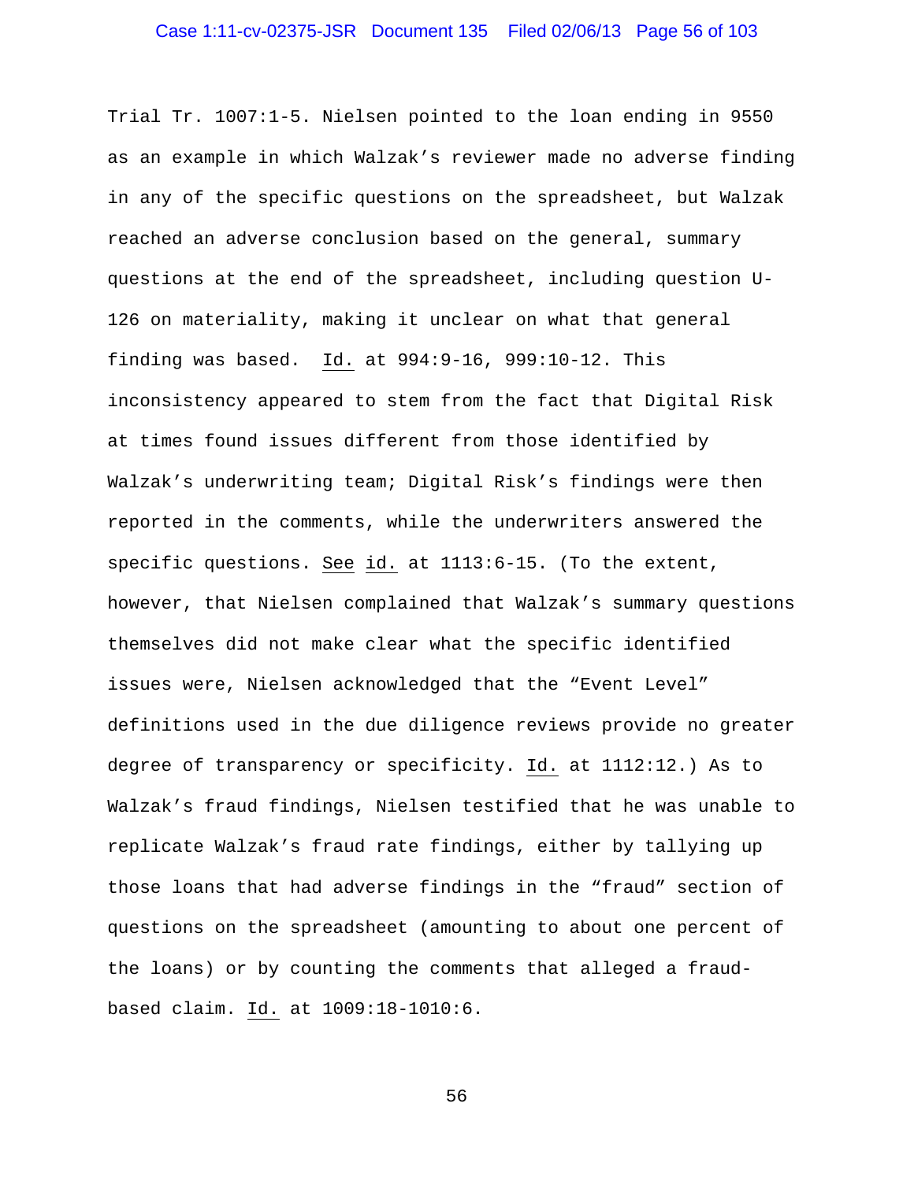Trial Tr. 1007:1-5. Nielsen pointed to the loan ending in 9550 as an example in which Walzak's reviewer made no adverse finding in any of the specific questions on the spreadsheet, but Walzak reached an adverse conclusion based on the general, summary questions at the end of the spreadsheet, including question U-126 on materiality, making it unclear on what that general finding was based. Id. at 994:9-16, 999:10-12. This inconsistency appeared to stem from the fact that Digital Risk at times found issues different from those identified by Walzak's underwriting team; Digital Risk's findings were then reported in the comments, while the underwriters answered the specific questions. See id. at 1113:6-15. (To the extent, however, that Nielsen complained that Walzak's summary questions themselves did not make clear what the specific identified issues were, Nielsen acknowledged that the "Event Level" definitions used in the due diligence reviews provide no greater degree of transparency or specificity. Id. at 1112:12.) As to Walzak's fraud findings, Nielsen testified that he was unable to replicate Walzak's fraud rate findings, either by tallying up those loans that had adverse findings in the "fraud" section of questions on the spreadsheet (amounting to about one percent of the loans) or by counting the comments that alleged a fraud-based claim. Id. at 1009:18-1010:6.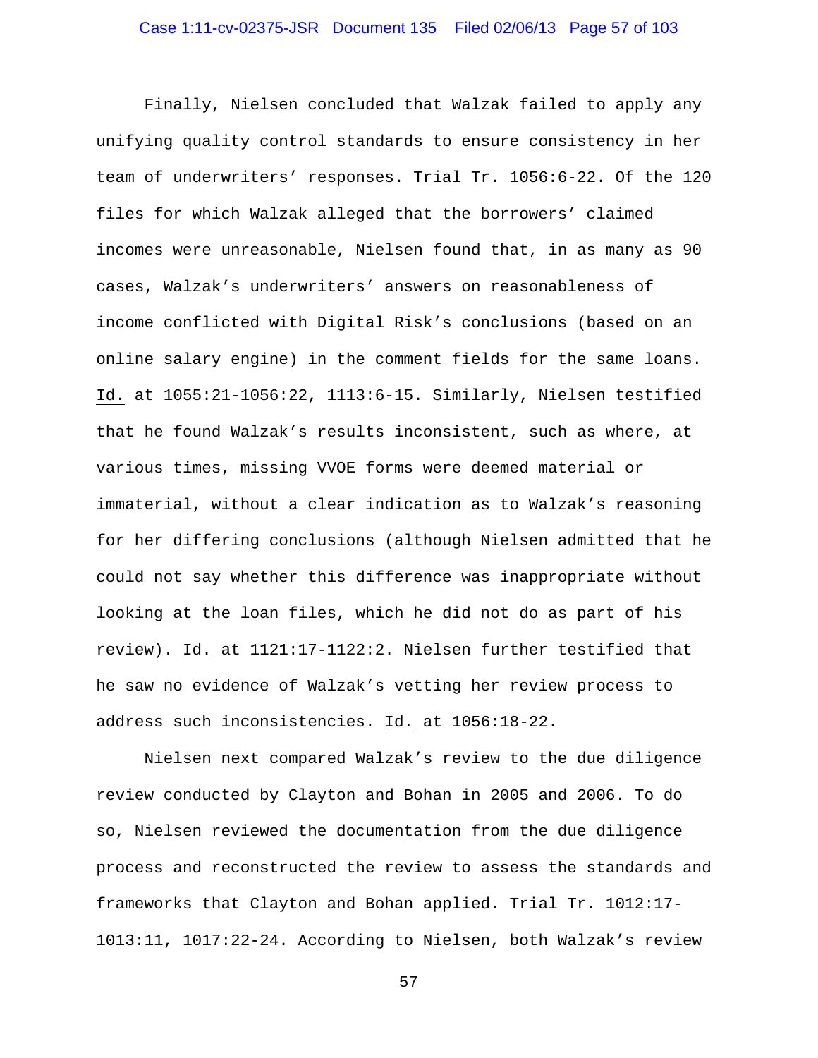Finally, Nielsen concluded that Walzak failed to apply any unifying quality control standards to ensure consistency in her team of underwriters' responses. Trial Tr. 1056:6-22. Of the 120 files for which Walzak alleged that the borrowers' claimed incomes were unreasonable, Nielsen found that, in as many as 90 cases, Walzak's underwriters' answers on reasonableness of income conflicted with Digital Risk's conclusions (based on an online salary engine) in the comment fields for the same loans. Id. at 1055:21-1056:22, 1113:6-15. Similarly, Nielsen testified that he found Walzak's results inconsistent, such as where, at various times, missing VVOE forms were deemed material or immaterial, without a clear indication as to Walzak's reasoning for her differing conclusions (although Nielsen admitted that he could not say whether this difference was inappropriate without looking at the loan files, which he did not do as part of his review). Id. at 1121:17-1122:2. Nielsen further testified that he saw no evidence of Walzak's vetting her review process to address such inconsistencies. Id. at 1056:18-22.

Nielsen next compared Walzak's review to the due diligence review conducted by Clayton and Bohan in 2005 and 2006. To do so, Nielsen reviewed the documentation from the due diligence process and reconstructed the review to assess the standards and frameworks that Clayton and Bohan applied. Trial Tr. 1012:17-1013:11, 1017:22-24. According to Nielsen, both Walzak's review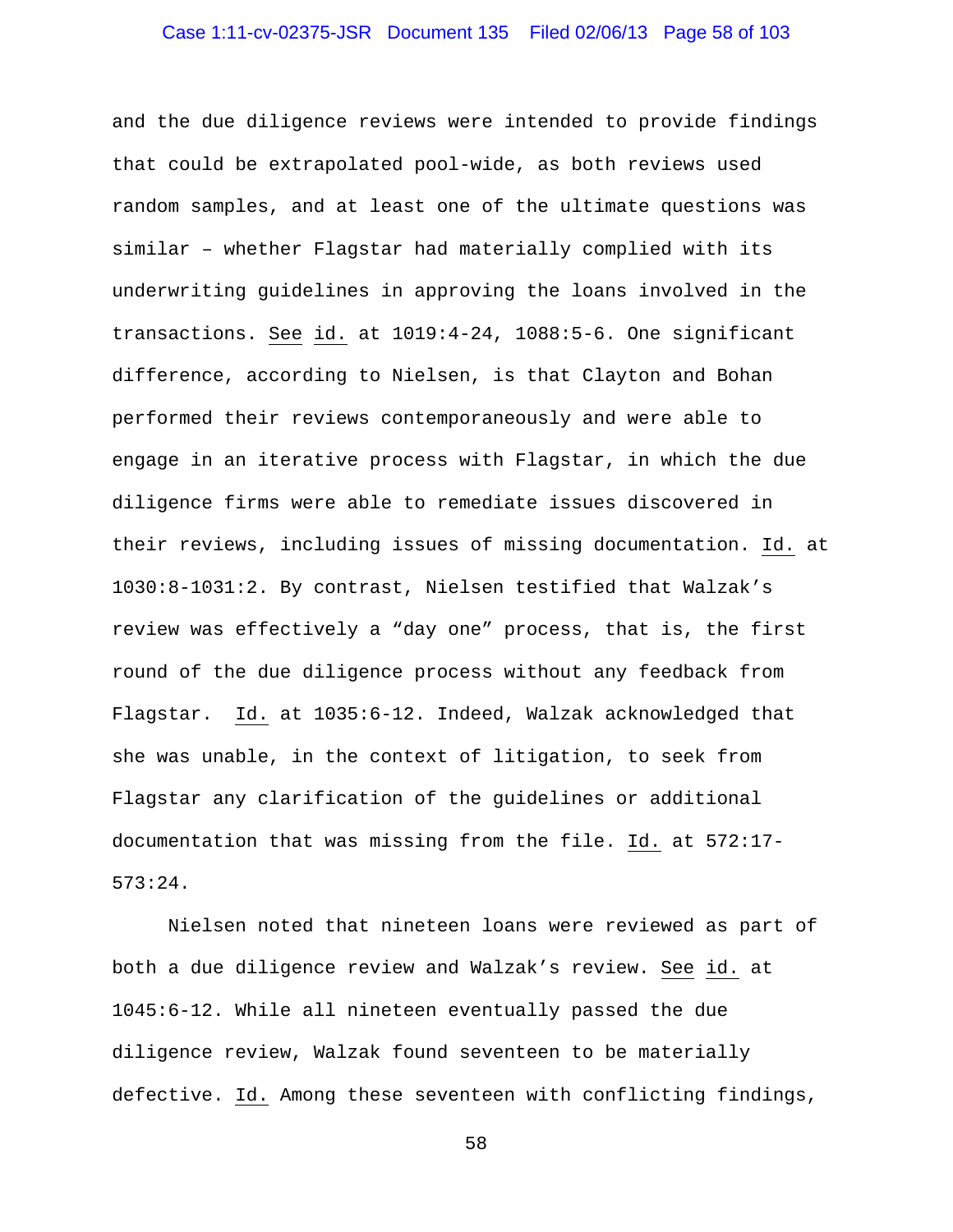and the due diligence reviews were intended to provide findings that could be extrapolated pool-wide, as both reviews used random samples, and at least one of the ultimate questions was similar – whether Flagstar had materially complied with its underwriting guidelines in approving the loans involved in the transactions. See id. at 1019:4-24, 1088:5-6. One significant difference, according to Nielsen, is that Clayton and Bohan performed their reviews contemporaneously and were able to engage in an iterative process with Flagstar, in which the due diligence firms were able to remediate issues discovered in their reviews, including issues of missing documentation. Id. at 1030:8-1031:2. By contrast, Nielsen testified that Walzak's review was effectively a "day one" process, that is, the first round of the due diligence process without any feedback from Flagstar. Id. at 1035:6-12. Indeed, Walzak acknowledged that she was unable, in the context of litigation, to seek from Flagstar any clarification of the guidelines or additional documentation that was missing from the file. Id. at 572:17-573:24.

Nielsen noted that nineteen loans were reviewed as part of both a due diligence review and Walzak's review. See id. at 1045:6-12. While all nineteen eventually passed the due diligence review, Walzak found seventeen to be materially defective. Id. Among these seventeen with conflicting findings,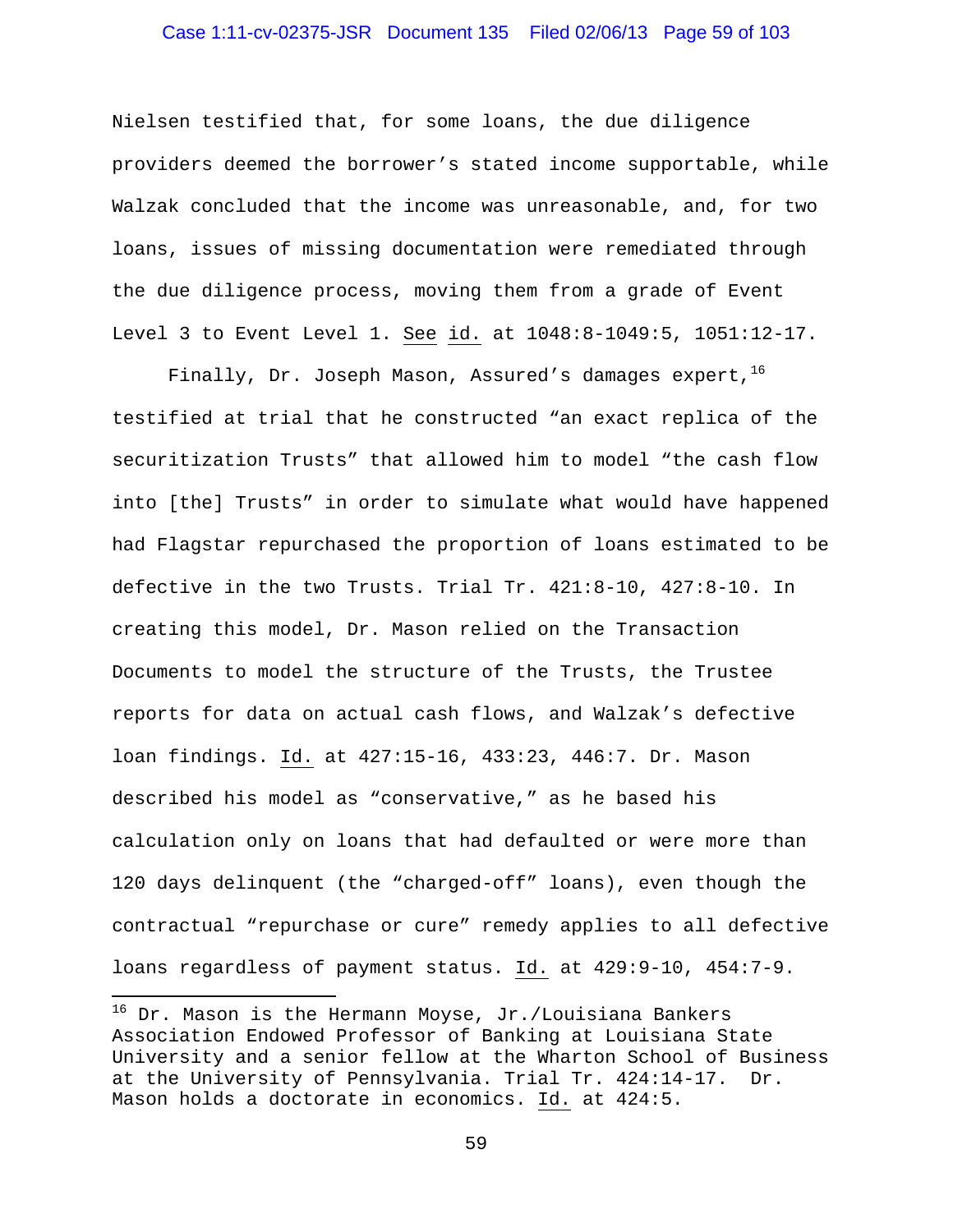Nielsen testified that, for some loans, the due diligence providers deemed the borrower's stated income supportable, while Walzak concluded that the income was unreasonable, and, for two loans, issues of missing documentation were remediated through the due diligence process, moving them from a grade of Event Level 3 to Event Level 1. See id. at 1048:8-1049:5, 1051:12-17.

Finally, Dr. Joseph Mason, Assured's damages expert,[16] testified at trial that he constructed "an exact replica of the securitization Trusts" that allowed him to model "the cash flow into [the] Trusts" in order to simulate what would have happened had Flagstar repurchased the proportion of loans estimated to be defective in the two Trusts. Trial Tr. 421:8-10, 427:8-10. In creating this model, Dr. Mason relied on the Transaction Documents to model the structure of the Trusts, the Trustee reports for data on actual cash flows, and Walzak's defective loan findings. Id. at 427:15-16, 433:23, 446:7. Dr. Mason described his model as "conservative," as he based his calculation only on loans that had defaulted or were more than 120 days delinquent (the "charged-off" loans), even though the contractual "repurchase or cure" remedy applies to all defective loans regardless of payment status. Id. at 429:9-10, 454:7-9.

---

[16] Dr. Mason is the Hermann Moyse, Jr./Louisiana Bankers Association Endowed Professor of Banking at Louisiana State University and a senior fellow at the Wharton School of Business at the University of Pennsylvania. Trial Tr. 424:14-17. Dr. Mason holds a doctorate in economics. Id. at 424:5.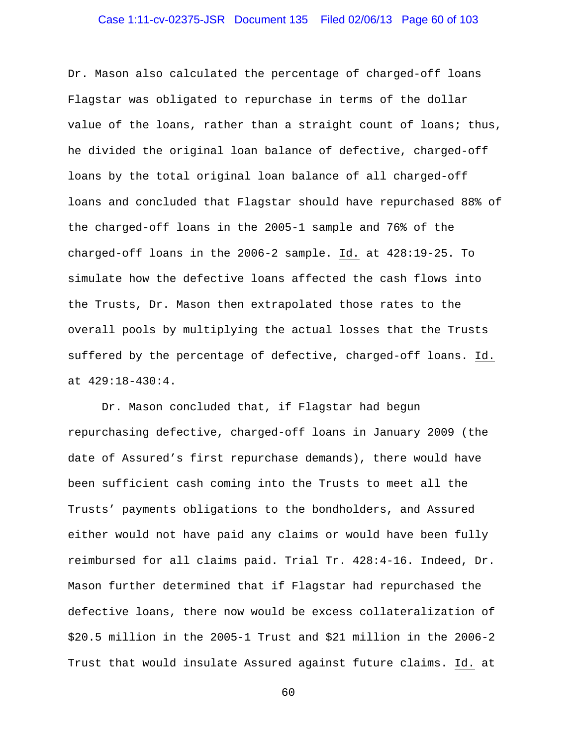Dr. Mason also calculated the percentage of charged-off loans Flagstar was obligated to repurchase in terms of the dollar value of the loans, rather than a straight count of loans; thus, he divided the original loan balance of defective, charged-off loans by the total original loan balance of all charged-off loans and concluded that Flagstar should have repurchased 88% of the charged-off loans in the 2005-1 sample and 76% of the charged-off loans in the 2006-2 sample. Id. at 428:19-25. To simulate how the defective loans affected the cash flows into the Trusts, Dr. Mason then extrapolated those rates to the overall pools by multiplying the actual losses that the Trusts suffered by the percentage of defective, charged-off loans. Id. at 429:18-430:4.

Dr. Mason concluded that, if Flagstar had begun repurchasing defective, charged-off loans in January 2009 (the date of Assured's first repurchase demands), there would have been sufficient cash coming into the Trusts to meet all the Trusts' payments obligations to the bondholders, and Assured either would not have paid any claims or would have been fully reimbursed for all claims paid. Trial Tr. 428:4-16. Indeed, Dr. Mason further determined that if Flagstar had repurchased the defective loans, there now would be excess collateralization of $20.5 million in the 2005-1 Trust and $21 million in the 2006-2 Trust that would insulate Assured against future claims. Id. at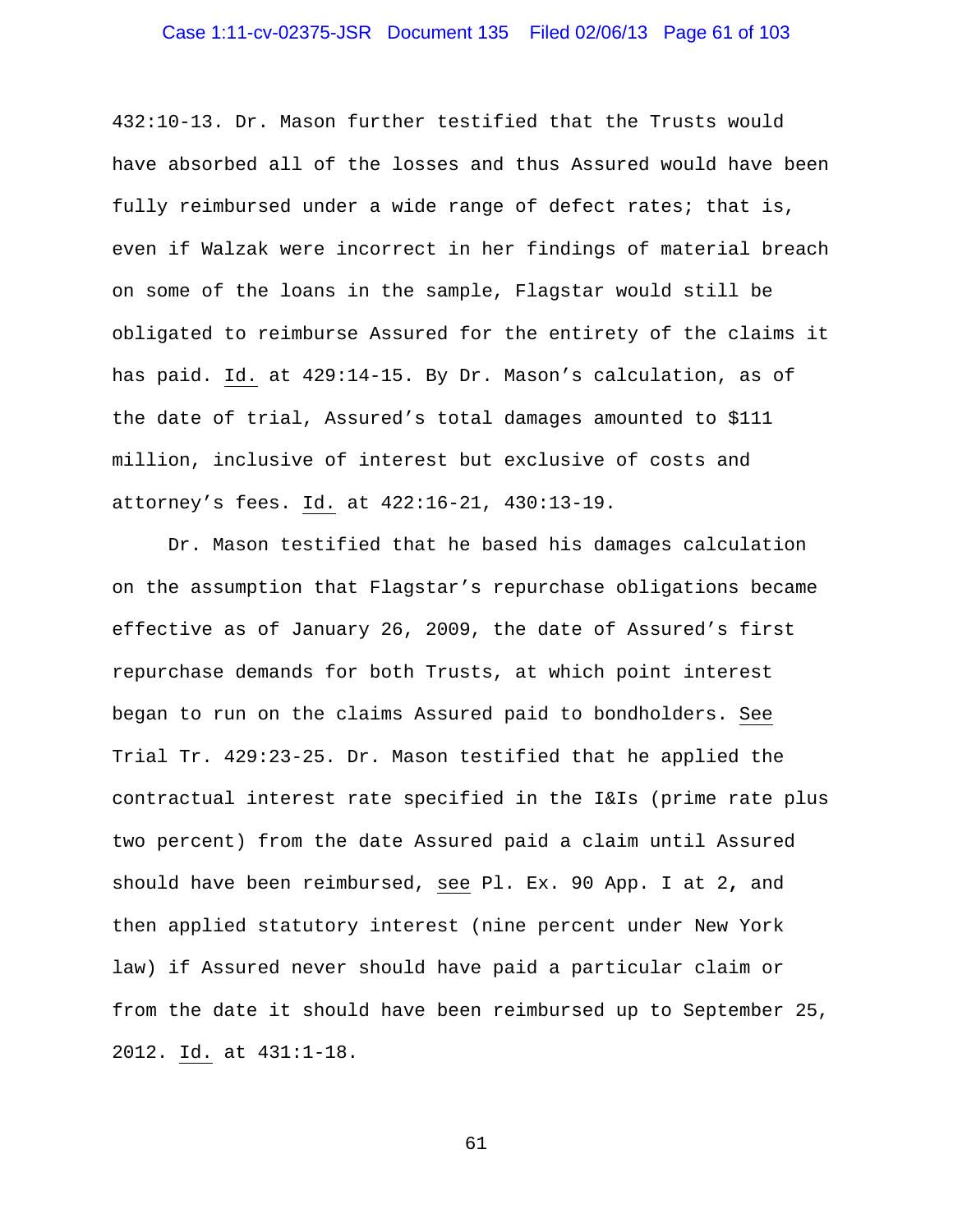432:10-13. Dr. Mason further testified that the Trusts would have absorbed all of the losses and thus Assured would have been fully reimbursed under a wide range of defect rates; that is, even if Walzak were incorrect in her findings of material breach on some of the loans in the sample, Flagstar would still be obligated to reimburse Assured for the entirety of the claims it has paid. Id. at 429:14-15. By Dr. Mason's calculation, as of the date of trial, Assured's total damages amounted to $111 million, inclusive of interest but exclusive of costs and attorney's fees. Id. at 422:16-21, 430:13-19.

Dr. Mason testified that he based his damages calculation on the assumption that Flagstar's repurchase obligations became effective as of January 26, 2009, the date of Assured's first repurchase demands for both Trusts, at which point interest began to run on the claims Assured paid to bondholders. See Trial Tr. 429:23-25. Dr. Mason testified that he applied the contractual interest rate specified in the I&Is (prime rate plus two percent) from the date Assured paid a claim until Assured should have been reimbursed, see Pl. Ex. 90 App. I at 2, and then applied statutory interest (nine percent under New York law) if Assured never should have paid a particular claim or from the date it should have been reimbursed up to September 25, 2012. Id. at 431:1-18.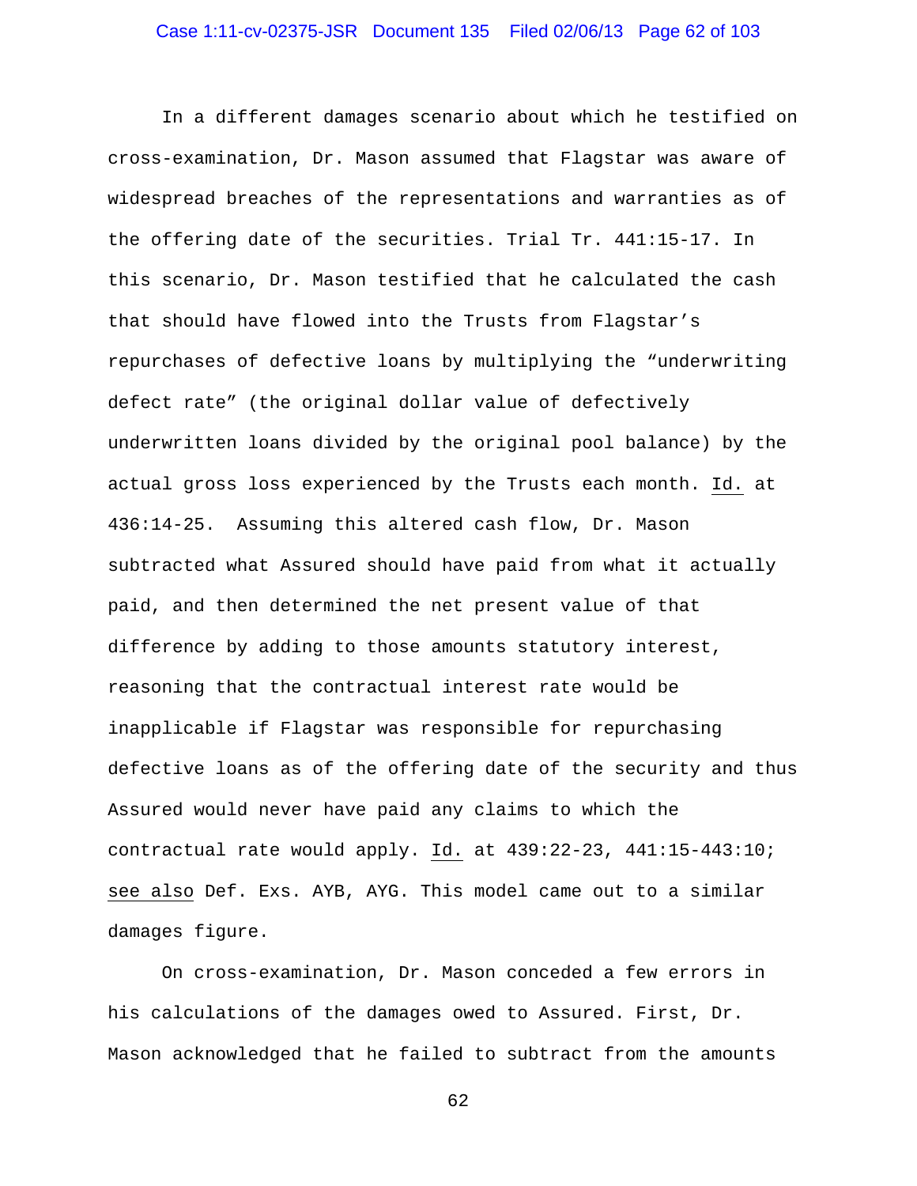In a different damages scenario about which he testified on cross-examination, Dr. Mason assumed that Flagstar was aware of widespread breaches of the representations and warranties as of the offering date of the securities. Trial Tr. 441:15-17. In this scenario, Dr. Mason testified that he calculated the cash that should have flowed into the Trusts from Flagstar's repurchases of defective loans by multiplying the "underwriting defect rate" (the original dollar value of defectively underwritten loans divided by the original pool balance) by the actual gross loss experienced by the Trusts each month. Id. at 436:14-25. Assuming this altered cash flow, Dr. Mason subtracted what Assured should have paid from what it actually paid, and then determined the net present value of that difference by adding to those amounts statutory interest, reasoning that the contractual interest rate would be inapplicable if Flagstar was responsible for repurchasing defective loans as of the offering date of the security and thus Assured would never have paid any claims to which the contractual rate would apply. Id. at 439:22-23, 441:15-443:10; see also Def. Exs. AYB, AYG. This model came out to a similar damages figure.

On cross-examination, Dr. Mason conceded a few errors in his calculations of the damages owed to Assured. First, Dr. Mason acknowledged that he failed to subtract from the amounts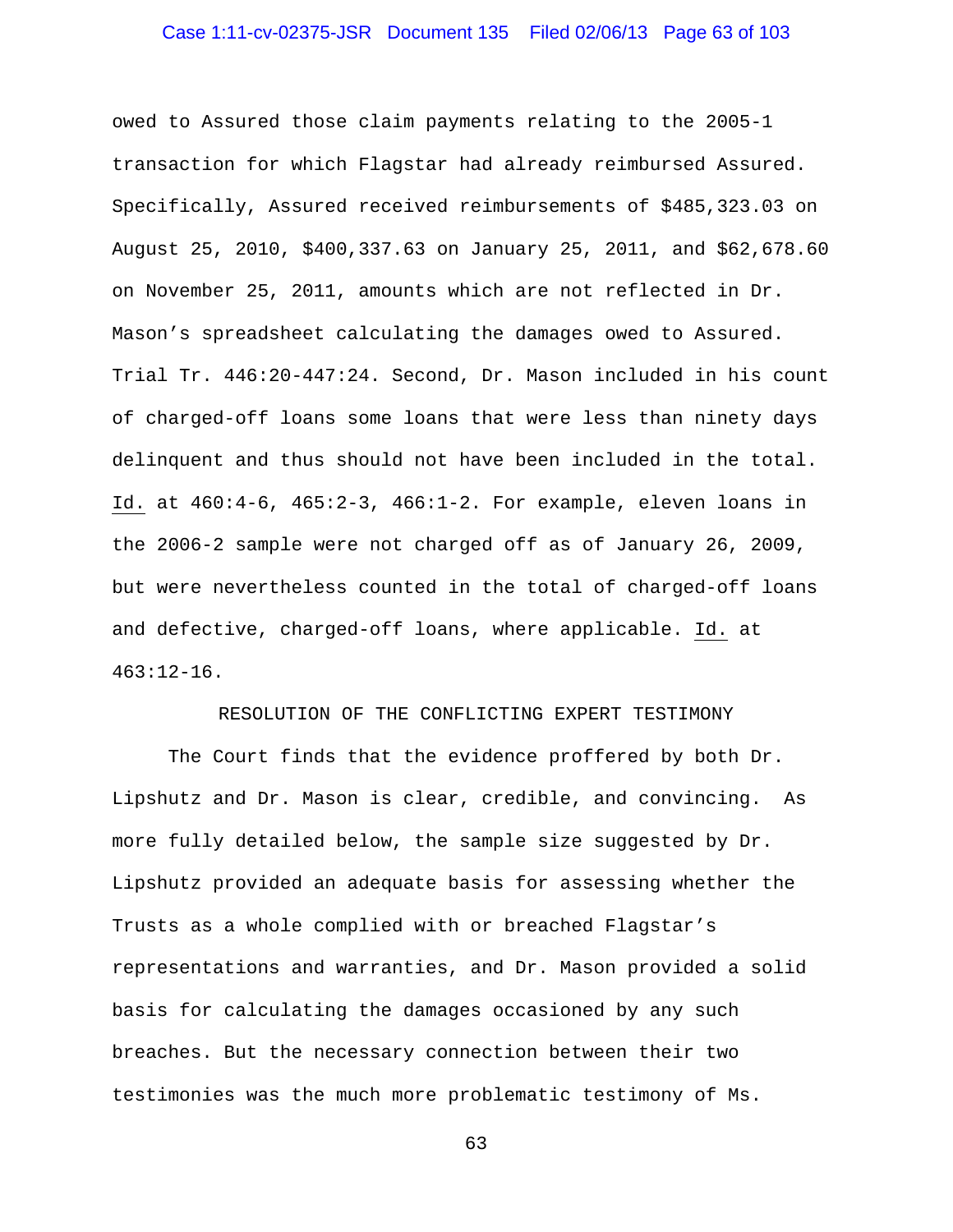owed to Assured those claim payments relating to the 2005-1 transaction for which Flagstar had already reimbursed Assured. Specifically, Assured received reimbursements of $485,323.03 on August 25, 2010, $400,337.63 on January 25, 2011, and $62,678.60 on November 25, 2011, amounts which are not reflected in Dr. Mason's spreadsheet calculating the damages owed to Assured. Trial Tr. 446:20-447:24. Second, Dr. Mason included in his count of charged-off loans some loans that were less than ninety days delinquent and thus should not have been included in the total. Id. at 460:4-6, 465:2-3, 466:1-2. For example, eleven loans in the 2006-2 sample were not charged off as of January 26, 2009, but were nevertheless counted in the total of charged-off loans and defective, charged-off loans, where applicable. Id. at 463:12-16.

## RESOLUTION OF THE CONFLICTING EXPERT TESTIMONY

The Court finds that the evidence proffered by both Dr. Lipshutz and Dr. Mason is clear, credible, and convincing. As more fully detailed below, the sample size suggested by Dr. Lipshutz provided an adequate basis for assessing whether the Trusts as a whole complied with or breached Flagstar's representations and warranties, and Dr. Mason provided a solid basis for calculating the damages occasioned by any such breaches. But the necessary connection between their two testimonies was the much more problematic testimony of Ms.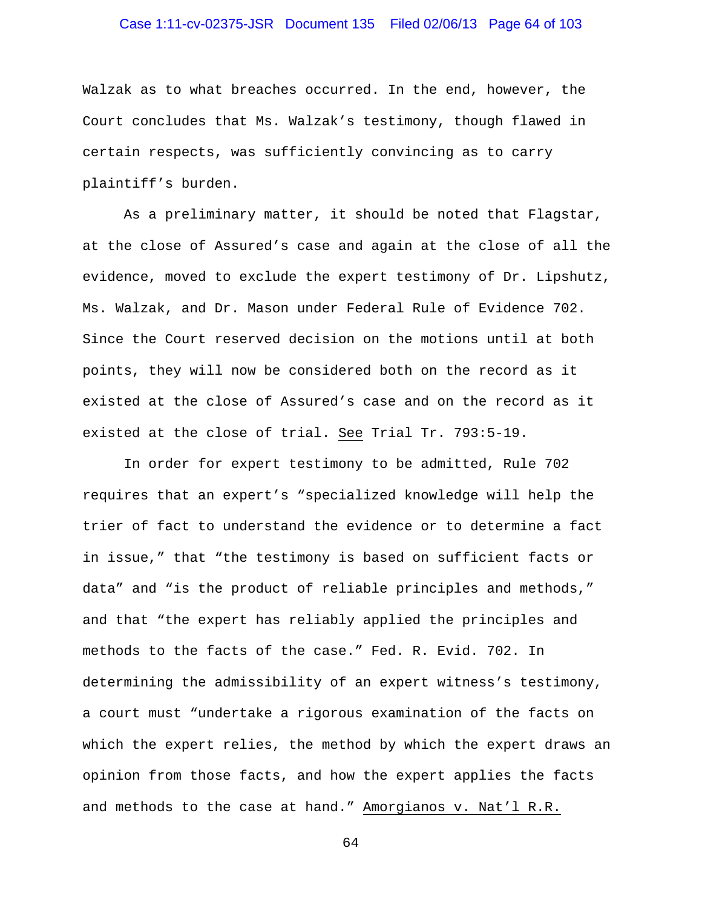Walzak as to what breaches occurred. In the end, however, the Court concludes that Ms. Walzak's testimony, though flawed in certain respects, was sufficiently convincing as to carry plaintiff's burden.

As a preliminary matter, it should be noted that Flagstar, at the close of Assured's case and again at the close of all the evidence, moved to exclude the expert testimony of Dr. Lipshutz, Ms. Walzak, and Dr. Mason under Federal Rule of Evidence 702. Since the Court reserved decision on the motions until at both points, they will now be considered both on the record as it existed at the close of Assured's case and on the record as it existed at the close of trial. See Trial Tr. 793:5-19.

In order for expert testimony to be admitted, Rule 702 requires that an expert's "specialized knowledge will help the trier of fact to understand the evidence or to determine a fact in issue," that "the testimony is based on sufficient facts or data" and "is the product of reliable principles and methods," and that "the expert has reliably applied the principles and methods to the facts of the case." Fed. R. Evid. 702. In determining the admissibility of an expert witness's testimony, a court must "undertake a rigorous examination of the facts on which the expert relies, the method by which the expert draws an opinion from those facts, and how the expert applies the facts and methods to the case at hand." Amorgianos v. Nat'l R.R.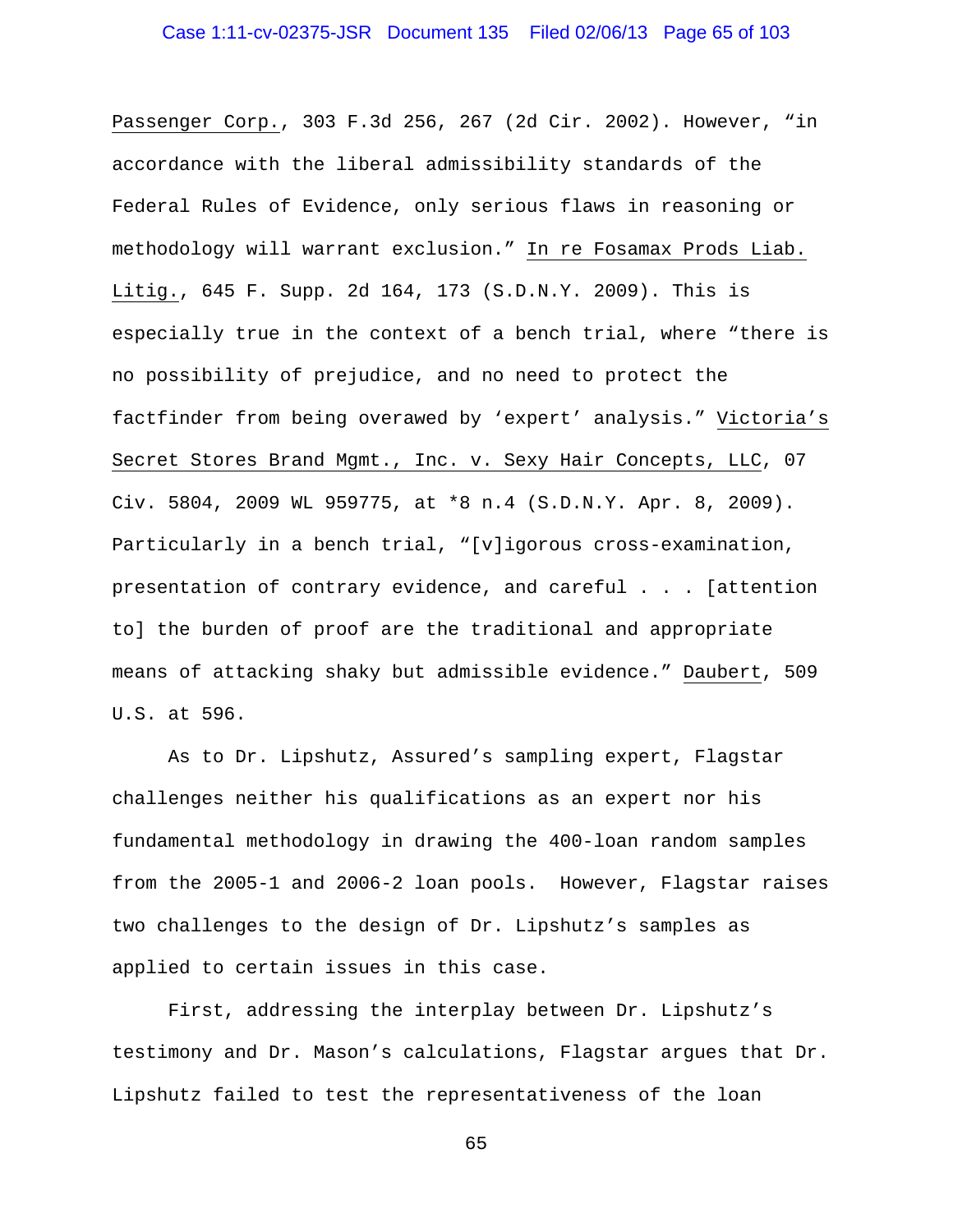Passenger Corp., 303 F.3d 256, 267 (2d Cir. 2002). However, "in accordance with the liberal admissibility standards of the Federal Rules of Evidence, only serious flaws in reasoning or methodology will warrant exclusion." In re Fosamax Prods Liab. Litig., 645 F. Supp. 2d 164, 173 (S.D.N.Y. 2009). This is especially true in the context of a bench trial, where "there is no possibility of prejudice, and no need to protect the factfinder from being overawed by 'expert' analysis." Victoria's Secret Stores Brand Mgmt., Inc. v. Sexy Hair Concepts, LLC, 07 Civ. 5804, 2009 WL 959775, at *8 n.4 (S.D.N.Y. Apr. 8, 2009). Particularly in a bench trial, "[v]igorous cross-examination, presentation of contrary evidence, and careful . . . [attention to] the burden of proof are the traditional and appropriate means of attacking shaky but admissible evidence." Daubert, 509 U.S. at 596.

As to Dr. Lipshutz, Assured's sampling expert, Flagstar challenges neither his qualifications as an expert nor his fundamental methodology in drawing the 400-loan random samples from the 2005-1 and 2006-2 loan pools. However, Flagstar raises two challenges to the design of Dr. Lipshutz's samples as applied to certain issues in this case.

First, addressing the interplay between Dr. Lipshutz's testimony and Dr. Mason's calculations, Flagstar argues that Dr. Lipshutz failed to test the representativeness of the loan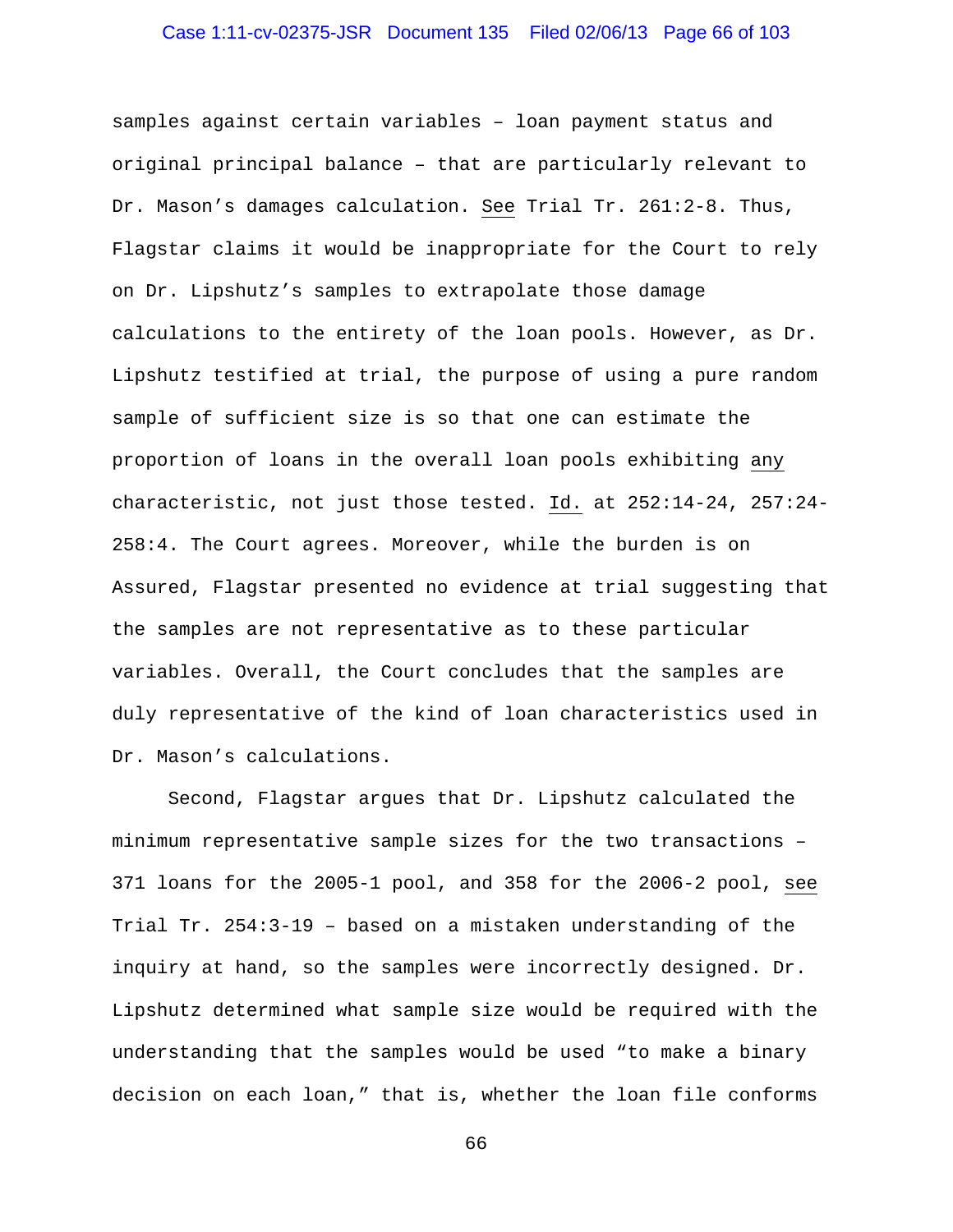samples against certain variables – loan payment status and original principal balance – that are particularly relevant to Dr. Mason's damages calculation. See Trial Tr. 261:2-8. Thus, Flagstar claims it would be inappropriate for the Court to rely on Dr. Lipshutz's samples to extrapolate those damage calculations to the entirety of the loan pools. However, as Dr. Lipshutz testified at trial, the purpose of using a pure random sample of sufficient size is so that one can estimate the proportion of loans in the overall loan pools exhibiting any characteristic, not just those tested. Id. at 252:14-24, 257:24-258:4. The Court agrees. Moreover, while the burden is on Assured, Flagstar presented no evidence at trial suggesting that the samples are not representative as to these particular variables. Overall, the Court concludes that the samples are duly representative of the kind of loan characteristics used in Dr. Mason's calculations.

Second, Flagstar argues that Dr. Lipshutz calculated the minimum representative sample sizes for the two transactions – 371 loans for the 2005-1 pool, and 358 for the 2006-2 pool, see Trial Tr. 254:3-19 – based on a mistaken understanding of the inquiry at hand, so the samples were incorrectly designed. Dr. Lipshutz determined what sample size would be required with the understanding that the samples would be used "to make a binary decision on each loan," that is, whether the loan file conforms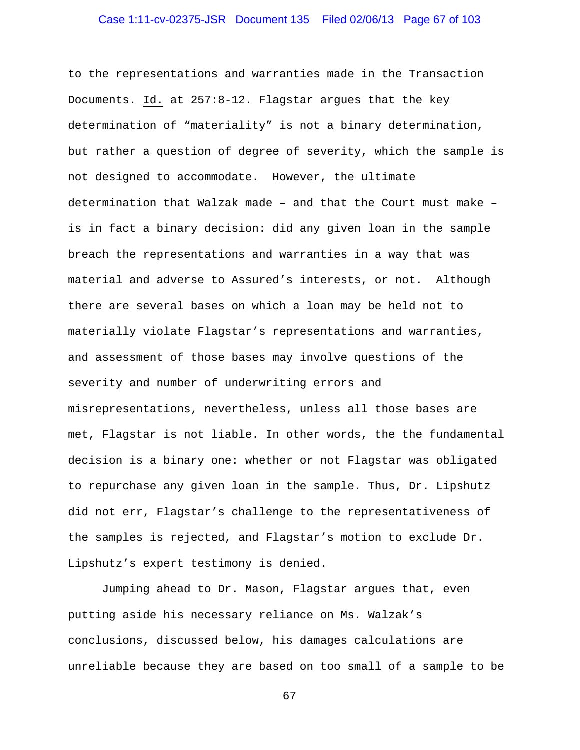to the representations and warranties made in the Transaction Documents. Id. at 257:8-12. Flagstar argues that the key determination of "materiality" is not a binary determination, but rather a question of degree of severity, which the sample is not designed to accommodate. However, the ultimate determination that Walzak made – and that the Court must make – is in fact a binary decision: did any given loan in the sample breach the representations and warranties in a way that was material and adverse to Assured's interests, or not. Although there are several bases on which a loan may be held not to materially violate Flagstar's representations and warranties, and assessment of those bases may involve questions of the severity and number of underwriting errors and misrepresentations, nevertheless, unless all those bases are met, Flagstar is not liable. In other words, the the fundamental decision is a binary one: whether or not Flagstar was obligated to repurchase any given loan in the sample. Thus, Dr. Lipshutz did not err, Flagstar's challenge to the representativeness of the samples is rejected, and Flagstar's motion to exclude Dr. Lipshutz's expert testimony is denied.

Jumping ahead to Dr. Mason, Flagstar argues that, even putting aside his necessary reliance on Ms. Walzak's conclusions, discussed below, his damages calculations are unreliable because they are based on too small of a sample to be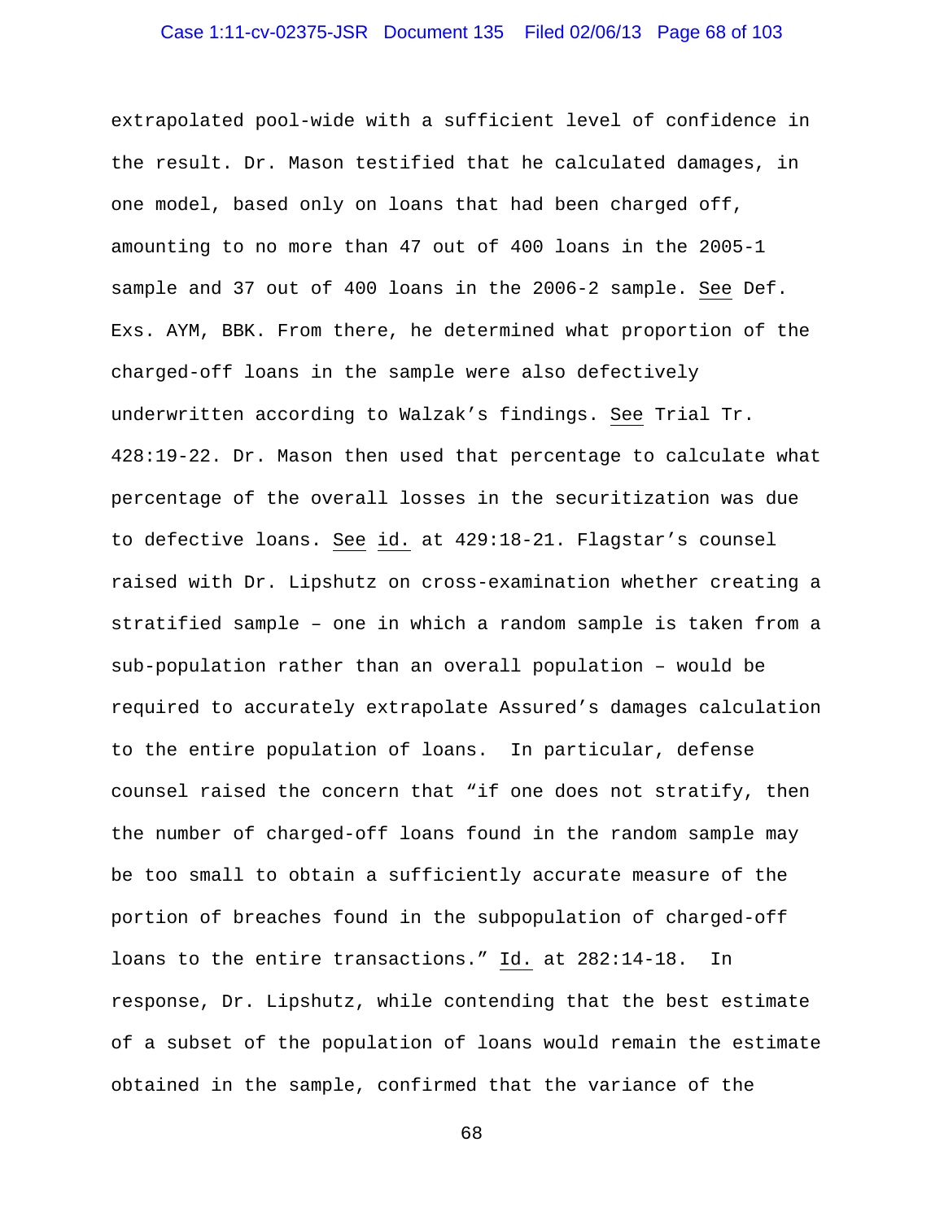extrapolated pool-wide with a sufficient level of confidence in the result. Dr. Mason testified that he calculated damages, in one model, based only on loans that had been charged off, amounting to no more than 47 out of 400 loans in the 2005-1 sample and 37 out of 400 loans in the 2006-2 sample. See Def. Exs. AYM, BBK. From there, he determined what proportion of the charged-off loans in the sample were also defectively underwritten according to Walzak's findings. See Trial Tr. 428:19-22. Dr. Mason then used that percentage to calculate what percentage of the overall losses in the securitization was due to defective loans. See id. at 429:18-21. Flagstar's counsel raised with Dr. Lipshutz on cross-examination whether creating a stratified sample – one in which a random sample is taken from a sub-population rather than an overall population – would be required to accurately extrapolate Assured's damages calculation to the entire population of loans. In particular, defense counsel raised the concern that "if one does not stratify, then the number of charged-off loans found in the random sample may be too small to obtain a sufficiently accurate measure of the portion of breaches found in the subpopulation of charged-off loans to the entire transactions." Id. at 282:14-18. In response, Dr. Lipshutz, while contending that the best estimate of a subset of the population of loans would remain the estimate obtained in the sample, confirmed that the variance of the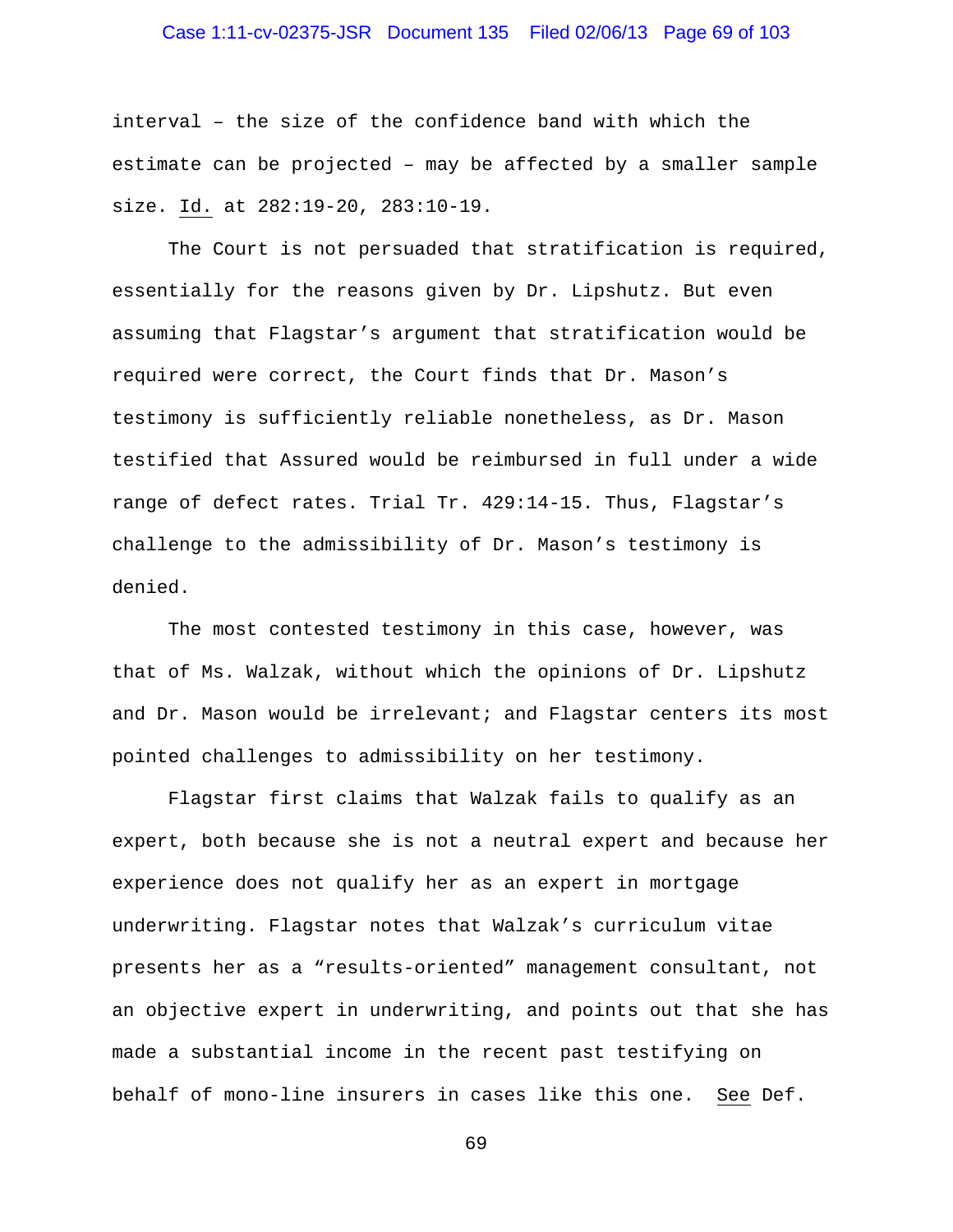interval – the size of the confidence band with which the estimate can be projected – may be affected by a smaller sample size. Id. at 282:19-20, 283:10-19.

The Court is not persuaded that stratification is required, essentially for the reasons given by Dr. Lipshutz. But even assuming that Flagstar's argument that stratification would be required were correct, the Court finds that Dr. Mason's testimony is sufficiently reliable nonetheless, as Dr. Mason testified that Assured would be reimbursed in full under a wide range of defect rates. Trial Tr. 429:14-15. Thus, Flagstar's challenge to the admissibility of Dr. Mason's testimony is denied.

The most contested testimony in this case, however, was that of Ms. Walzak, without which the opinions of Dr. Lipshutz and Dr. Mason would be irrelevant; and Flagstar centers its most pointed challenges to admissibility on her testimony.

Flagstar first claims that Walzak fails to qualify as an expert, both because she is not a neutral expert and because her experience does not qualify her as an expert in mortgage underwriting. Flagstar notes that Walzak's curriculum vitae presents her as a "results-oriented" management consultant, not an objective expert in underwriting, and points out that she has made a substantial income in the recent past testifying on behalf of mono-line insurers in cases like this one. See Def.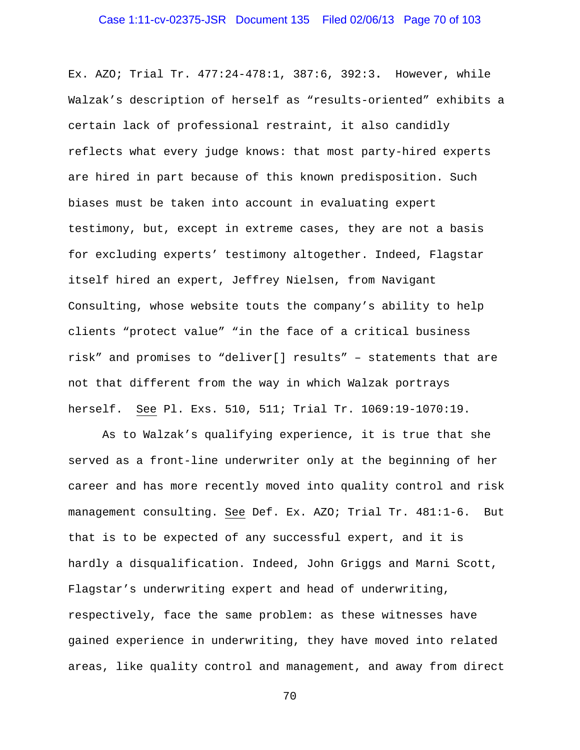Ex. AZO; Trial Tr. 477:24-478:1, 387:6, 392:3. However, while Walzak's description of herself as "results-oriented" exhibits a certain lack of professional restraint, it also candidly reflects what every judge knows: that most party-hired experts are hired in part because of this known predisposition. Such biases must be taken into account in evaluating expert testimony, but, except in extreme cases, they are not a basis for excluding experts' testimony altogether. Indeed, Flagstar itself hired an expert, Jeffrey Nielsen, from Navigant Consulting, whose website touts the company's ability to help clients "protect value" "in the face of a critical business risk" and promises to "deliver[] results" – statements that are not that different from the way in which Walzak portrays herself. See Pl. Exs. 510, 511; Trial Tr. 1069:19-1070:19.

As to Walzak's qualifying experience, it is true that she served as a front-line underwriter only at the beginning of her career and has more recently moved into quality control and risk management consulting. See Def. Ex. AZO; Trial Tr. 481:1-6. But that is to be expected of any successful expert, and it is hardly a disqualification. Indeed, John Griggs and Marni Scott, Flagstar's underwriting expert and head of underwriting, respectively, face the same problem: as these witnesses have gained experience in underwriting, they have moved into related areas, like quality control and management, and away from direct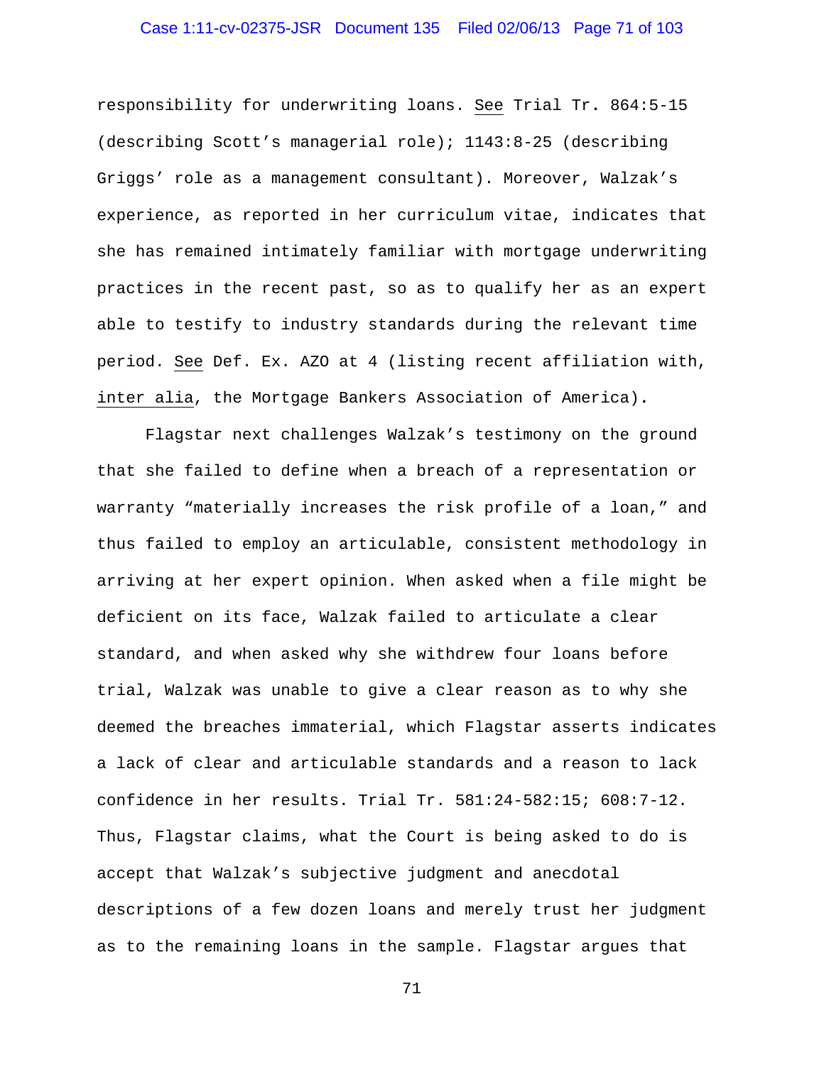responsibility for underwriting loans. See Trial Tr. 864:5-15 (describing Scott's managerial role); 1143:8-25 (describing Griggs' role as a management consultant). Moreover, Walzak's experience, as reported in her curriculum vitae, indicates that she has remained intimately familiar with mortgage underwriting practices in the recent past, so as to qualify her as an expert able to testify to industry standards during the relevant time period. See Def. Ex. AZO at 4 (listing recent affiliation with, inter alia, the Mortgage Bankers Association of America).

Flagstar next challenges Walzak's testimony on the ground that she failed to define when a breach of a representation or warranty "materially increases the risk profile of a loan," and thus failed to employ an articulable, consistent methodology in arriving at her expert opinion. When asked when a file might be deficient on its face, Walzak failed to articulate a clear standard, and when asked why she withdrew four loans before trial, Walzak was unable to give a clear reason as to why she deemed the breaches immaterial, which Flagstar asserts indicates a lack of clear and articulable standards and a reason to lack confidence in her results. Trial Tr. 581:24-582:15; 608:7-12. Thus, Flagstar claims, what the Court is being asked to do is accept that Walzak's subjective judgment and anecdotal descriptions of a few dozen loans and merely trust her judgment as to the remaining loans in the sample. Flagstar argues that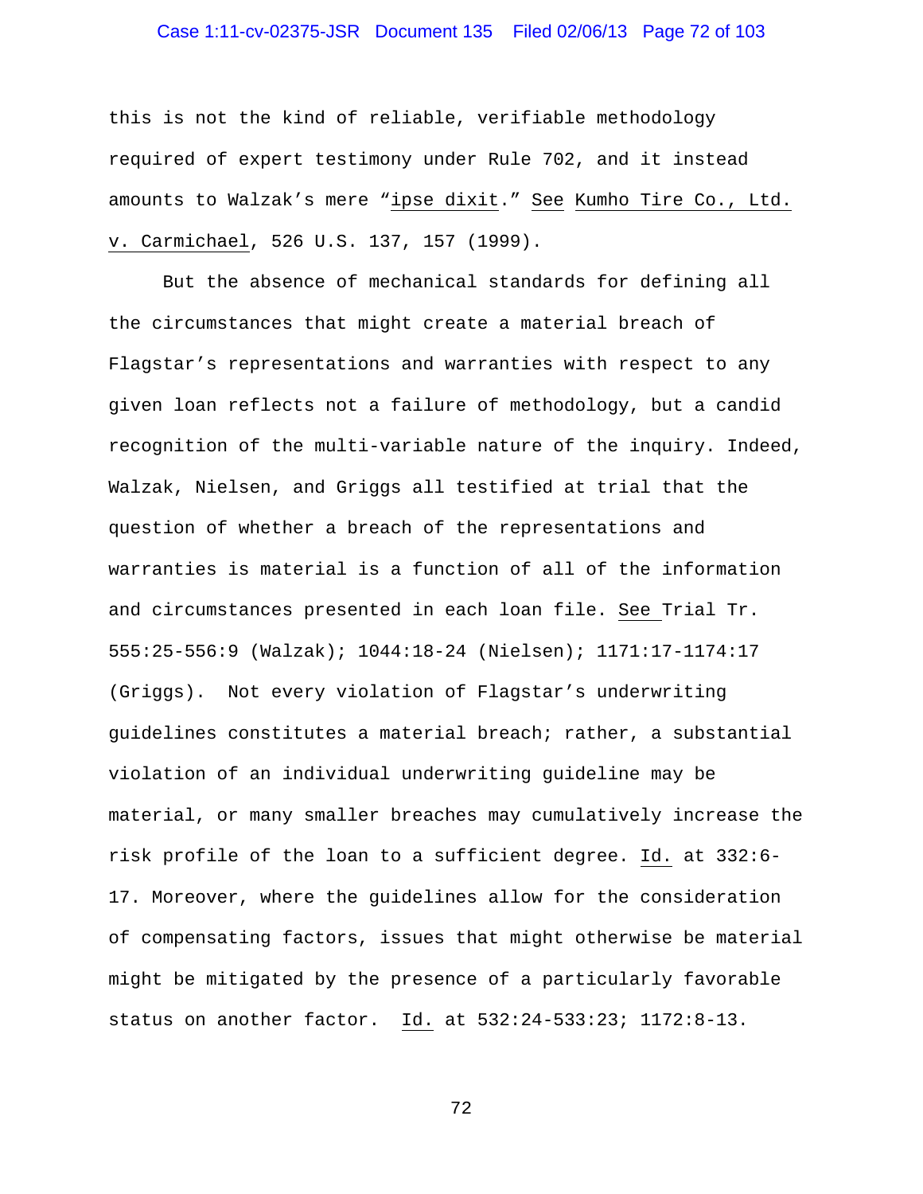this is not the kind of reliable, verifiable methodology required of expert testimony under Rule 702, and it instead amounts to Walzak's mere "ipse dixit." See Kumho Tire Co., Ltd. v. Carmichael, 526 U.S. 137, 157 (1999).

But the absence of mechanical standards for defining all the circumstances that might create a material breach of Flagstar's representations and warranties with respect to any given loan reflects not a failure of methodology, but a candid recognition of the multi-variable nature of the inquiry. Indeed, Walzak, Nielsen, and Griggs all testified at trial that the question of whether a breach of the representations and warranties is material is a function of all of the information and circumstances presented in each loan file. See Trial Tr. 555:25-556:9 (Walzak); 1044:18-24 (Nielsen); 1171:17-1174:17 (Griggs). Not every violation of Flagstar's underwriting guidelines constitutes a material breach; rather, a substantial violation of an individual underwriting guideline may be material, or many smaller breaches may cumulatively increase the risk profile of the loan to a sufficient degree. Id. at 332:6-17. Moreover, where the guidelines allow for the consideration of compensating factors, issues that might otherwise be material might be mitigated by the presence of a particularly favorable status on another factor. Id. at 532:24-533:23; 1172:8-13.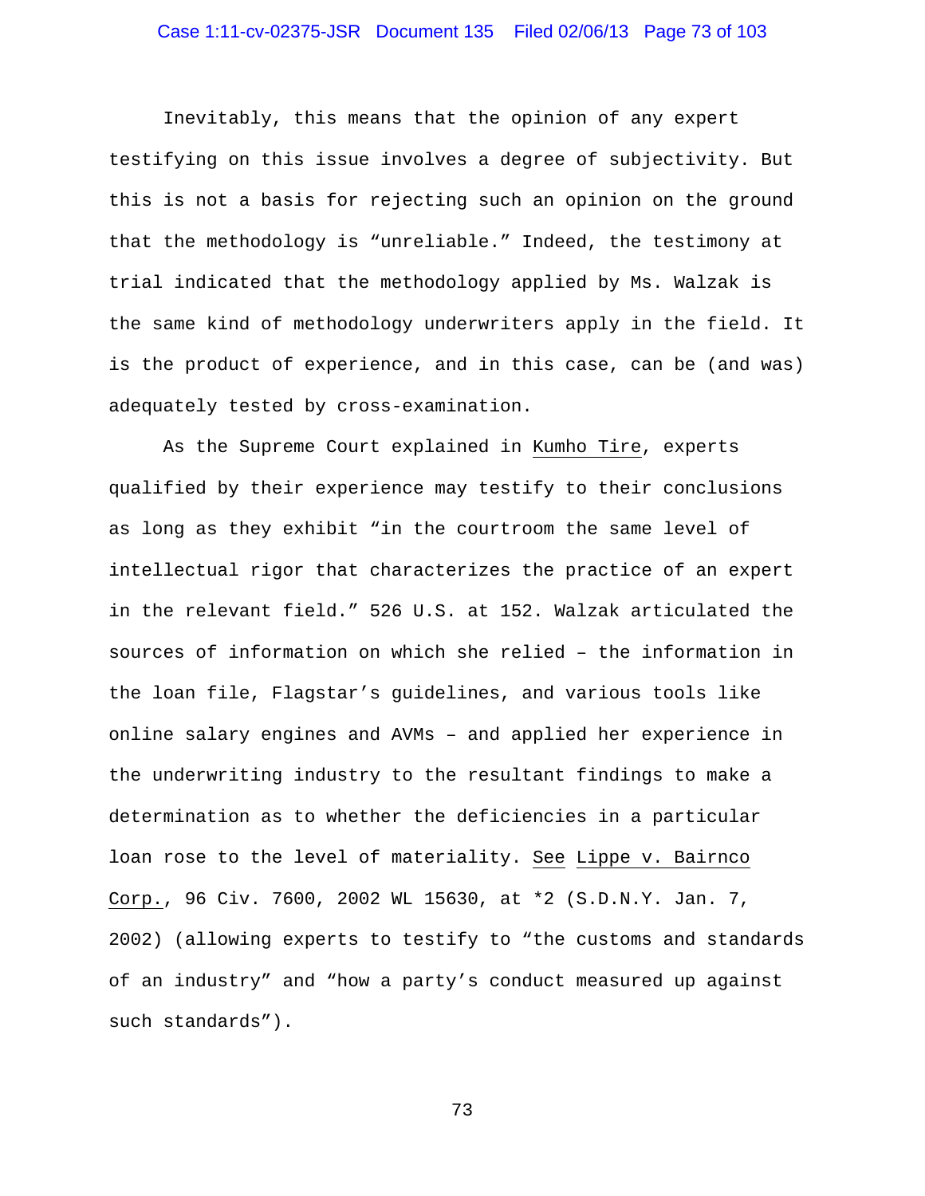Inevitably, this means that the opinion of any expert testifying on this issue involves a degree of subjectivity. But this is not a basis for rejecting such an opinion on the ground that the methodology is "unreliable." Indeed, the testimony at trial indicated that the methodology applied by Ms. Walzak is the same kind of methodology underwriters apply in the field. It is the product of experience, and in this case, can be (and was) adequately tested by cross-examination.

As the Supreme Court explained in Kumho Tire, experts qualified by their experience may testify to their conclusions as long as they exhibit "in the courtroom the same level of intellectual rigor that characterizes the practice of an expert in the relevant field." 526 U.S. at 152. Walzak articulated the sources of information on which she relied – the information in the loan file, Flagstar's guidelines, and various tools like online salary engines and AVMs – and applied her experience in the underwriting industry to the resultant findings to make a determination as to whether the deficiencies in a particular loan rose to the level of materiality. See Lippe v. Bairnco Corp., 96 Civ. 7600, 2002 WL 15630, at *2 (S.D.N.Y. Jan. 7, 2002) (allowing experts to testify to "the customs and standards of an industry" and "how a party's conduct measured up against such standards").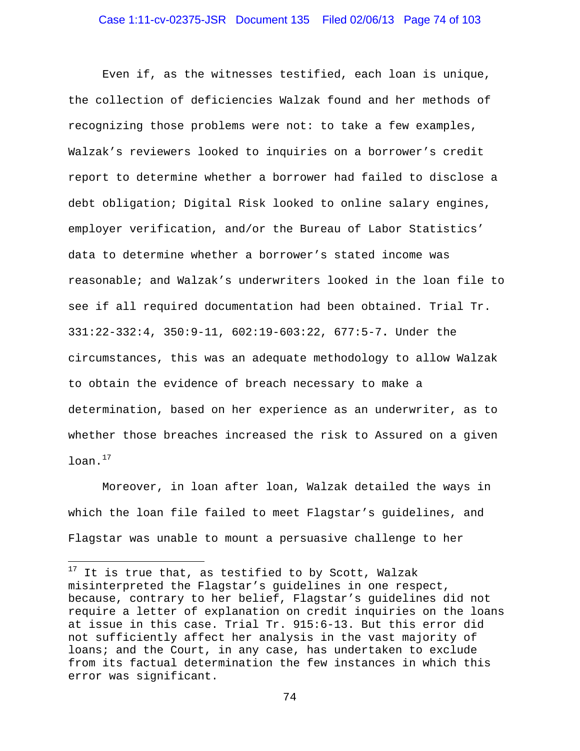Even if, as the witnesses testified, each loan is unique, the collection of deficiencies Walzak found and her methods of recognizing those problems were not: to take a few examples, Walzak's reviewers looked to inquiries on a borrower's credit report to determine whether a borrower had failed to disclose a debt obligation; Digital Risk looked to online salary engines, employer verification, and/or the Bureau of Labor Statistics' data to determine whether a borrower's stated income was reasonable; and Walzak's underwriters looked in the loan file to see if all required documentation had been obtained. Trial Tr. 331:22-332:4, 350:9-11, 602:19-603:22, 677:5-7. Under the circumstances, this was an adequate methodology to allow Walzak to obtain the evidence of breach necessary to make a determination, based on her experience as an underwriter, as to whether those breaches increased the risk to Assured on a given loan.[17]

Moreover, in loan after loan, Walzak detailed the ways in which the loan file failed to meet Flagstar's guidelines, and Flagstar was unable to mount a persuasive challenge to her

---

[17] It is true that, as testified to by Scott, Walzak misinterpreted the Flagstar's guidelines in one respect, because, contrary to her belief, Flagstar's guidelines did not require a letter of explanation on credit inquiries on the loans at issue in this case. Trial Tr. 915:6-13. But this error did not sufficiently affect her analysis in the vast majority of loans; and the Court, in any case, has undertaken to exclude from its factual determination the few instances in which this error was significant.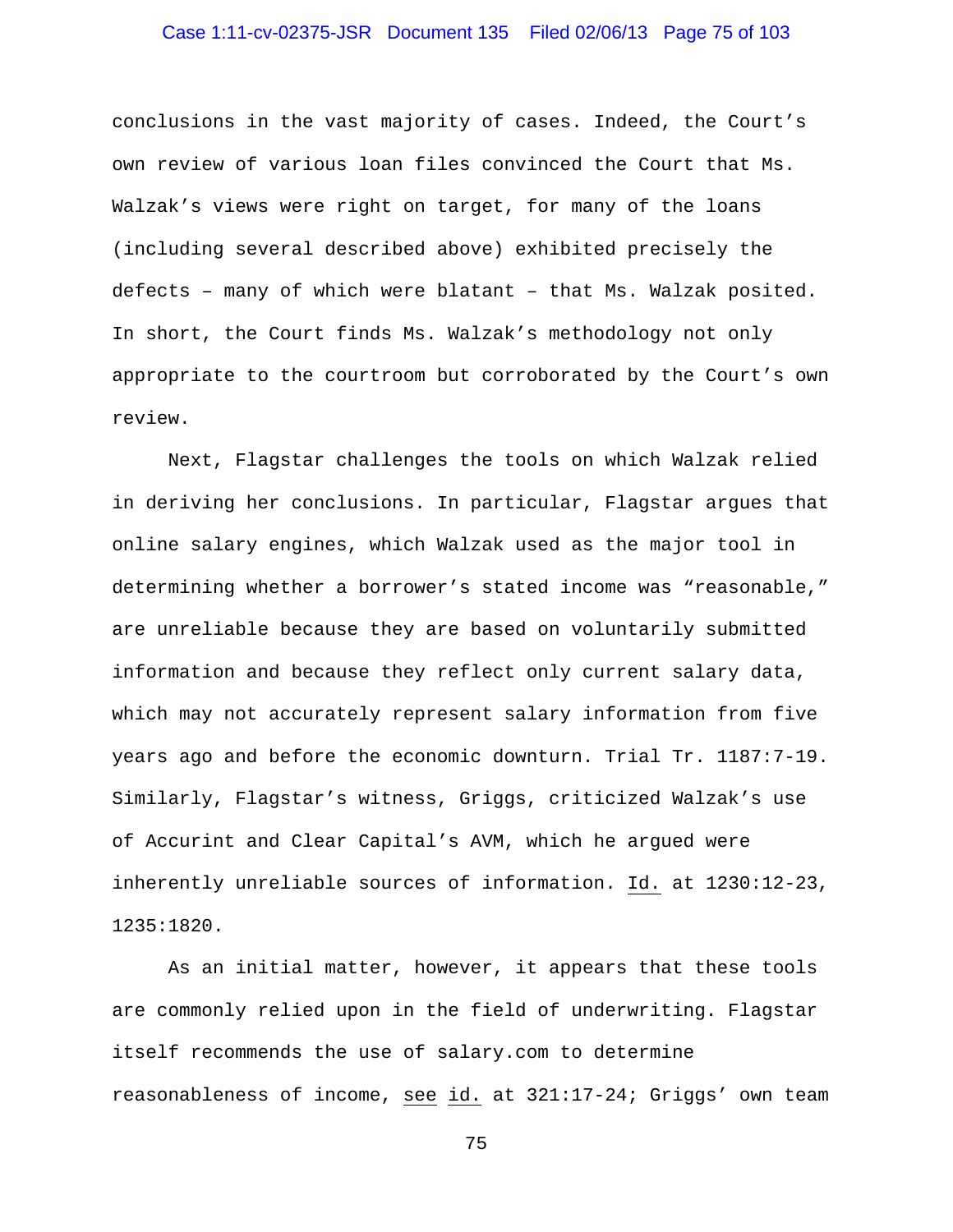conclusions in the vast majority of cases. Indeed, the Court's own review of various loan files convinced the Court that Ms. Walzak's views were right on target, for many of the loans (including several described above) exhibited precisely the defects – many of which were blatant – that Ms. Walzak posited. In short, the Court finds Ms. Walzak's methodology not only appropriate to the courtroom but corroborated by the Court's own review.

Next, Flagstar challenges the tools on which Walzak relied in deriving her conclusions. In particular, Flagstar argues that online salary engines, which Walzak used as the major tool in determining whether a borrower's stated income was "reasonable," are unreliable because they are based on voluntarily submitted information and because they reflect only current salary data, which may not accurately represent salary information from five years ago and before the economic downturn. Trial Tr. 1187:7-19. Similarly, Flagstar's witness, Griggs, criticized Walzak's use of Accurint and Clear Capital's AVM, which he argued were inherently unreliable sources of information. Id. at 1230:12-23, 1235:1820.

As an initial matter, however, it appears that these tools are commonly relied upon in the field of underwriting. Flagstar itself recommends the use of salary.com to determine reasonableness of income, see id. at 321:17-24; Griggs' own team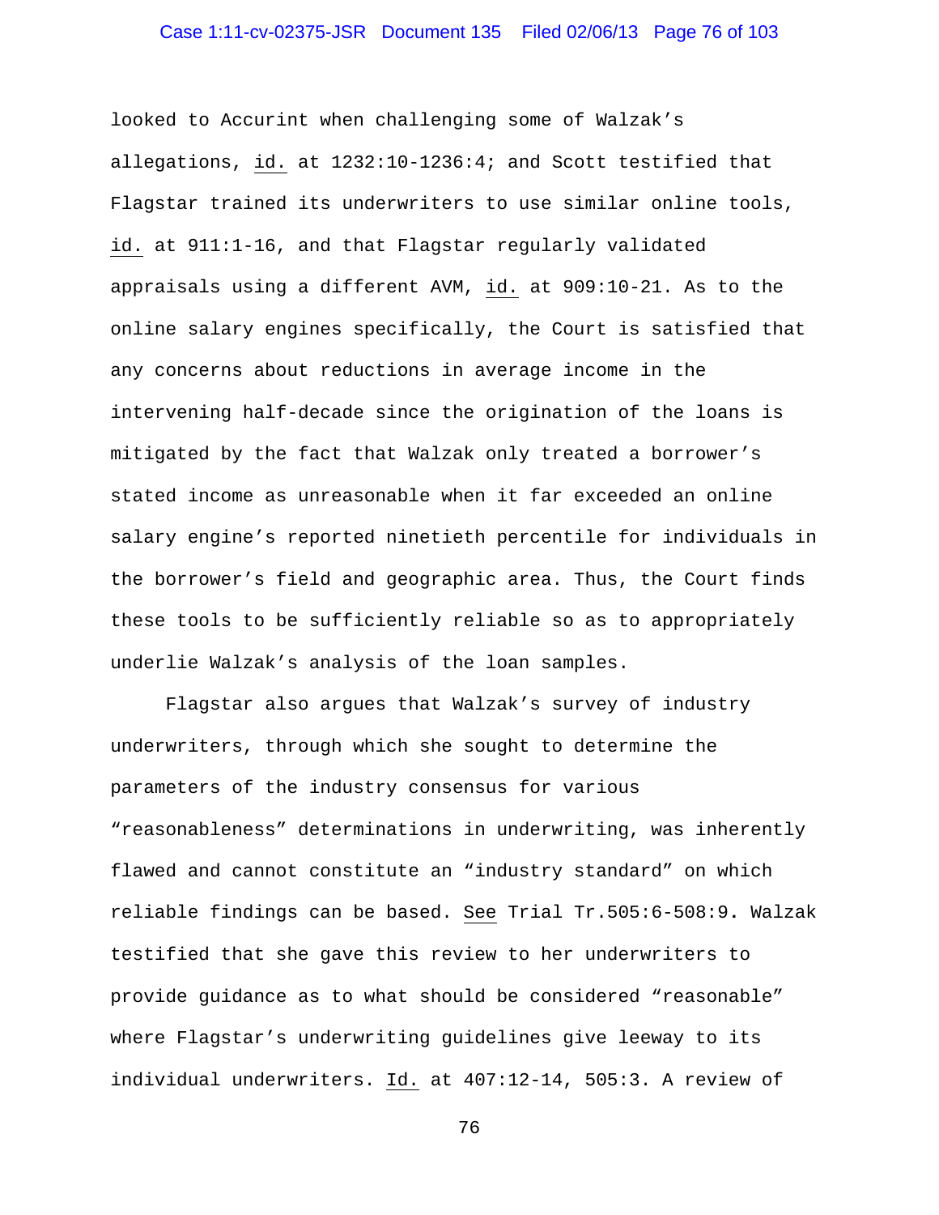looked to Accurint when challenging some of Walzak's allegations, id. at 1232:10-1236:4; and Scott testified that Flagstar trained its underwriters to use similar online tools, id. at 911:1-16, and that Flagstar regularly validated appraisals using a different AVM, id. at 909:10-21. As to the online salary engines specifically, the Court is satisfied that any concerns about reductions in average income in the intervening half-decade since the origination of the loans is mitigated by the fact that Walzak only treated a borrower's stated income as unreasonable when it far exceeded an online salary engine's reported ninetieth percentile for individuals in the borrower's field and geographic area. Thus, the Court finds these tools to be sufficiently reliable so as to appropriately underlie Walzak's analysis of the loan samples.

Flagstar also argues that Walzak's survey of industry underwriters, through which she sought to determine the parameters of the industry consensus for various "reasonableness" determinations in underwriting, was inherently flawed and cannot constitute an "industry standard" on which reliable findings can be based. See Trial Tr.505:6-508:9. Walzak testified that she gave this review to her underwriters to provide guidance as to what should be considered "reasonable" where Flagstar's underwriting guidelines give leeway to its individual underwriters. Id. at 407:12-14, 505:3. A review of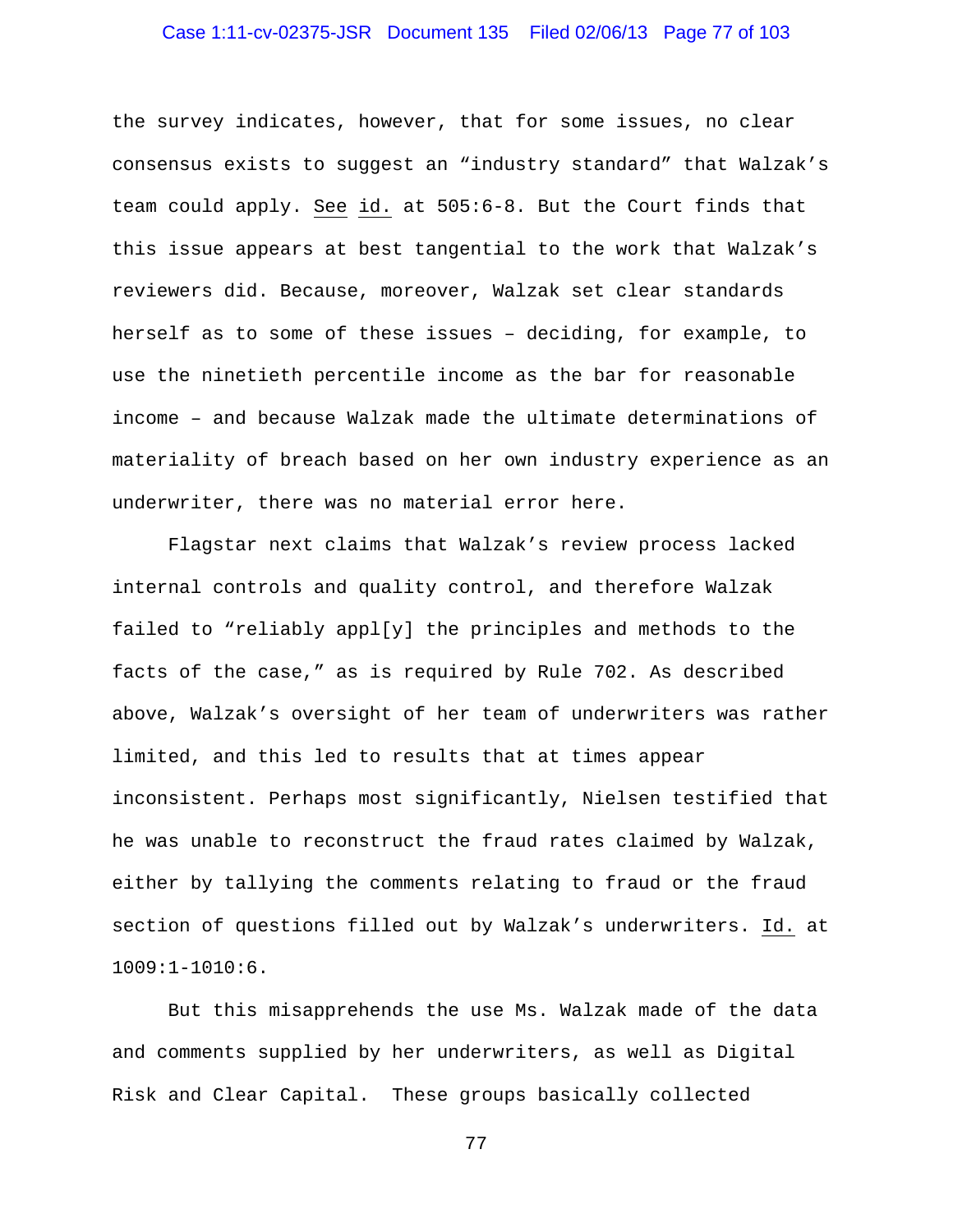the survey indicates, however, that for some issues, no clear consensus exists to suggest an "industry standard" that Walzak's team could apply. See id. at 505:6-8. But the Court finds that this issue appears at best tangential to the work that Walzak's reviewers did. Because, moreover, Walzak set clear standards herself as to some of these issues – deciding, for example, to use the ninetieth percentile income as the bar for reasonable income – and because Walzak made the ultimate determinations of materiality of breach based on her own industry experience as an underwriter, there was no material error here.

Flagstar next claims that Walzak's review process lacked internal controls and quality control, and therefore Walzak failed to "reliably appl[y] the principles and methods to the facts of the case," as is required by Rule 702. As described above, Walzak's oversight of her team of underwriters was rather limited, and this led to results that at times appear inconsistent. Perhaps most significantly, Nielsen testified that he was unable to reconstruct the fraud rates claimed by Walzak, either by tallying the comments relating to fraud or the fraud section of questions filled out by Walzak's underwriters. Id. at 1009:1-1010:6.

But this misapprehends the use Ms. Walzak made of the data and comments supplied by her underwriters, as well as Digital Risk and Clear Capital. These groups basically collected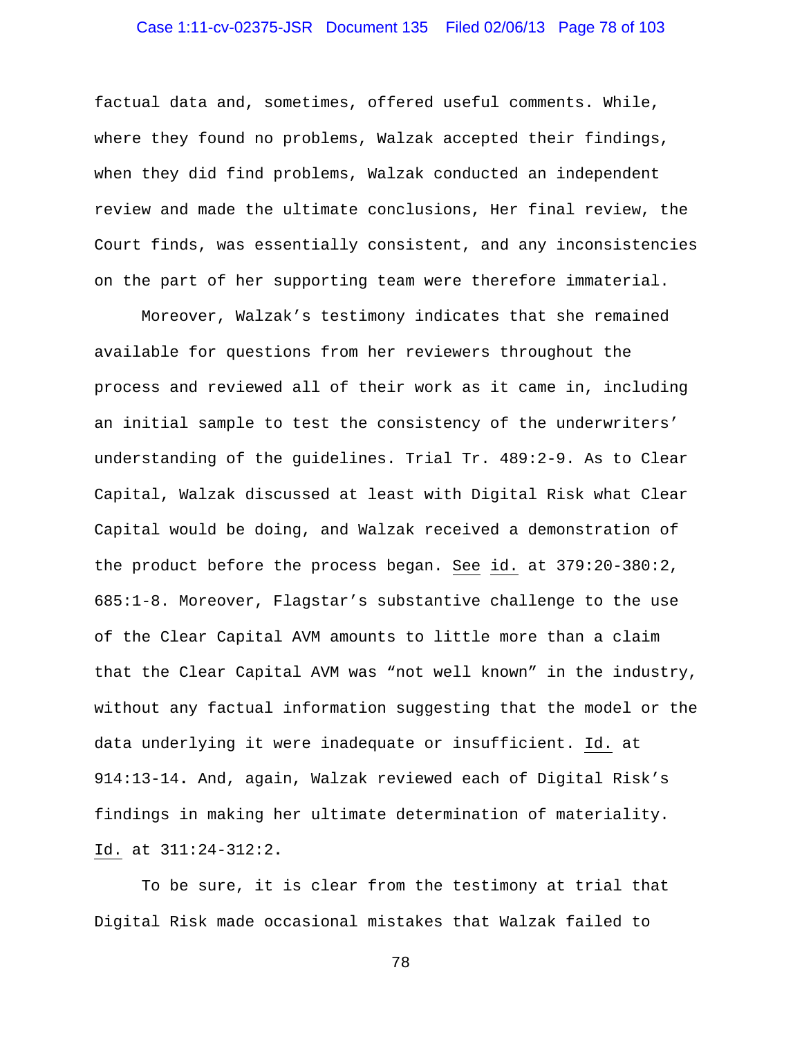factual data and, sometimes, offered useful comments. While, where they found no problems, Walzak accepted their findings, when they did find problems, Walzak conducted an independent review and made the ultimate conclusions, Her final review, the Court finds, was essentially consistent, and any inconsistencies on the part of her supporting team were therefore immaterial.

Moreover, Walzak's testimony indicates that she remained available for questions from her reviewers throughout the process and reviewed all of their work as it came in, including an initial sample to test the consistency of the underwriters' understanding of the guidelines. Trial Tr. 489:2-9. As to Clear Capital, Walzak discussed at least with Digital Risk what Clear Capital would be doing, and Walzak received a demonstration of the product before the process began. See id. at 379:20-380:2, 685:1-8. Moreover, Flagstar's substantive challenge to the use of the Clear Capital AVM amounts to little more than a claim that the Clear Capital AVM was "not well known" in the industry, without any factual information suggesting that the model or the data underlying it were inadequate or insufficient. Id. at 914:13-14. And, again, Walzak reviewed each of Digital Risk's findings in making her ultimate determination of materiality. Id. at 311:24-312:2.

To be sure, it is clear from the testimony at trial that Digital Risk made occasional mistakes that Walzak failed to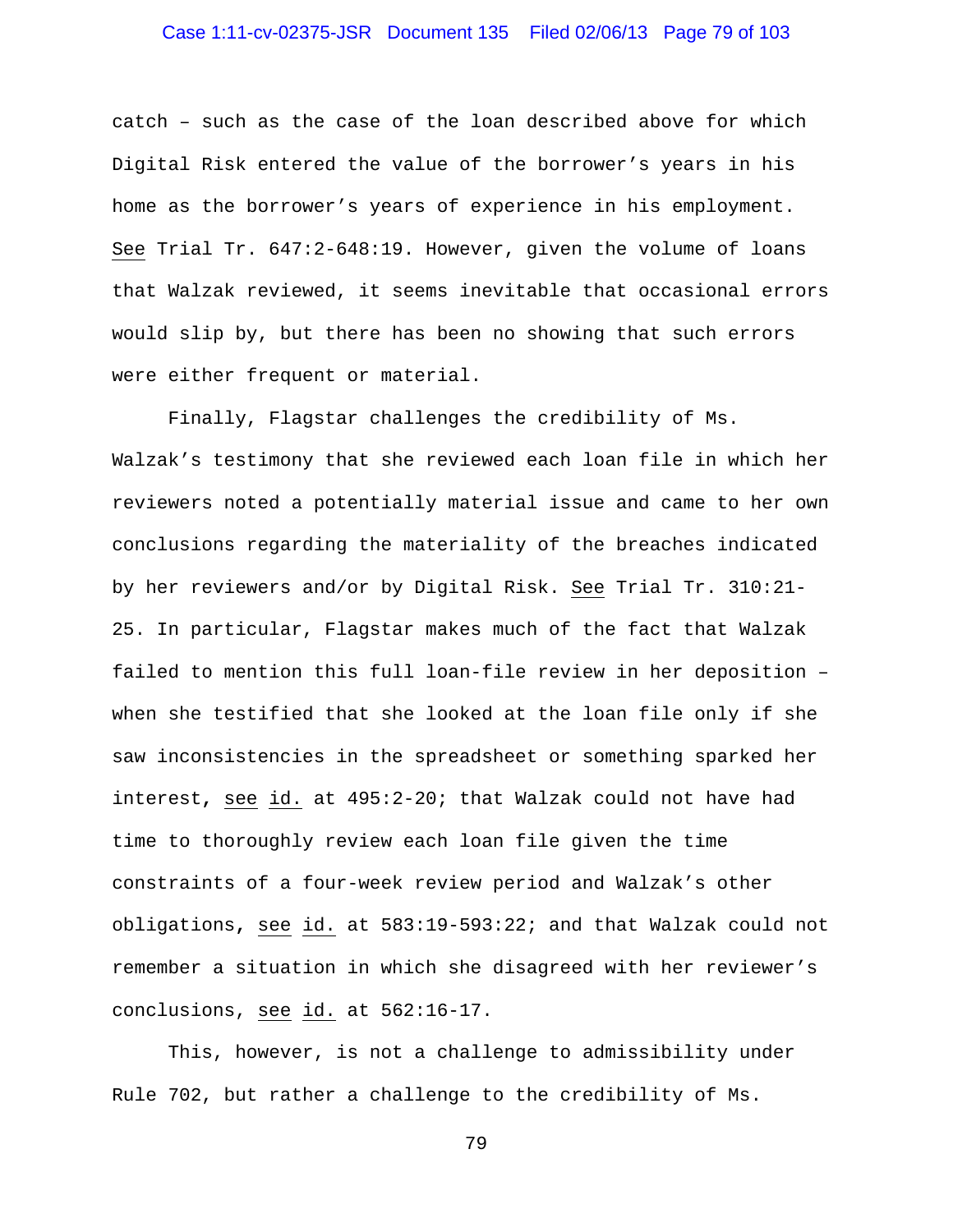catch – such as the case of the loan described above for which Digital Risk entered the value of the borrower's years in his home as the borrower's years of experience in his employment. See Trial Tr. 647:2-648:19. However, given the volume of loans that Walzak reviewed, it seems inevitable that occasional errors would slip by, but there has been no showing that such errors were either frequent or material.

Finally, Flagstar challenges the credibility of Ms. Walzak's testimony that she reviewed each loan file in which her reviewers noted a potentially material issue and came to her own conclusions regarding the materiality of the breaches indicated by her reviewers and/or by Digital Risk. See Trial Tr. 310:21-25. In particular, Flagstar makes much of the fact that Walzak failed to mention this full loan-file review in her deposition – when she testified that she looked at the loan file only if she saw inconsistencies in the spreadsheet or something sparked her interest, see id. at 495:2-20; that Walzak could not have had time to thoroughly review each loan file given the time constraints of a four-week review period and Walzak's other obligations, see id. at 583:19-593:22; and that Walzak could not remember a situation in which she disagreed with her reviewer's conclusions, see id. at 562:16-17.

This, however, is not a challenge to admissibility under Rule 702, but rather a challenge to the credibility of Ms.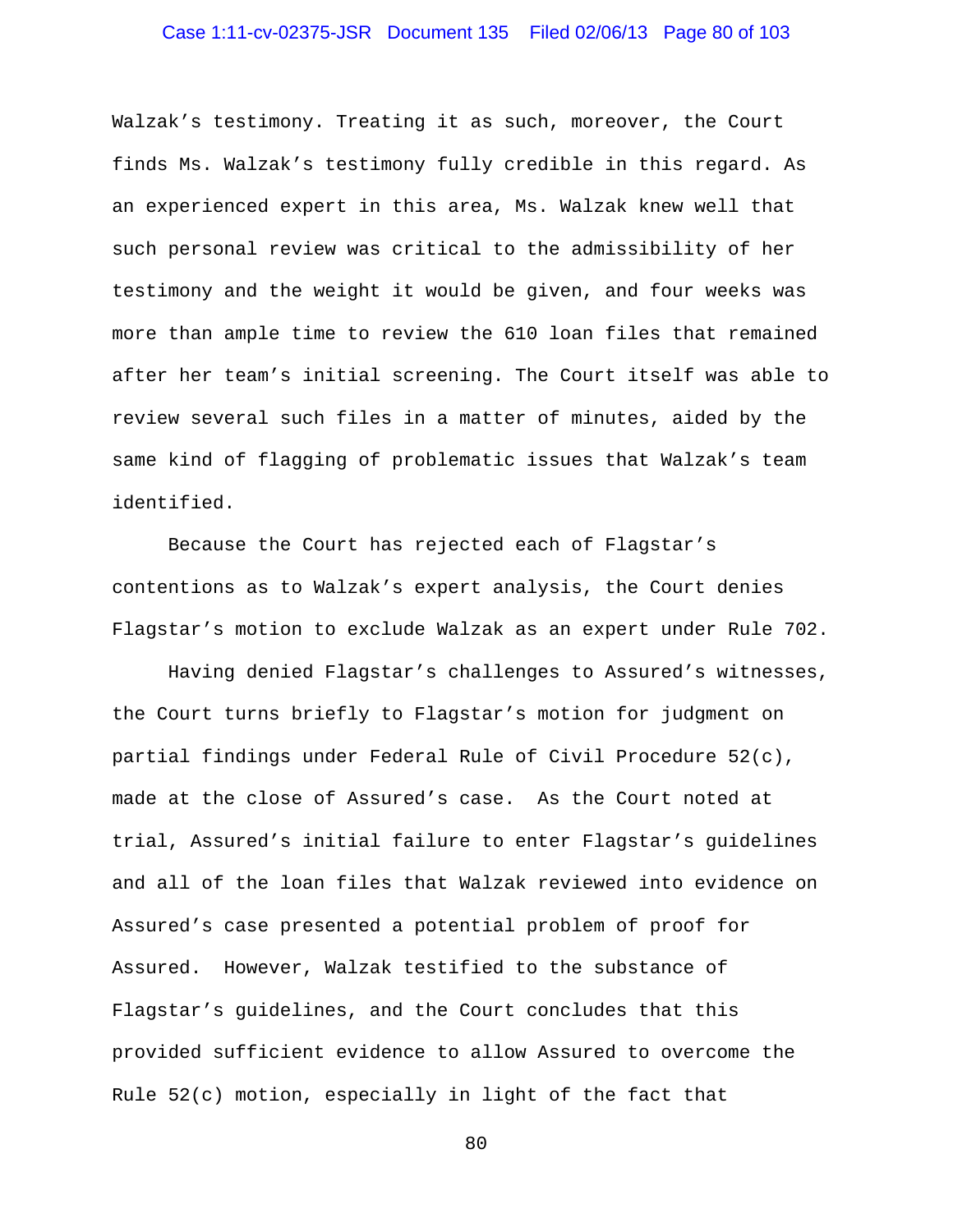Walzak's testimony. Treating it as such, moreover, the Court finds Ms. Walzak's testimony fully credible in this regard. As an experienced expert in this area, Ms. Walzak knew well that such personal review was critical to the admissibility of her testimony and the weight it would be given, and four weeks was more than ample time to review the 610 loan files that remained after her team's initial screening. The Court itself was able to review several such files in a matter of minutes, aided by the same kind of flagging of problematic issues that Walzak's team identified.

Because the Court has rejected each of Flagstar's contentions as to Walzak's expert analysis, the Court denies Flagstar's motion to exclude Walzak as an expert under Rule 702.

Having denied Flagstar's challenges to Assured's witnesses, the Court turns briefly to Flagstar's motion for judgment on partial findings under Federal Rule of Civil Procedure 52(c), made at the close of Assured's case. As the Court noted at trial, Assured's initial failure to enter Flagstar's guidelines and all of the loan files that Walzak reviewed into evidence on Assured's case presented a potential problem of proof for Assured. However, Walzak testified to the substance of Flagstar's guidelines, and the Court concludes that this provided sufficient evidence to allow Assured to overcome the Rule 52(c) motion, especially in light of the fact that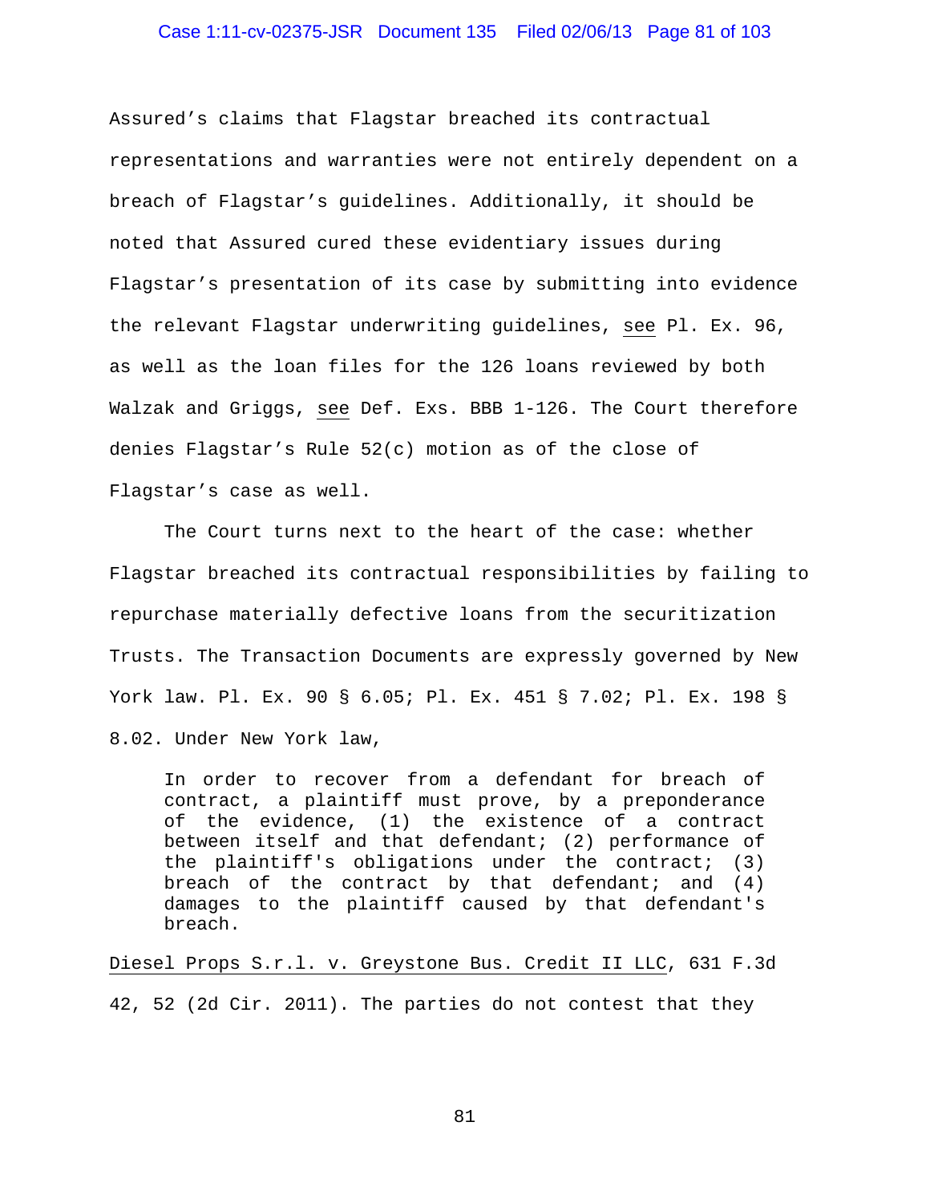Assured's claims that Flagstar breached its contractual representations and warranties were not entirely dependent on a breach of Flagstar's guidelines. Additionally, it should be noted that Assured cured these evidentiary issues during Flagstar's presentation of its case by submitting into evidence the relevant Flagstar underwriting guidelines, see Pl. Ex. 96, as well as the loan files for the 126 loans reviewed by both Walzak and Griggs, see Def. Exs. BBB 1-126. The Court therefore denies Flagstar's Rule 52(c) motion as of the close of Flagstar's case as well.

The Court turns next to the heart of the case: whether Flagstar breached its contractual responsibilities by failing to repurchase materially defective loans from the securitization Trusts. The Transaction Documents are expressly governed by New York law. Pl. Ex. 90 § 6.05; Pl. Ex. 451 § 7.02; Pl. Ex. 198 § 8.02. Under New York law,

> In order to recover from a defendant for breach of contract, a plaintiff must prove, by a preponderance of the evidence, (1) the existence of a contract between itself and that defendant; (2) performance of the plaintiff's obligations under the contract; (3) breach of the contract by that defendant; and (4) damages to the plaintiff caused by that defendant's breach.

Diesel Props S.r.l. v. Greystone Bus. Credit II LLC, 631 F.3d 42, 52 (2d Cir. 2011). The parties do not contest that they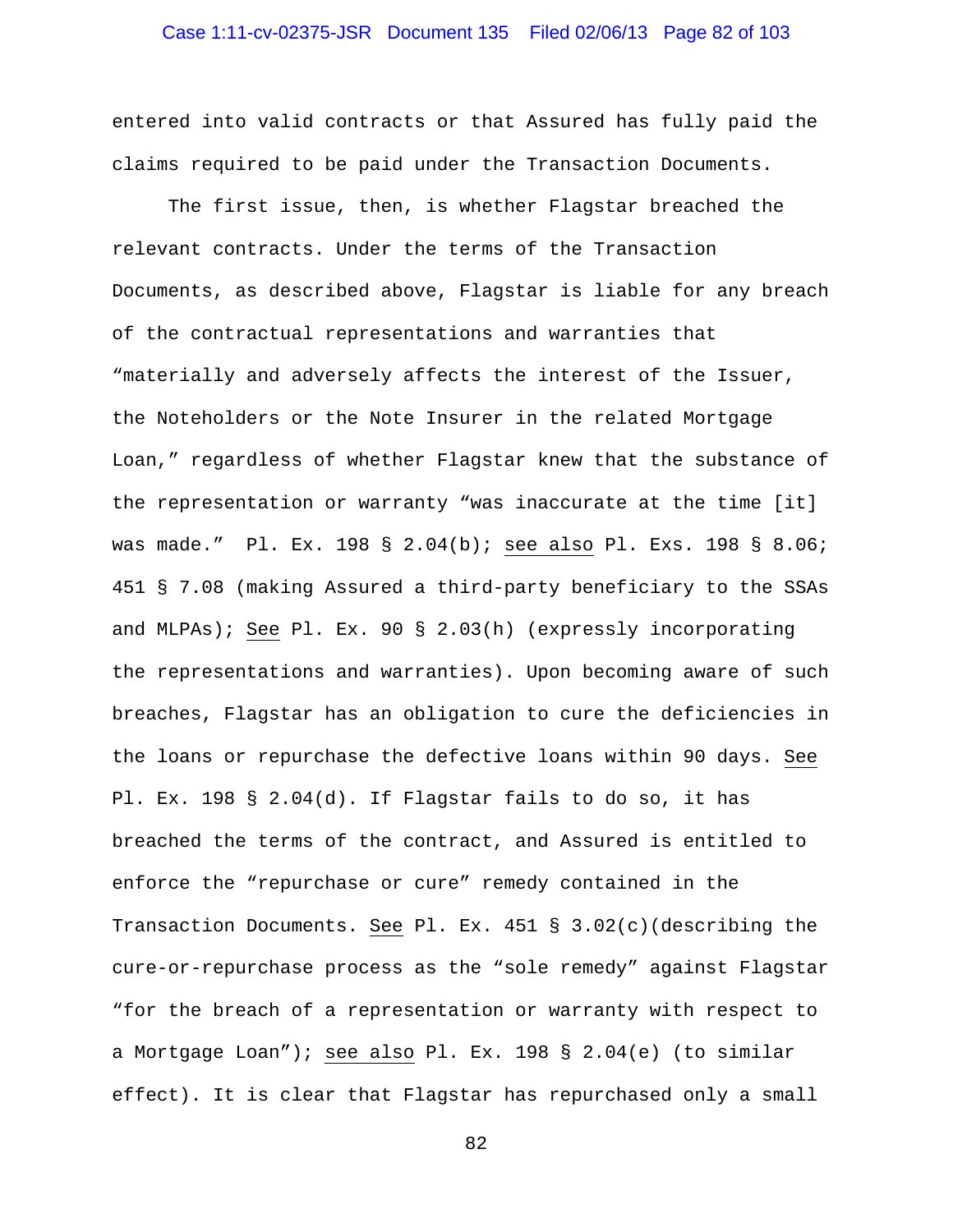entered into valid contracts or that Assured has fully paid the claims required to be paid under the Transaction Documents.

The first issue, then, is whether Flagstar breached the relevant contracts. Under the terms of the Transaction Documents, as described above, Flagstar is liable for any breach of the contractual representations and warranties that "materially and adversely affects the interest of the Issuer, the Noteholders or the Note Insurer in the related Mortgage Loan," regardless of whether Flagstar knew that the substance of the representation or warranty "was inaccurate at the time [it] was made." Pl. Ex. 198 § 2.04(b); see also Pl. Exs. 198 § 8.06; 451 § 7.08 (making Assured a third-party beneficiary to the SSAs and MLPAs); See Pl. Ex. 90 § 2.03(h) (expressly incorporating the representations and warranties). Upon becoming aware of such breaches, Flagstar has an obligation to cure the deficiencies in the loans or repurchase the defective loans within 90 days. See Pl. Ex. 198 § 2.04(d). If Flagstar fails to do so, it has breached the terms of the contract, and Assured is entitled to enforce the "repurchase or cure" remedy contained in the Transaction Documents. See Pl. Ex. 451 § 3.02(c)(describing the cure-or-repurchase process as the "sole remedy" against Flagstar "for the breach of a representation or warranty with respect to a Mortgage Loan"); see also Pl. Ex. 198 § 2.04(e) (to similar effect). It is clear that Flagstar has repurchased only a small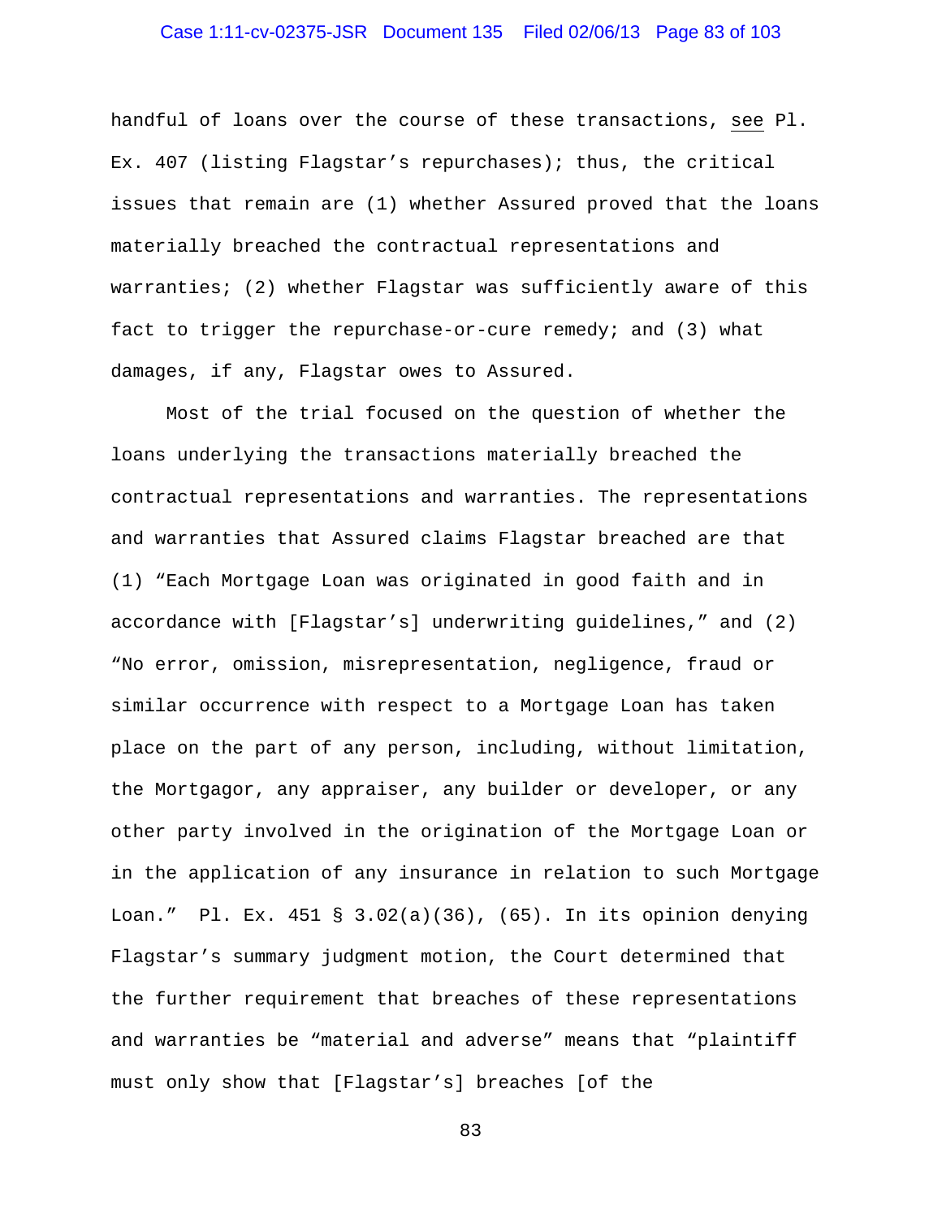handful of loans over the course of these transactions, see Pl. Ex. 407 (listing Flagstar's repurchases); thus, the critical issues that remain are (1) whether Assured proved that the loans materially breached the contractual representations and warranties; (2) whether Flagstar was sufficiently aware of this fact to trigger the repurchase-or-cure remedy; and (3) what damages, if any, Flagstar owes to Assured.

Most of the trial focused on the question of whether the loans underlying the transactions materially breached the contractual representations and warranties. The representations and warranties that Assured claims Flagstar breached are that (1) "Each Mortgage Loan was originated in good faith and in accordance with [Flagstar's] underwriting guidelines," and (2) "No error, omission, misrepresentation, negligence, fraud or similar occurrence with respect to a Mortgage Loan has taken place on the part of any person, including, without limitation, the Mortgagor, any appraiser, any builder or developer, or any other party involved in the origination of the Mortgage Loan or in the application of any insurance in relation to such Mortgage Loan." Pl. Ex. 451 § 3.02(a)(36), (65). In its opinion denying Flagstar's summary judgment motion, the Court determined that the further requirement that breaches of these representations and warranties be "material and adverse" means that "plaintiff must only show that [Flagstar's] breaches [of the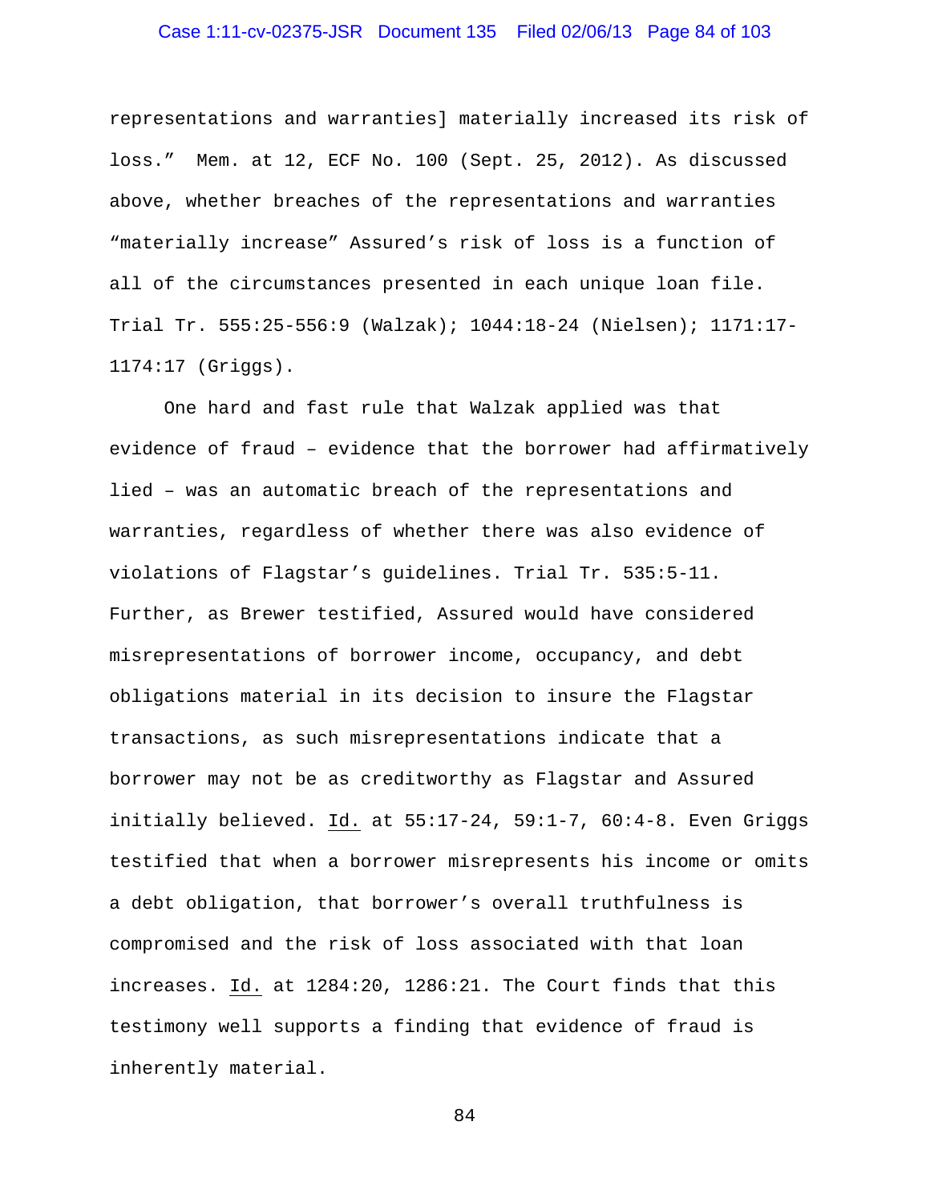representations and warranties] materially increased its risk of loss." Mem. at 12, ECF No. 100 (Sept. 25, 2012). As discussed above, whether breaches of the representations and warranties "materially increase" Assured's risk of loss is a function of all of the circumstances presented in each unique loan file. Trial Tr. 555:25-556:9 (Walzak); 1044:18-24 (Nielsen); 1171:17-1174:17 (Griggs).

One hard and fast rule that Walzak applied was that evidence of fraud – evidence that the borrower had affirmatively lied – was an automatic breach of the representations and warranties, regardless of whether there was also evidence of violations of Flagstar's guidelines. Trial Tr. 535:5-11. Further, as Brewer testified, Assured would have considered misrepresentations of borrower income, occupancy, and debt obligations material in its decision to insure the Flagstar transactions, as such misrepresentations indicate that a borrower may not be as creditworthy as Flagstar and Assured initially believed. Id. at 55:17-24, 59:1-7, 60:4-8. Even Griggs testified that when a borrower misrepresents his income or omits a debt obligation, that borrower's overall truthfulness is compromised and the risk of loss associated with that loan increases. Id. at 1284:20, 1286:21. The Court finds that this testimony well supports a finding that evidence of fraud is inherently material.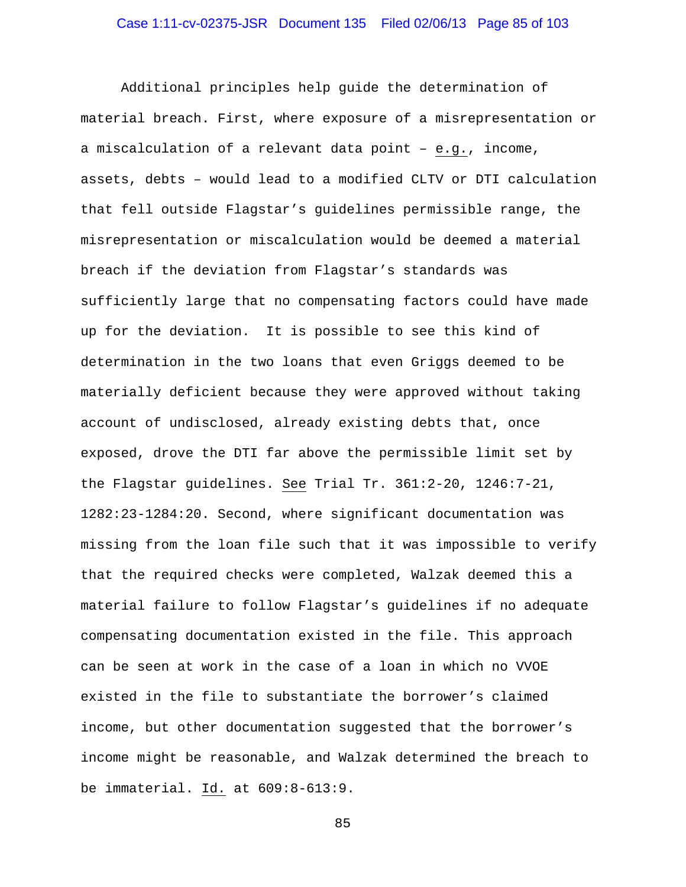Additional principles help guide the determination of material breach. First, where exposure of a misrepresentation or a miscalculation of a relevant data point – e.g., income, assets, debts – would lead to a modified CLTV or DTI calculation that fell outside Flagstar's guidelines permissible range, the misrepresentation or miscalculation would be deemed a material breach if the deviation from Flagstar's standards was sufficiently large that no compensating factors could have made up for the deviation. It is possible to see this kind of determination in the two loans that even Griggs deemed to be materially deficient because they were approved without taking account of undisclosed, already existing debts that, once exposed, drove the DTI far above the permissible limit set by the Flagstar guidelines. See Trial Tr. 361:2-20, 1246:7-21, 1282:23-1284:20. Second, where significant documentation was missing from the loan file such that it was impossible to verify that the required checks were completed, Walzak deemed this a material failure to follow Flagstar's guidelines if no adequate compensating documentation existed in the file. This approach can be seen at work in the case of a loan in which no VVOE existed in the file to substantiate the borrower's claimed income, but other documentation suggested that the borrower's income might be reasonable, and Walzak determined the breach to be immaterial. Id. at 609:8-613:9.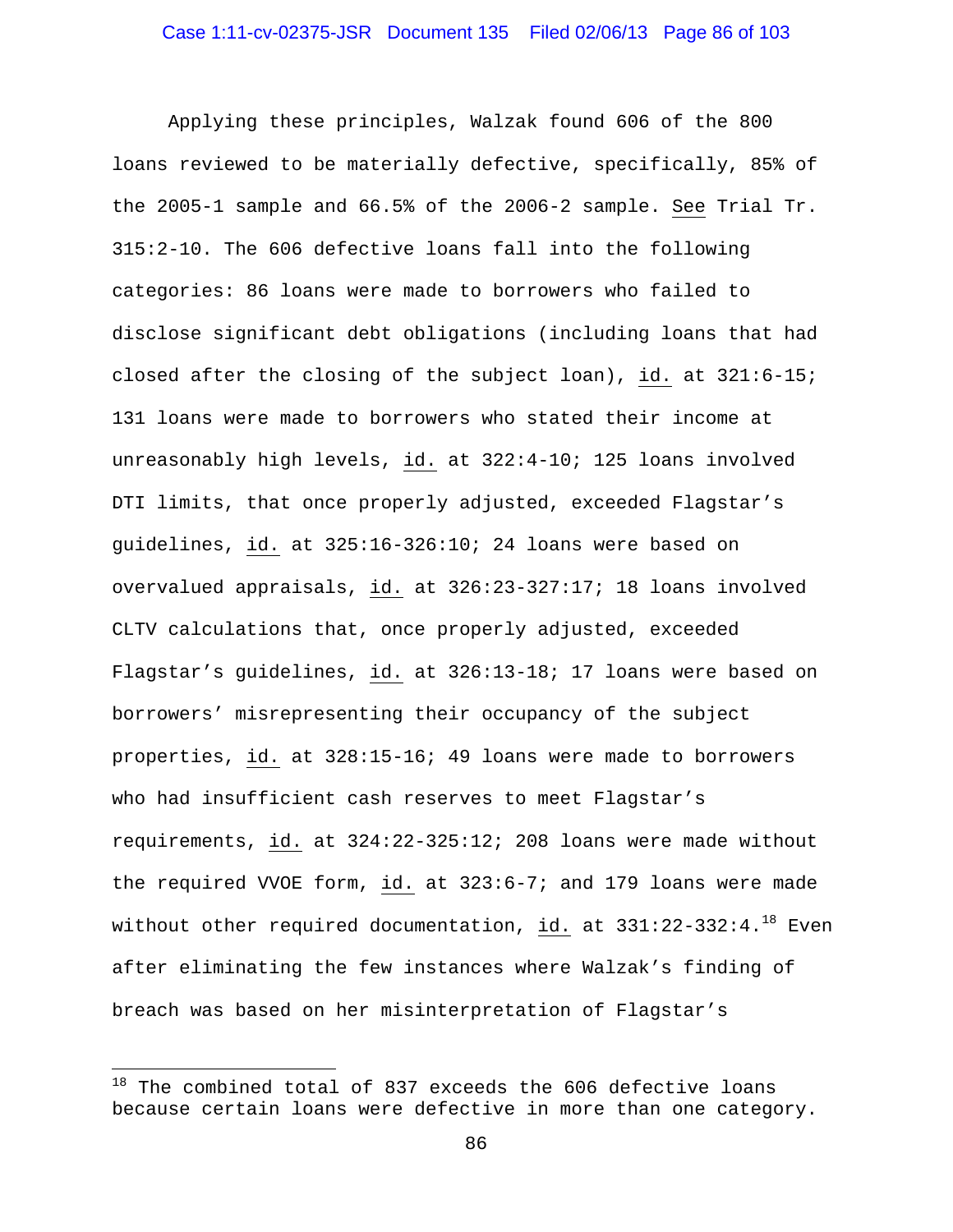Applying these principles, Walzak found 606 of the 800 loans reviewed to be materially defective, specifically, 85% of the 2005-1 sample and 66.5% of the 2006-2 sample. See Trial Tr. 315:2-10. The 606 defective loans fall into the following categories: 86 loans were made to borrowers who failed to disclose significant debt obligations (including loans that had closed after the closing of the subject loan), id. at 321:6-15; 131 loans were made to borrowers who stated their income at unreasonably high levels, id. at 322:4-10; 125 loans involved DTI limits, that once properly adjusted, exceeded Flagstar's guidelines, id. at 325:16-326:10; 24 loans were based on overvalued appraisals, id. at 326:23-327:17; 18 loans involved CLTV calculations that, once properly adjusted, exceeded Flagstar's guidelines, id. at 326:13-18; 17 loans were based on borrowers' misrepresenting their occupancy of the subject properties, id. at 328:15-16; 49 loans were made to borrowers who had insufficient cash reserves to meet Flagstar's requirements, id. at 324:22-325:12; 208 loans were made without the required VVOE form, id. at 323:6-7; and 179 loans were made without other required documentation, id. at 331:22-332:4.[18] Even after eliminating the few instances where Walzak's finding of breach was based on her misinterpretation of Flagstar's

---

[18] The combined total of 837 exceeds the 606 defective loans because certain loans were defective in more than one category.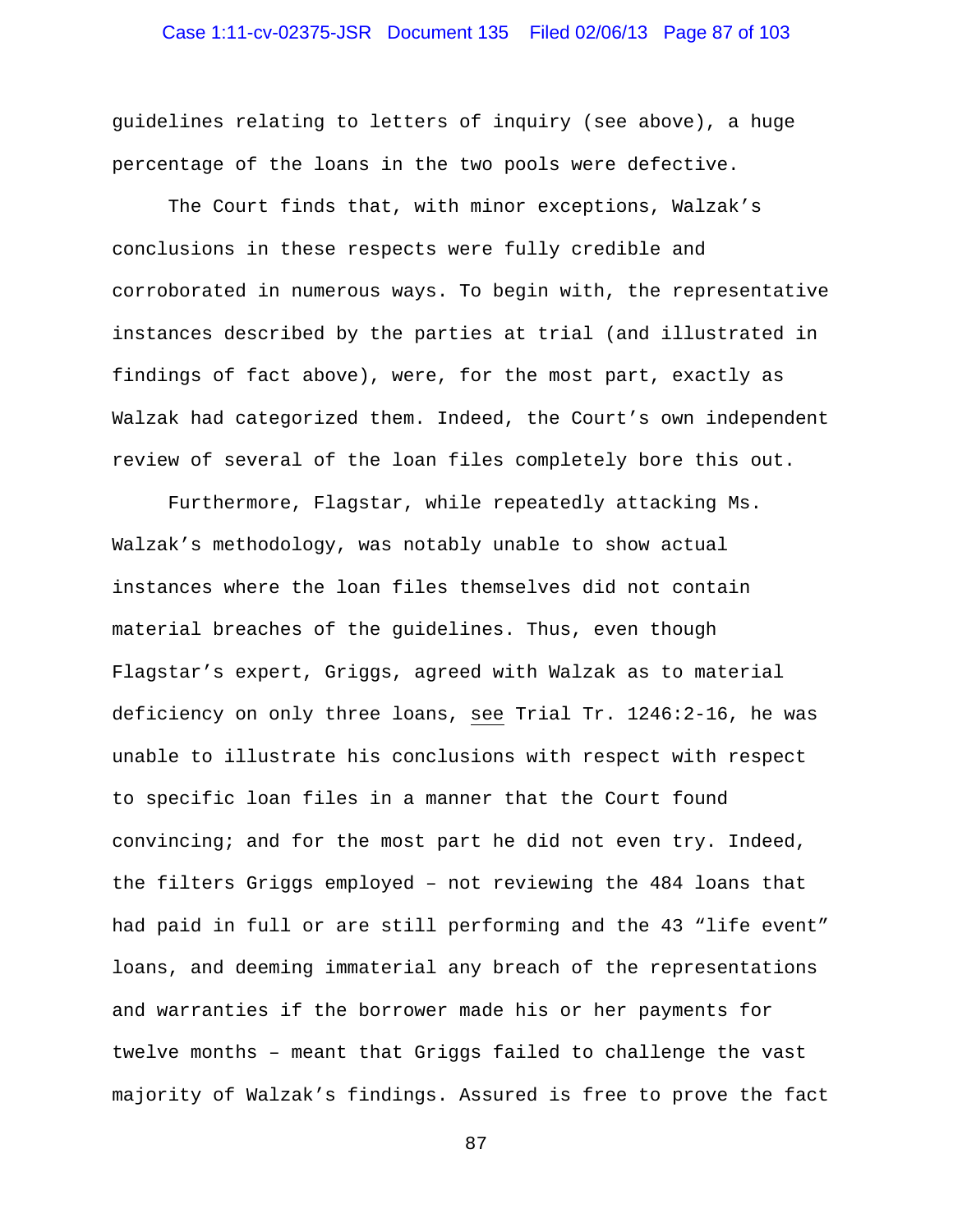guidelines relating to letters of inquiry (see above), a huge percentage of the loans in the two pools were defective.

The Court finds that, with minor exceptions, Walzak's conclusions in these respects were fully credible and corroborated in numerous ways. To begin with, the representative instances described by the parties at trial (and illustrated in findings of fact above), were, for the most part, exactly as Walzak had categorized them. Indeed, the Court's own independent review of several of the loan files completely bore this out.

Furthermore, Flagstar, while repeatedly attacking Ms. Walzak's methodology, was notably unable to show actual instances where the loan files themselves did not contain material breaches of the guidelines. Thus, even though Flagstar's expert, Griggs, agreed with Walzak as to material deficiency on only three loans, see Trial Tr. 1246:2-16, he was unable to illustrate his conclusions with respect with respect to specific loan files in a manner that the Court found convincing; and for the most part he did not even try. Indeed, the filters Griggs employed – not reviewing the 484 loans that had paid in full or are still performing and the 43 "life event" loans, and deeming immaterial any breach of the representations and warranties if the borrower made his or her payments for twelve months – meant that Griggs failed to challenge the vast majority of Walzak's findings. Assured is free to prove the fact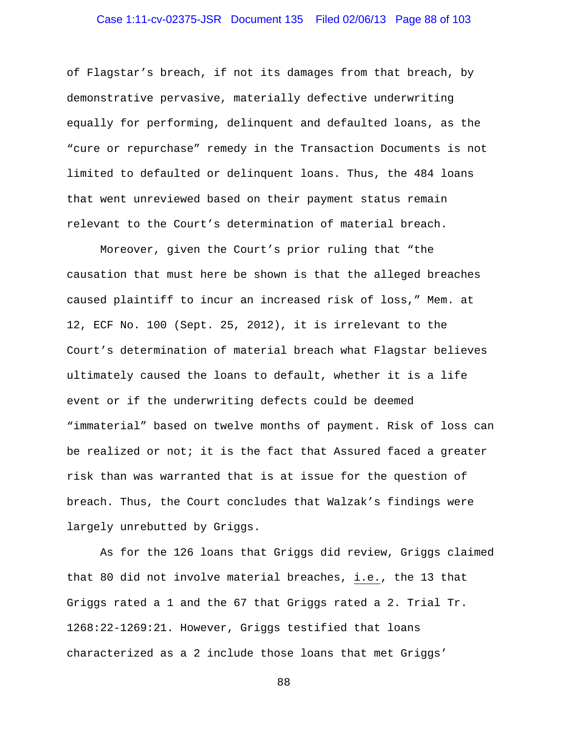of Flagstar's breach, if not its damages from that breach, by demonstrative pervasive, materially defective underwriting equally for performing, delinquent and defaulted loans, as the "cure or repurchase" remedy in the Transaction Documents is not limited to defaulted or delinquent loans. Thus, the 484 loans that went unreviewed based on their payment status remain relevant to the Court's determination of material breach.

Moreover, given the Court's prior ruling that "the causation that must here be shown is that the alleged breaches caused plaintiff to incur an increased risk of loss," Mem. at 12, ECF No. 100 (Sept. 25, 2012), it is irrelevant to the Court's determination of material breach what Flagstar believes ultimately caused the loans to default, whether it is a life event or if the underwriting defects could be deemed "immaterial" based on twelve months of payment. Risk of loss can be realized or not; it is the fact that Assured faced a greater risk than was warranted that is at issue for the question of breach. Thus, the Court concludes that Walzak's findings were largely unrebutted by Griggs.

As for the 126 loans that Griggs did review, Griggs claimed that 80 did not involve material breaches, i.e., the 13 that Griggs rated a 1 and the 67 that Griggs rated a 2. Trial Tr. 1268:22-1269:21. However, Griggs testified that loans characterized as a 2 include those loans that met Griggs'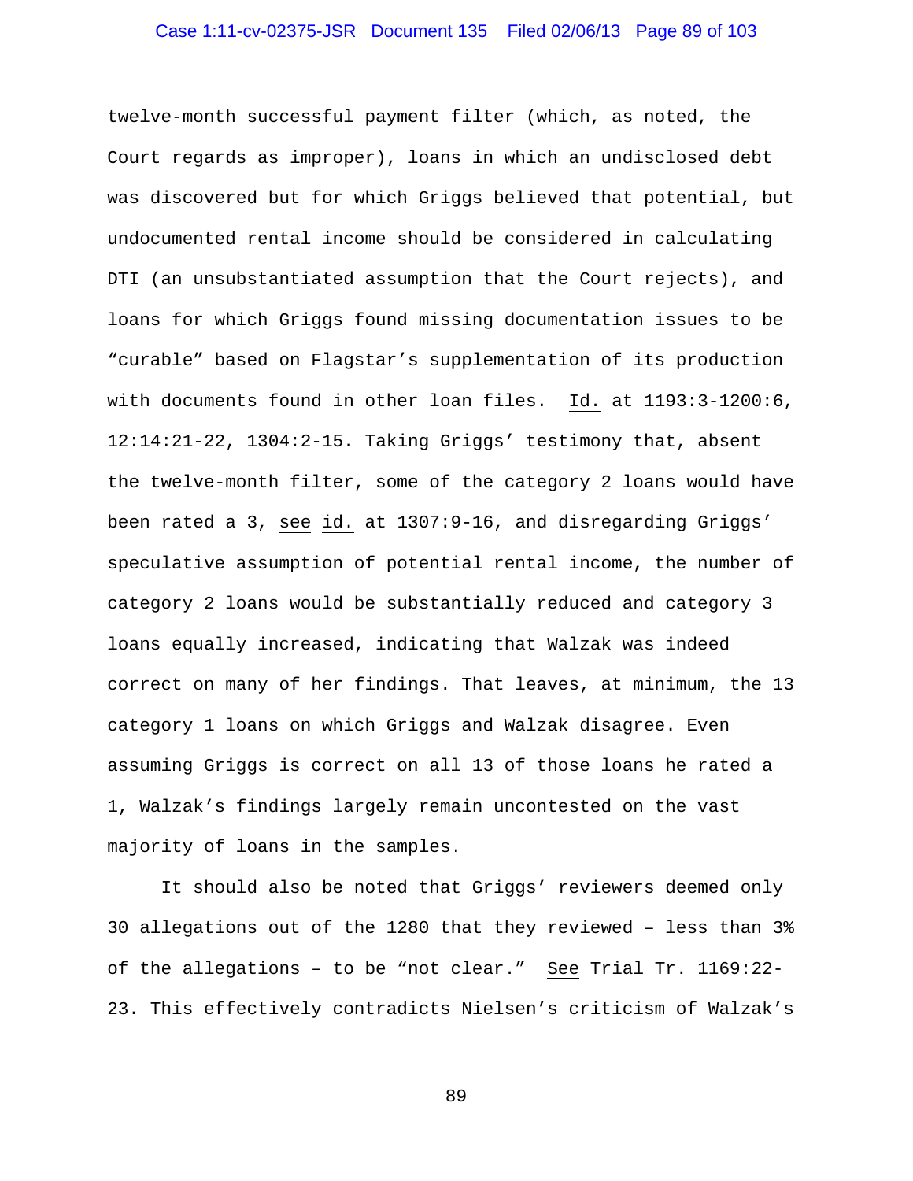twelve-month successful payment filter (which, as noted, the Court regards as improper), loans in which an undisclosed debt was discovered but for which Griggs believed that potential, but undocumented rental income should be considered in calculating DTI (an unsubstantiated assumption that the Court rejects), and loans for which Griggs found missing documentation issues to be "curable" based on Flagstar's supplementation of its production with documents found in other loan files. Id. at 1193:3-1200:6, 12:14:21-22, 1304:2-15. Taking Griggs' testimony that, absent the twelve-month filter, some of the category 2 loans would have been rated a 3, see id. at 1307:9-16, and disregarding Griggs' speculative assumption of potential rental income, the number of category 2 loans would be substantially reduced and category 3 loans equally increased, indicating that Walzak was indeed correct on many of her findings. That leaves, at minimum, the 13 category 1 loans on which Griggs and Walzak disagree. Even assuming Griggs is correct on all 13 of those loans he rated a 1, Walzak's findings largely remain uncontested on the vast majority of loans in the samples.

It should also be noted that Griggs' reviewers deemed only 30 allegations out of the 1280 that they reviewed – less than 3% of the allegations – to be "not clear." See Trial Tr. 1169:22-23. This effectively contradicts Nielsen's criticism of Walzak's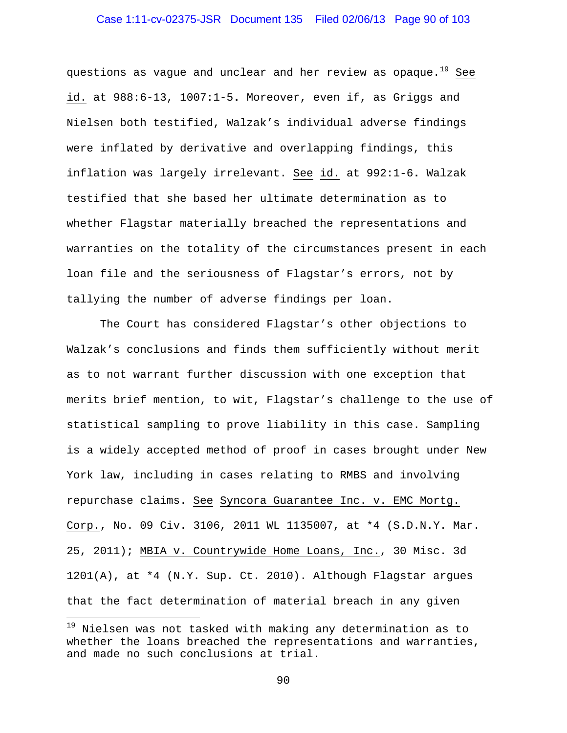questions as vague and unclear and her review as opaque.[19] See id. at 988:6-13, 1007:1-5. Moreover, even if, as Griggs and Nielsen both testified, Walzak's individual adverse findings were inflated by derivative and overlapping findings, this inflation was largely irrelevant. See id. at 992:1-6. Walzak testified that she based her ultimate determination as to whether Flagstar materially breached the representations and warranties on the totality of the circumstances present in each loan file and the seriousness of Flagstar's errors, not by tallying the number of adverse findings per loan.

The Court has considered Flagstar's other objections to Walzak's conclusions and finds them sufficiently without merit as to not warrant further discussion with one exception that merits brief mention, to wit, Flagstar's challenge to the use of statistical sampling to prove liability in this case. Sampling is a widely accepted method of proof in cases brought under New York law, including in cases relating to RMBS and involving repurchase claims. See Syncora Guarantee Inc. v. EMC Mortg. Corp., No. 09 Civ. 3106, 2011 WL 1135007, at *4 (S.D.N.Y. Mar. 25, 2011); MBIA v. Countrywide Home Loans, Inc., 30 Misc. 3d 1201(A), at *4 (N.Y. Sup. Ct. 2010). Although Flagstar argues that the fact determination of material breach in any given

---

[19] Nielsen was not tasked with making any determination as to whether the loans breached the representations and warranties, and made no such conclusions at trial.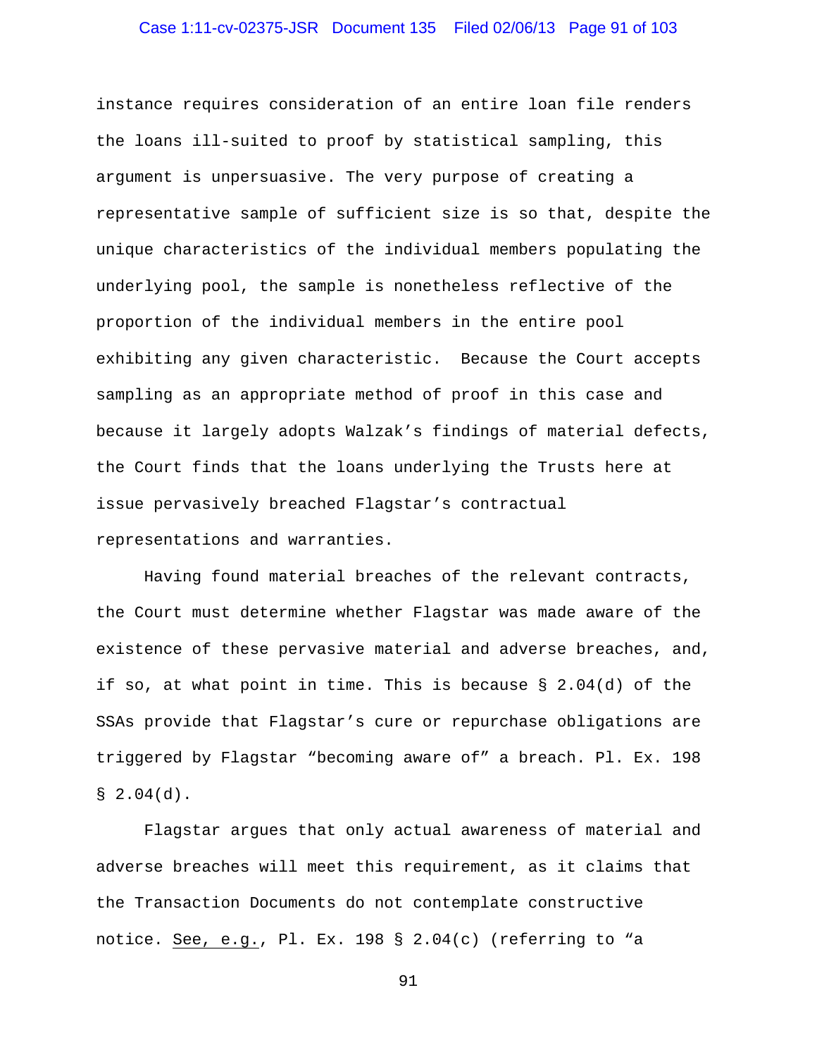instance requires consideration of an entire loan file renders the loans ill-suited to proof by statistical sampling, this argument is unpersuasive. The very purpose of creating a representative sample of sufficient size is so that, despite the unique characteristics of the individual members populating the underlying pool, the sample is nonetheless reflective of the proportion of the individual members in the entire pool exhibiting any given characteristic. Because the Court accepts sampling as an appropriate method of proof in this case and because it largely adopts Walzak's findings of material defects, the Court finds that the loans underlying the Trusts here at issue pervasively breached Flagstar's contractual representations and warranties.

Having found material breaches of the relevant contracts, the Court must determine whether Flagstar was made aware of the existence of these pervasive material and adverse breaches, and, if so, at what point in time. This is because § 2.04(d) of the SSAs provide that Flagstar's cure or repurchase obligations are triggered by Flagstar "becoming aware of" a breach. Pl. Ex. 198 § 2.04(d).

Flagstar argues that only actual awareness of material and adverse breaches will meet this requirement, as it claims that the Transaction Documents do not contemplate constructive notice. See, e.g., Pl. Ex. 198 § 2.04(c) (referring to "a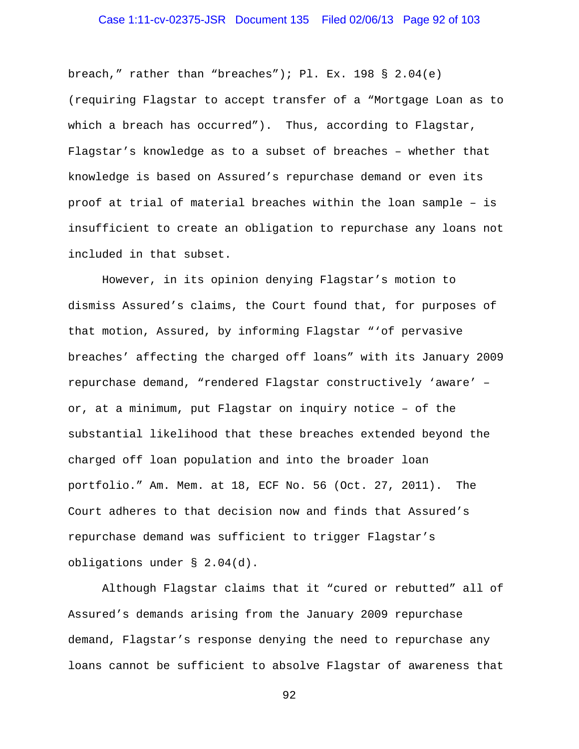breach," rather than "breaches"); Pl. Ex. 198 § 2.04(e) (requiring Flagstar to accept transfer of a "Mortgage Loan as to which a breach has occurred"). Thus, according to Flagstar, Flagstar's knowledge as to a subset of breaches – whether that knowledge is based on Assured's repurchase demand or even its proof at trial of material breaches within the loan sample – is insufficient to create an obligation to repurchase any loans not included in that subset.

However, in its opinion denying Flagstar's motion to dismiss Assured's claims, the Court found that, for purposes of that motion, Assured, by informing Flagstar "'of pervasive breaches' affecting the charged off loans" with its January 2009 repurchase demand, "rendered Flagstar constructively 'aware' – or, at a minimum, put Flagstar on inquiry notice – of the substantial likelihood that these breaches extended beyond the charged off loan population and into the broader loan portfolio." Am. Mem. at 18, ECF No. 56 (Oct. 27, 2011). The Court adheres to that decision now and finds that Assured's repurchase demand was sufficient to trigger Flagstar's obligations under § 2.04(d).

Although Flagstar claims that it "cured or rebutted" all of Assured's demands arising from the January 2009 repurchase demand, Flagstar's response denying the need to repurchase any loans cannot be sufficient to absolve Flagstar of awareness that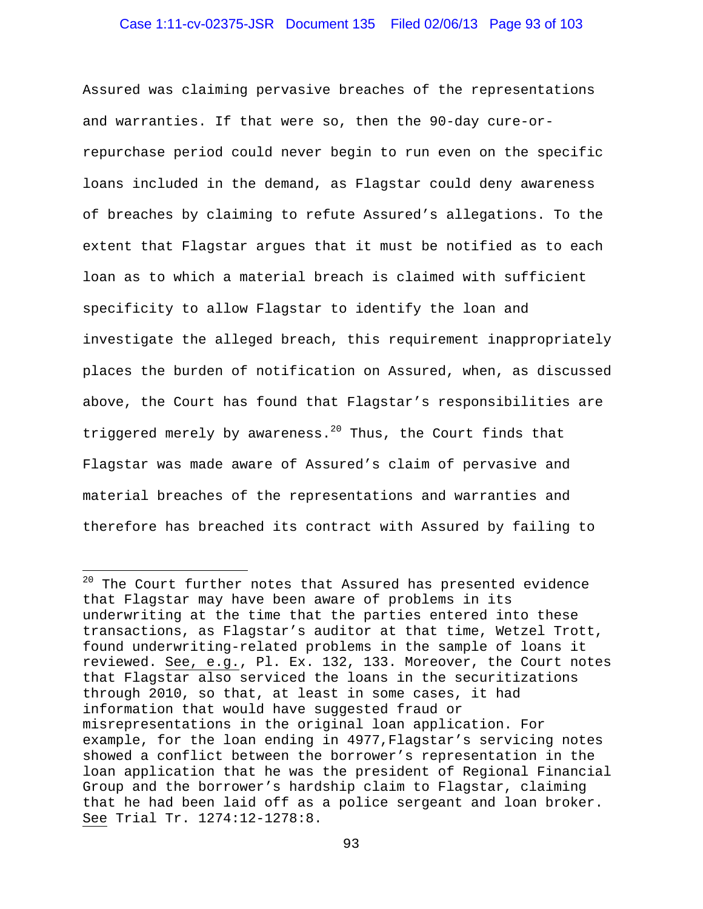Assured was claiming pervasive breaches of the representations and warranties. If that were so, then the 90-day cure-or-repurchase period could never begin to run even on the specific loans included in the demand, as Flagstar could deny awareness of breaches by claiming to refute Assured's allegations. To the extent that Flagstar argues that it must be notified as to each loan as to which a material breach is claimed with sufficient specificity to allow Flagstar to identify the loan and investigate the alleged breach, this requirement inappropriately places the burden of notification on Assured, when, as discussed above, the Court has found that Flagstar's responsibilities are triggered merely by awareness.[20] Thus, the Court finds that Flagstar was made aware of Assured's claim of pervasive and material breaches of the representations and warranties and therefore has breached its contract with Assured by failing to

---

[20] The Court further notes that Assured has presented evidence that Flagstar may have been aware of problems in its underwriting at the time that the parties entered into these transactions, as Flagstar's auditor at that time, Wetzel Trott, found underwriting-related problems in the sample of loans it reviewed. See, e.g., Pl. Ex. 132, 133. Moreover, the Court notes that Flagstar also serviced the loans in the securitizations through 2010, so that, at least in some cases, it had information that would have suggested fraud or misrepresentations in the original loan application. For example, for the loan ending in 4977,Flagstar's servicing notes showed a conflict between the borrower's representation in the loan application that he was the president of Regional Financial Group and the borrower's hardship claim to Flagstar, claiming that he had been laid off as a police sergeant and loan broker. See Trial Tr. 1274:12-1278:8.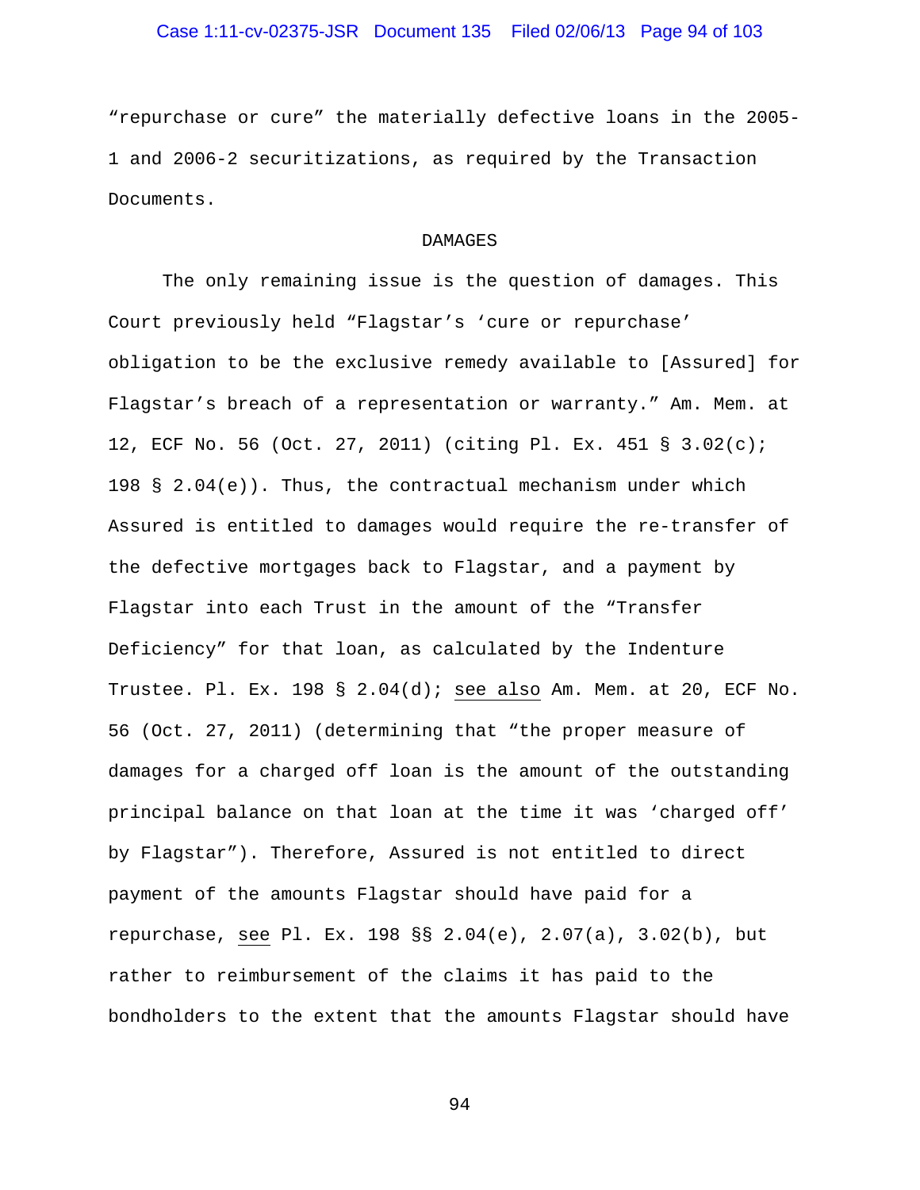"repurchase or cure" the materially defective loans in the 2005-1 and 2006-2 securitizations, as required by the Transaction Documents.

## DAMAGES

The only remaining issue is the question of damages. This Court previously held "Flagstar's 'cure or repurchase' obligation to be the exclusive remedy available to [Assured] for Flagstar's breach of a representation or warranty." Am. Mem. at 12, ECF No. 56 (Oct. 27, 2011) (citing Pl. Ex. 451 § 3.02(c); 198 § 2.04(e)). Thus, the contractual mechanism under which Assured is entitled to damages would require the re-transfer of the defective mortgages back to Flagstar, and a payment by Flagstar into each Trust in the amount of the "Transfer Deficiency" for that loan, as calculated by the Indenture Trustee. Pl. Ex. 198 § 2.04(d); see also Am. Mem. at 20, ECF No. 56 (Oct. 27, 2011) (determining that "the proper measure of damages for a charged off loan is the amount of the outstanding principal balance on that loan at the time it was 'charged off' by Flagstar"). Therefore, Assured is not entitled to direct payment of the amounts Flagstar should have paid for a repurchase, see Pl. Ex. 198 §§ 2.04(e), 2.07(a), 3.02(b), but rather to reimbursement of the claims it has paid to the bondholders to the extent that the amounts Flagstar should have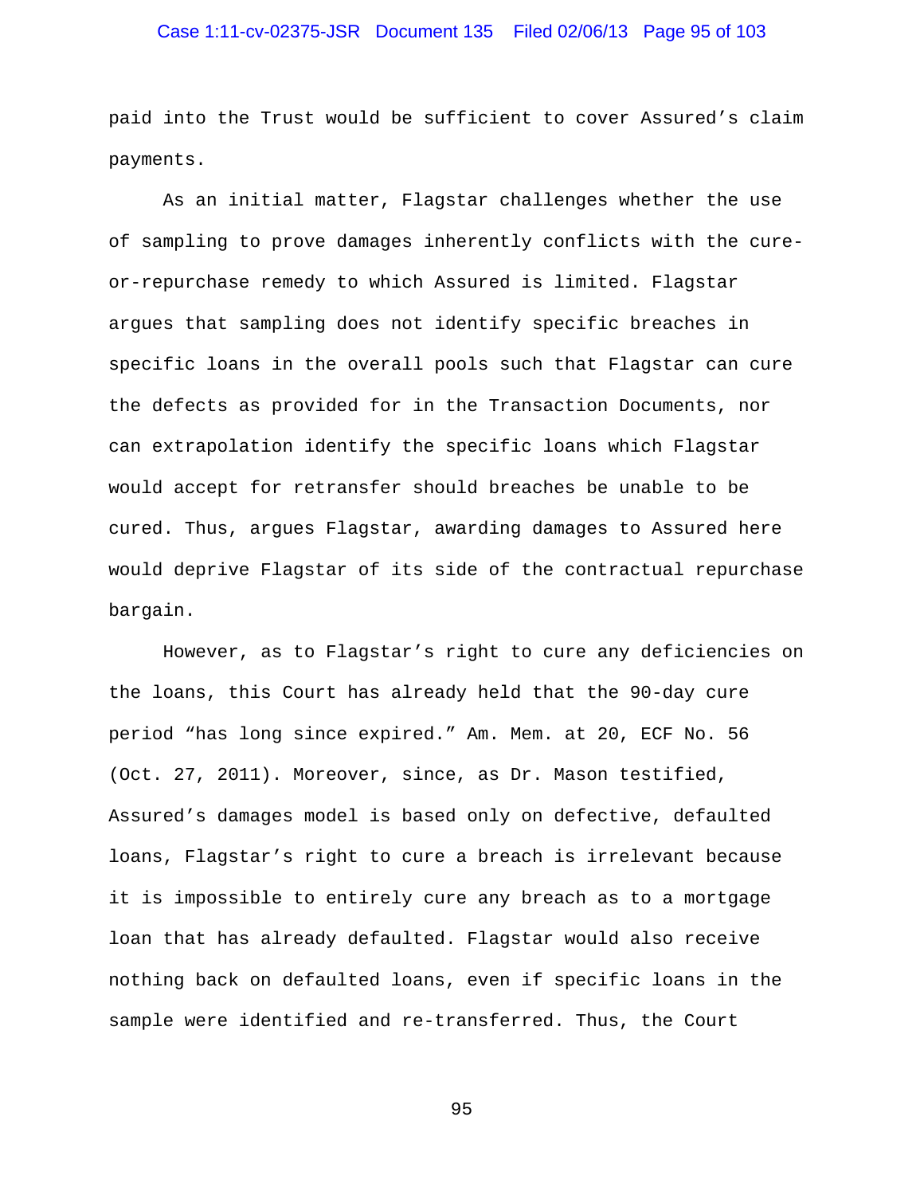paid into the Trust would be sufficient to cover Assured's claim payments.

As an initial matter, Flagstar challenges whether the use of sampling to prove damages inherently conflicts with the cure-or-repurchase remedy to which Assured is limited. Flagstar argues that sampling does not identify specific breaches in specific loans in the overall pools such that Flagstar can cure the defects as provided for in the Transaction Documents, nor can extrapolation identify the specific loans which Flagstar would accept for retransfer should breaches be unable to be cured. Thus, argues Flagstar, awarding damages to Assured here would deprive Flagstar of its side of the contractual repurchase bargain.

However, as to Flagstar's right to cure any deficiencies on the loans, this Court has already held that the 90-day cure period "has long since expired." Am. Mem. at 20, ECF No. 56 (Oct. 27, 2011). Moreover, since, as Dr. Mason testified, Assured's damages model is based only on defective, defaulted loans, Flagstar's right to cure a breach is irrelevant because it is impossible to entirely cure any breach as to a mortgage loan that has already defaulted. Flagstar would also receive nothing back on defaulted loans, even if specific loans in the sample were identified and re-transferred. Thus, the Court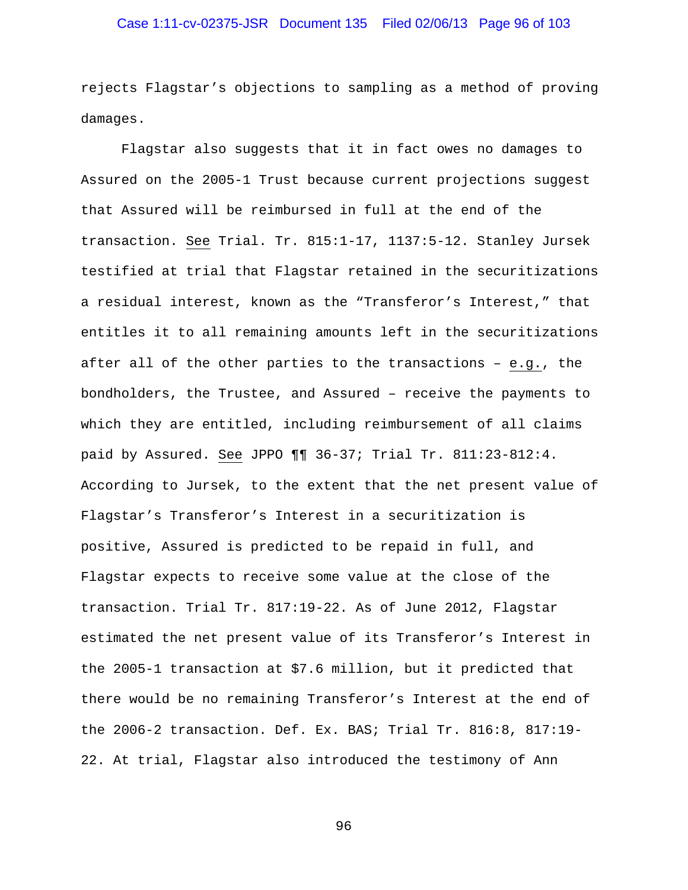rejects Flagstar's objections to sampling as a method of proving damages.

Flagstar also suggests that it in fact owes no damages to Assured on the 2005-1 Trust because current projections suggest that Assured will be reimbursed in full at the end of the transaction. _See_ Trial. Tr. 815:1-17, 1137:5-12. Stanley Jursek testified at trial that Flagstar retained in the securitizations a residual interest, known as the "Transferor's Interest," that entitles it to all remaining amounts left in the securitizations after all of the other parties to the transactions – _e.g._, the bondholders, the Trustee, and Assured – receive the payments to which they are entitled, including reimbursement of all claims paid by Assured. _See_ JPPO ¶¶ 36-37; Trial Tr. 811:23-812:4. According to Jursek, to the extent that the net present value of Flagstar's Transferor's Interest in a securitization is positive, Assured is predicted to be repaid in full, and Flagstar expects to receive some value at the close of the transaction. Trial Tr. 817:19-22. As of June 2012, Flagstar estimated the net present value of its Transferor's Interest in the 2005-1 transaction at $7.6 million, but it predicted that there would be no remaining Transferor's Interest at the end of the 2006-2 transaction. Def. Ex. BAS; Trial Tr. 816:8, 817:19-22. At trial, Flagstar also introduced the testimony of Ann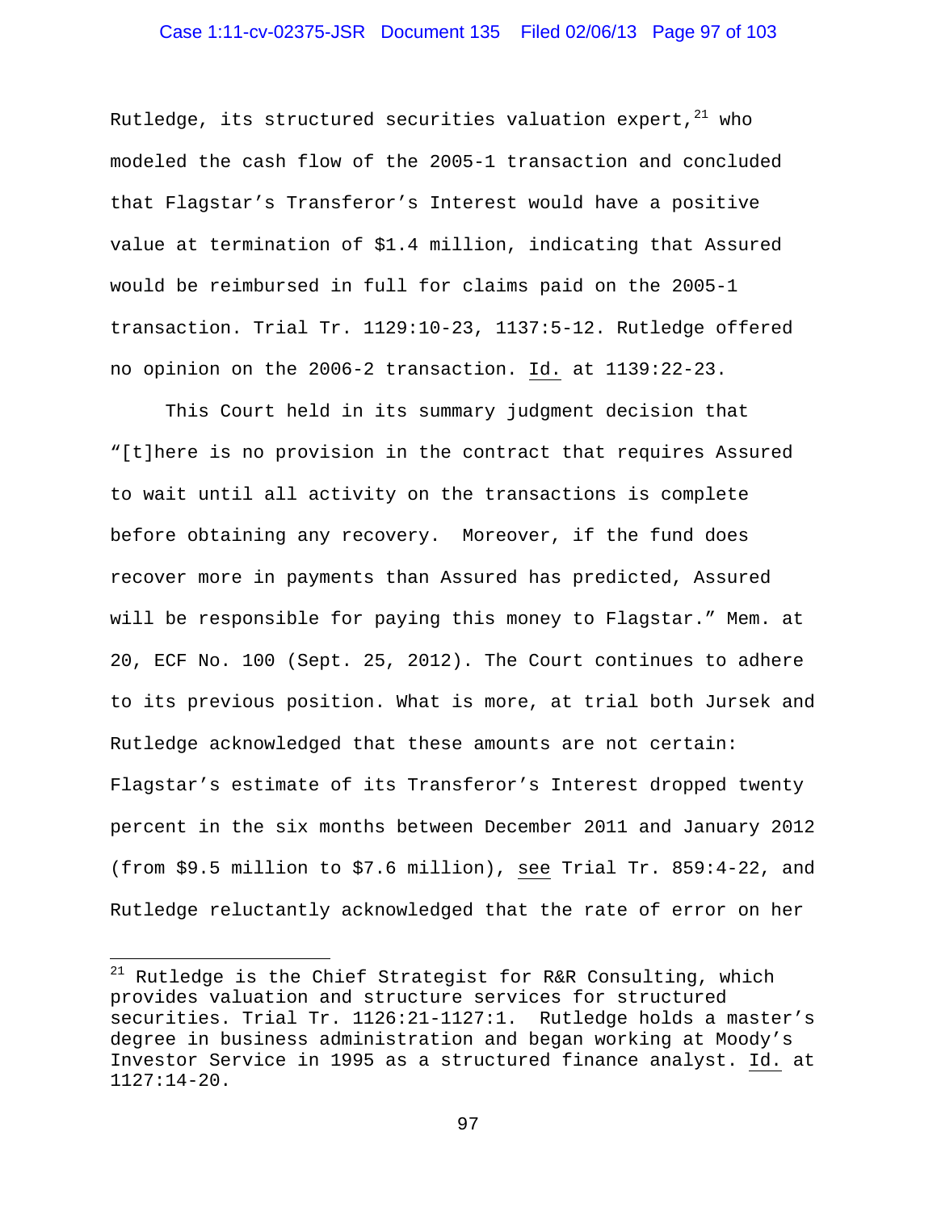Rutledge, its structured securities valuation expert,[21] who modeled the cash flow of the 2005-1 transaction and concluded that Flagstar's Transferor's Interest would have a positive value at termination of $1.4 million, indicating that Assured would be reimbursed in full for claims paid on the 2005-1 transaction. Trial Tr. 1129:10-23, 1137:5-12. Rutledge offered no opinion on the 2006-2 transaction. Id. at 1139:22-23.

This Court held in its summary judgment decision that "[t]here is no provision in the contract that requires Assured to wait until all activity on the transactions is complete before obtaining any recovery. Moreover, if the fund does recover more in payments than Assured has predicted, Assured will be responsible for paying this money to Flagstar." Mem. at 20, ECF No. 100 (Sept. 25, 2012). The Court continues to adhere to its previous position. What is more, at trial both Jursek and Rutledge acknowledged that these amounts are not certain: Flagstar's estimate of its Transferor's Interest dropped twenty percent in the six months between December 2011 and January 2012 (from $9.5 million to $7.6 million), see Trial Tr. 859:4-22, and Rutledge reluctantly acknowledged that the rate of error on her

[21] Rutledge is the Chief Strategist for R&R Consulting, which provides valuation and structure services for structured securities. Trial Tr. 1126:21-1127:1. Rutledge holds a master's degree in business administration and began working at Moody's Investor Service in 1995 as a structured finance analyst. Id. at 1127:14-20.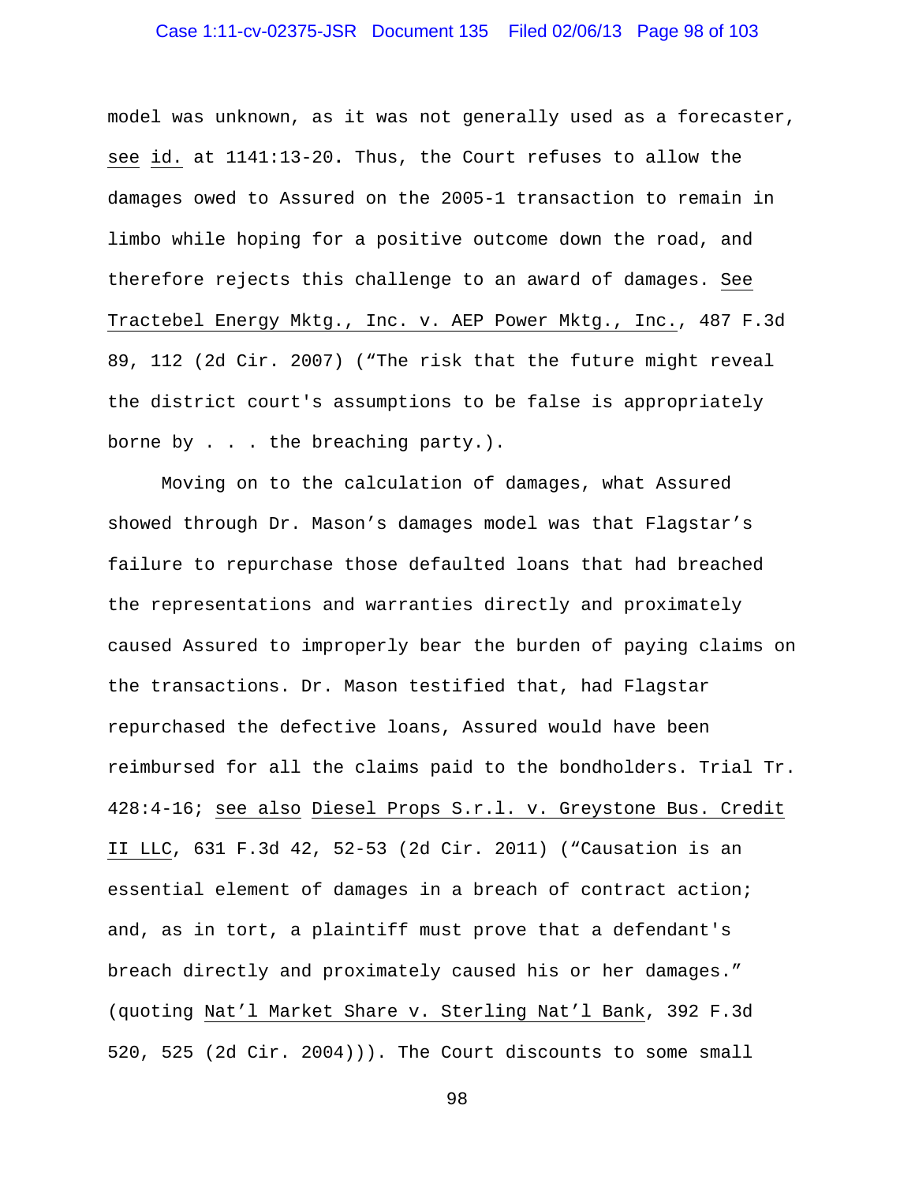model was unknown, as it was not generally used as a forecaster, see id. at 1141:13-20. Thus, the Court refuses to allow the damages owed to Assured on the 2005-1 transaction to remain in limbo while hoping for a positive outcome down the road, and therefore rejects this challenge to an award of damages. See Tractebel Energy Mktg., Inc. v. AEP Power Mktg., Inc., 487 F.3d 89, 112 (2d Cir. 2007) ("The risk that the future might reveal the district court's assumptions to be false is appropriately borne by . . . the breaching party.).

Moving on to the calculation of damages, what Assured showed through Dr. Mason's damages model was that Flagstar's failure to repurchase those defaulted loans that had breached the representations and warranties directly and proximately caused Assured to improperly bear the burden of paying claims on the transactions. Dr. Mason testified that, had Flagstar repurchased the defective loans, Assured would have been reimbursed for all the claims paid to the bondholders. Trial Tr. 428:4-16; see also Diesel Props S.r.l. v. Greystone Bus. Credit II LLC, 631 F.3d 42, 52-53 (2d Cir. 2011) ("Causation is an essential element of damages in a breach of contract action; and, as in tort, a plaintiff must prove that a defendant's breach directly and proximately caused his or her damages." (quoting Nat'l Market Share v. Sterling Nat'l Bank, 392 F.3d 520, 525 (2d Cir. 2004))). The Court discounts to some small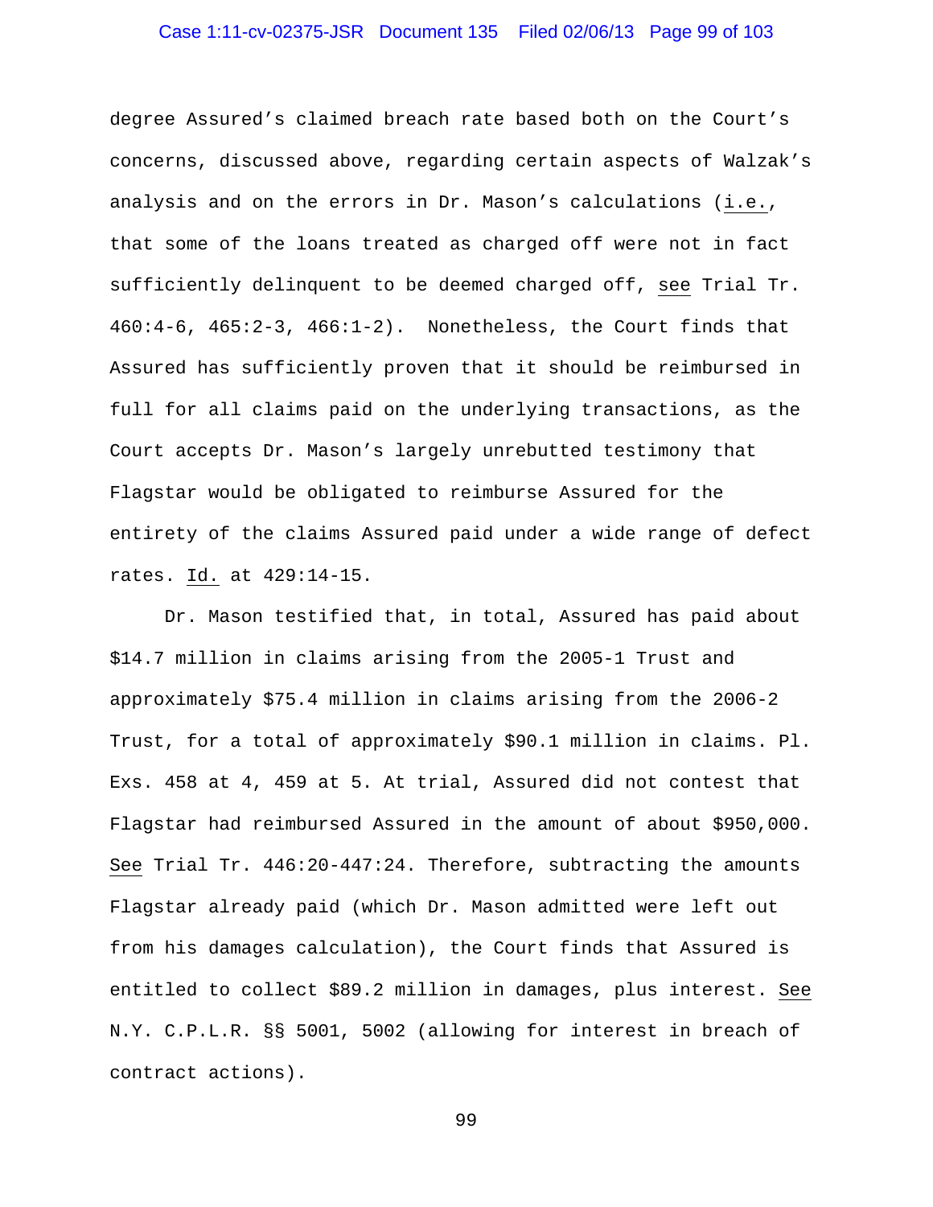degree Assured's claimed breach rate based both on the Court's concerns, discussed above, regarding certain aspects of Walzak's analysis and on the errors in Dr. Mason's calculations (i.e., that some of the loans treated as charged off were not in fact sufficiently delinquent to be deemed charged off, see Trial Tr. 460:4-6, 465:2-3, 466:1-2). Nonetheless, the Court finds that Assured has sufficiently proven that it should be reimbursed in full for all claims paid on the underlying transactions, as the Court accepts Dr. Mason's largely unrebutted testimony that Flagstar would be obligated to reimburse Assured for the entirety of the claims Assured paid under a wide range of defect rates. Id. at 429:14-15.

Dr. Mason testified that, in total, Assured has paid about $14.7 million in claims arising from the 2005-1 Trust and approximately $75.4 million in claims arising from the 2006-2 Trust, for a total of approximately $90.1 million in claims. Pl. Exs. 458 at 4, 459 at 5. At trial, Assured did not contest that Flagstar had reimbursed Assured in the amount of about $950,000. See Trial Tr. 446:20-447:24. Therefore, subtracting the amounts Flagstar already paid (which Dr. Mason admitted were left out from his damages calculation), the Court finds that Assured is entitled to collect $89.2 million in damages, plus interest. See N.Y. C.P.L.R. §§ 5001, 5002 (allowing for interest in breach of contract actions).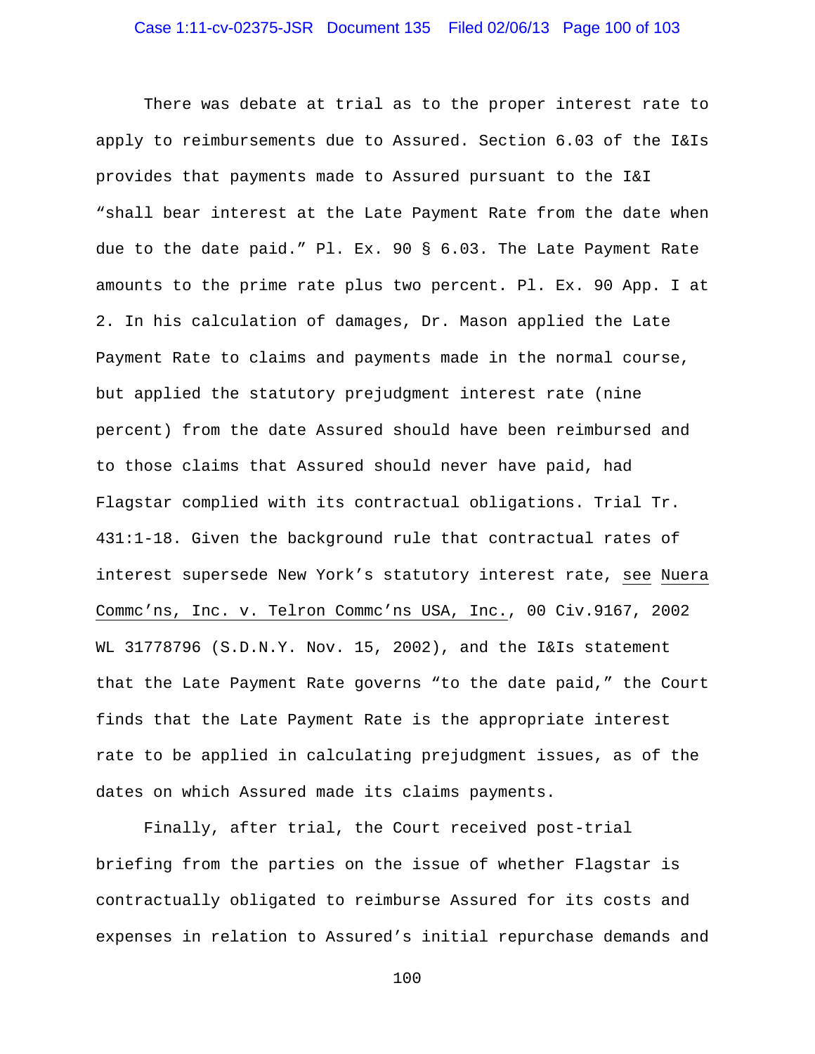There was debate at trial as to the proper interest rate to apply to reimbursements due to Assured. Section 6.03 of the I&Is provides that payments made to Assured pursuant to the I&I "shall bear interest at the Late Payment Rate from the date when due to the date paid." Pl. Ex. 90 § 6.03. The Late Payment Rate amounts to the prime rate plus two percent. Pl. Ex. 90 App. I at 2. In his calculation of damages, Dr. Mason applied the Late Payment Rate to claims and payments made in the normal course, but applied the statutory prejudgment interest rate (nine percent) from the date Assured should have been reimbursed and to those claims that Assured should never have paid, had Flagstar complied with its contractual obligations. Trial Tr. 431:1-18. Given the background rule that contractual rates of interest supersede New York's statutory interest rate, see Nuera Commc'ns, Inc. v. Telron Commc'ns USA, Inc., 00 Civ.9167, 2002 WL 31778796 (S.D.N.Y. Nov. 15, 2002), and the I&Is statement that the Late Payment Rate governs "to the date paid," the Court finds that the Late Payment Rate is the appropriate interest rate to be applied in calculating prejudgment issues, as of the dates on which Assured made its claims payments.

Finally, after trial, the Court received post-trial briefing from the parties on the issue of whether Flagstar is contractually obligated to reimburse Assured for its costs and expenses in relation to Assured's initial repurchase demands and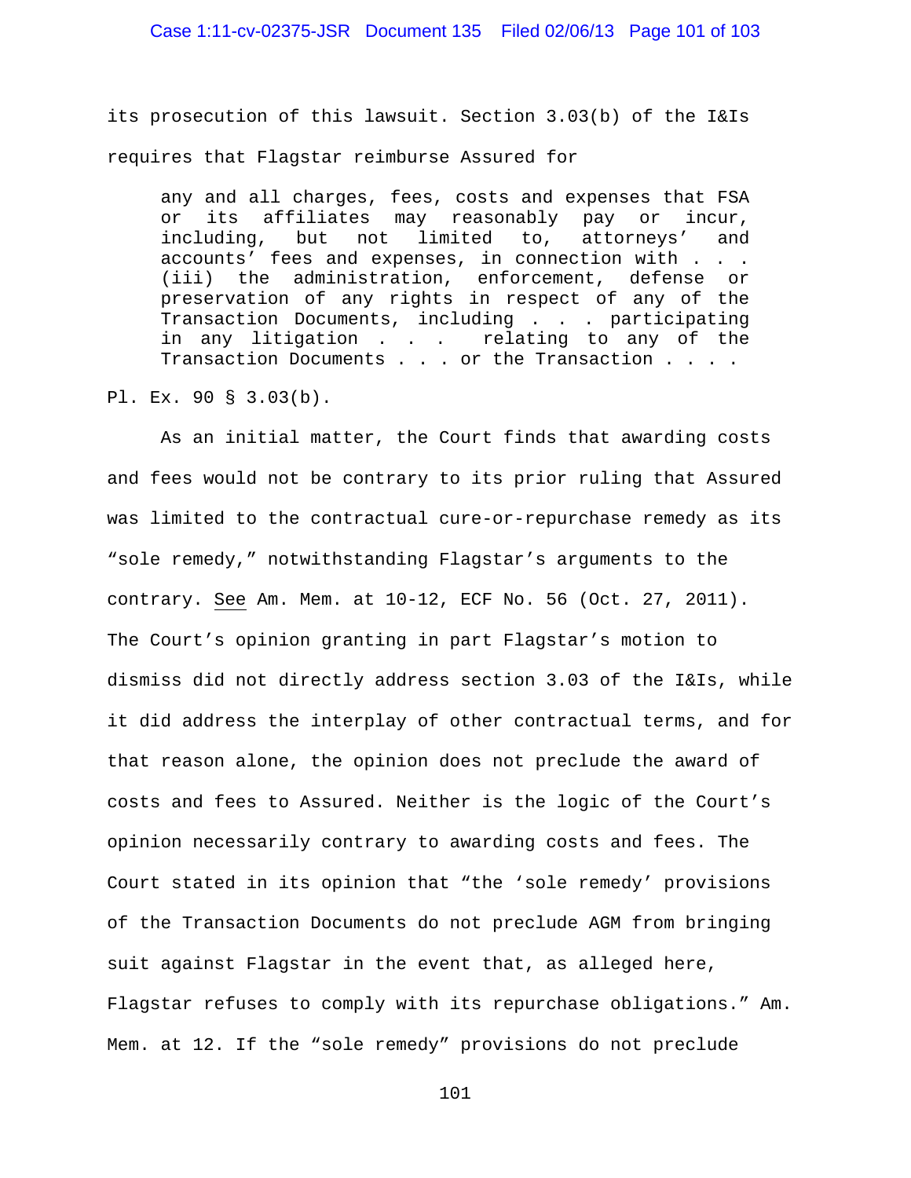its prosecution of this lawsuit. Section 3.03(b) of the I&Is requires that Flagstar reimburse Assured for

> any and all charges, fees, costs and expenses that FSA or its affiliates may reasonably pay or incur, including, but not limited to, attorneys' and accounts' fees and expenses, in connection with . . . (iii) the administration, enforcement, defense or preservation of any rights in respect of any of the Transaction Documents, including . . . participating in any litigation . . . relating to any of the Transaction Documents . . . or the Transaction . . . .

Pl. Ex. 90 § 3.03(b).

As an initial matter, the Court finds that awarding costs and fees would not be contrary to its prior ruling that Assured was limited to the contractual cure-or-repurchase remedy as its "sole remedy," notwithstanding Flagstar's arguments to the contrary. See Am. Mem. at 10-12, ECF No. 56 (Oct. 27, 2011). The Court's opinion granting in part Flagstar's motion to dismiss did not directly address section 3.03 of the I&Is, while it did address the interplay of other contractual terms, and for that reason alone, the opinion does not preclude the award of costs and fees to Assured. Neither is the logic of the Court's opinion necessarily contrary to awarding costs and fees. The Court stated in its opinion that "the 'sole remedy' provisions of the Transaction Documents do not preclude AGM from bringing suit against Flagstar in the event that, as alleged here, Flagstar refuses to comply with its repurchase obligations." Am. Mem. at 12. If the "sole remedy" provisions do not preclude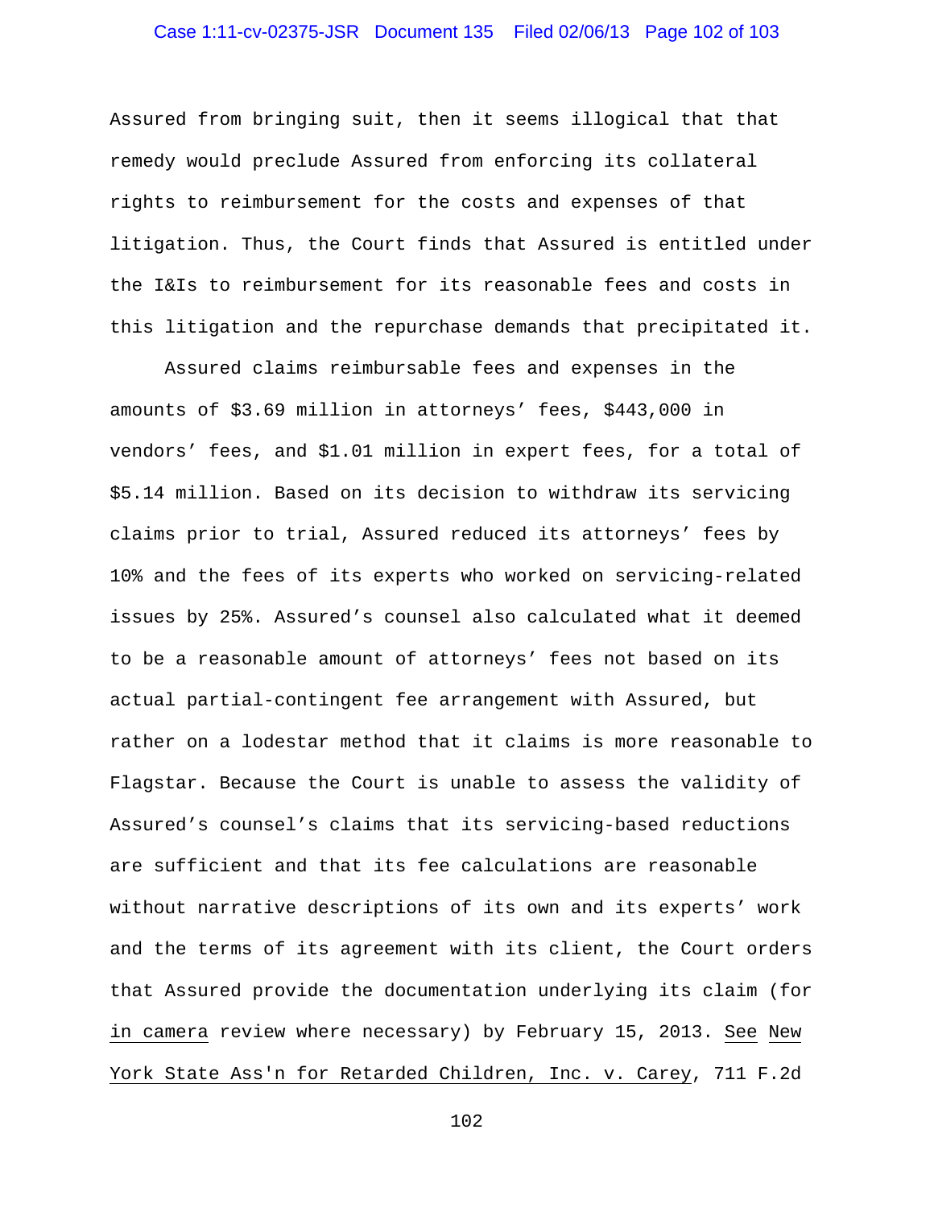Assured from bringing suit, then it seems illogical that that remedy would preclude Assured from enforcing its collateral rights to reimbursement for the costs and expenses of that litigation. Thus, the Court finds that Assured is entitled under the I&Is to reimbursement for its reasonable fees and costs in this litigation and the repurchase demands that precipitated it.

Assured claims reimbursable fees and expenses in the amounts of $3.69 million in attorneys' fees, $443,000 in vendors' fees, and $1.01 million in expert fees, for a total of $5.14 million. Based on its decision to withdraw its servicing claims prior to trial, Assured reduced its attorneys' fees by 10% and the fees of its experts who worked on servicing-related issues by 25%. Assured's counsel also calculated what it deemed to be a reasonable amount of attorneys' fees not based on its actual partial-contingent fee arrangement with Assured, but rather on a lodestar method that it claims is more reasonable to Flagstar. Because the Court is unable to assess the validity of Assured's counsel's claims that its servicing-based reductions are sufficient and that its fee calculations are reasonable without narrative descriptions of its own and its experts' work and the terms of its agreement with its client, the Court orders that Assured provide the documentation underlying its claim (for <u>in camera</u> review where necessary) by February 15, 2013. <u>See</u> <u>New York State Ass'n for Retarded Children, Inc. v. Carey</u>, 711 F.2d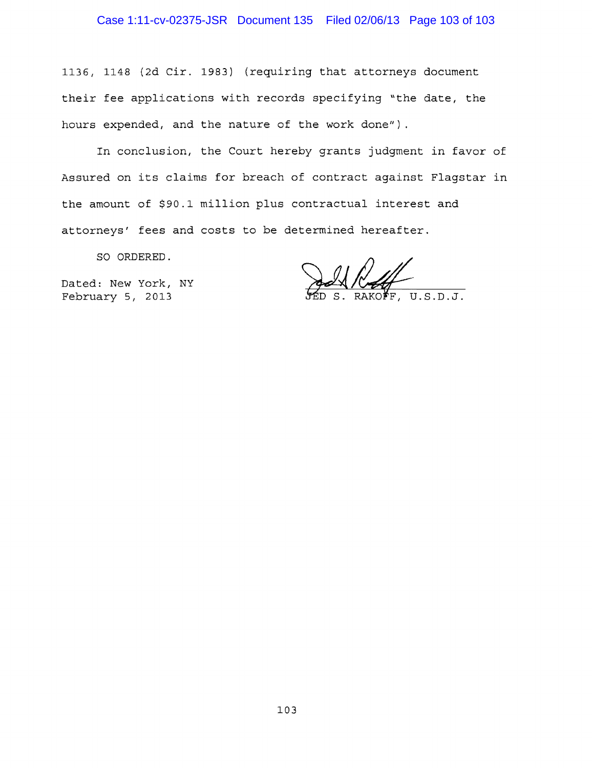1136, 1148 (2d Cir. 1983) (requiring that attorneys document their fee applications with records specifying "the date, the hours expended, and the nature of the work done").

In conclusion, the Court hereby grants judgment in favor of Assured on its claims for breach of contract against Flagstar in the amount of $90.1 million plus contractual interest and attorneys' fees and costs to be determined hereafter.

SO ORDERED.

Dated: New York, NY
February 5, 2013

JED S. RAKOFF, U.S.D.J.